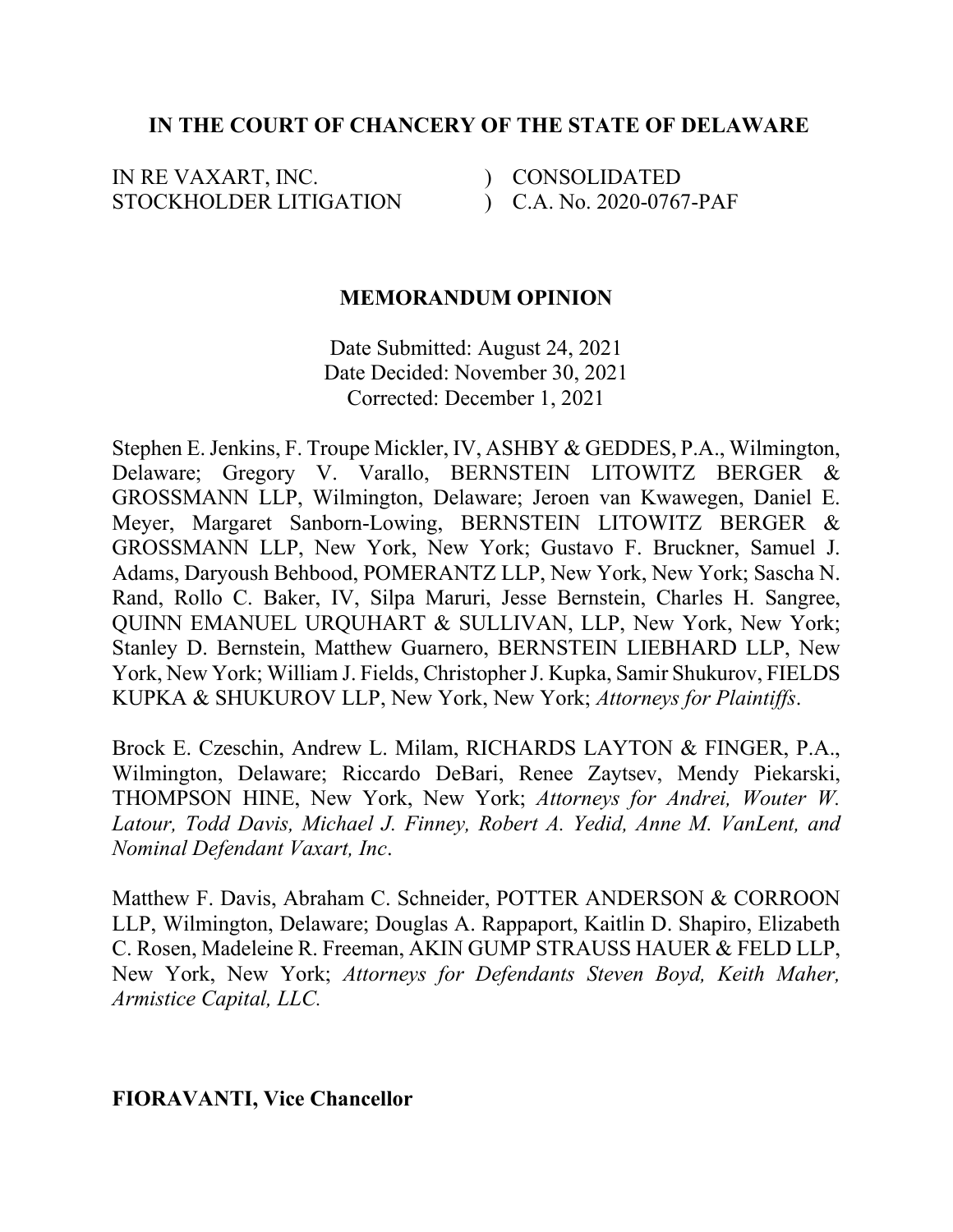**IN THE COURT OF CHANCERY OF THE STATE OF DELAWARE**

| | | |
|---|---|---|
| IN RE VAXART, INC. | ) | CONSOLIDATED |
| STOCKHOLDER LITIGATION | ) | C.A. No. 2020-0767-PAF |

**MEMORANDUM OPINION**

Date Submitted: August 24, 2021
Date Decided: November 30, 2021
Corrected: December 1, 2021

Stephen E. Jenkins, F. Troupe Mickler, IV, ASHBY & GEDDES, P.A., Wilmington, Delaware; Gregory V. Varallo, BERNSTEIN LITOWITZ BERGER & GROSSMANN LLP, Wilmington, Delaware; Jeroen van Kwawegen, Daniel E. Meyer, Margaret Sanborn-Lowing, BERNSTEIN LITOWITZ BERGER & GROSSMANN LLP, New York, New York; Gustavo F. Bruckner, Samuel J. Adams, Daryoush Behbood, POMERANTZ LLP, New York, New York; Sascha N. Rand, Rollo C. Baker, IV, Silpa Maruri, Jesse Bernstein, Charles H. Sangree, QUINN EMANUEL URQUHART & SULLIVAN, LLP, New York, New York; Stanley D. Bernstein, Matthew Guarnero, BERNSTEIN LIEBHARD LLP, New York, New York; William J. Fields, Christopher J. Kupka, Samir Shukurov, FIELDS KUPKA & SHUKUROV LLP, New York, New York; *Attorneys for Plaintiffs*.

Brock E. Czeschin, Andrew L. Milam, RICHARDS LAYTON & FINGER, P.A., Wilmington, Delaware; Riccardo DeBari, Renee Zaytsev, Mendy Piekarski, THOMPSON HINE, New York, New York; *Attorneys for Andrei, Wouter W. Latour, Todd Davis, Michael J. Finney, Robert A. Yedid, Anne M. VanLent, and Nominal Defendant Vaxart, Inc*.

Matthew F. Davis, Abraham C. Schneider, POTTER ANDERSON & CORROON LLP, Wilmington, Delaware; Douglas A. Rappaport, Kaitlin D. Shapiro, Elizabeth C. Rosen, Madeleine R. Freeman, AKIN GUMP STRAUSS HAUER & FELD LLP, New York, New York; *Attorneys for Defendants Steven Boyd, Keith Maher, Armistice Capital, LLC.*

**FIORAVANTI, Vice Chancellor**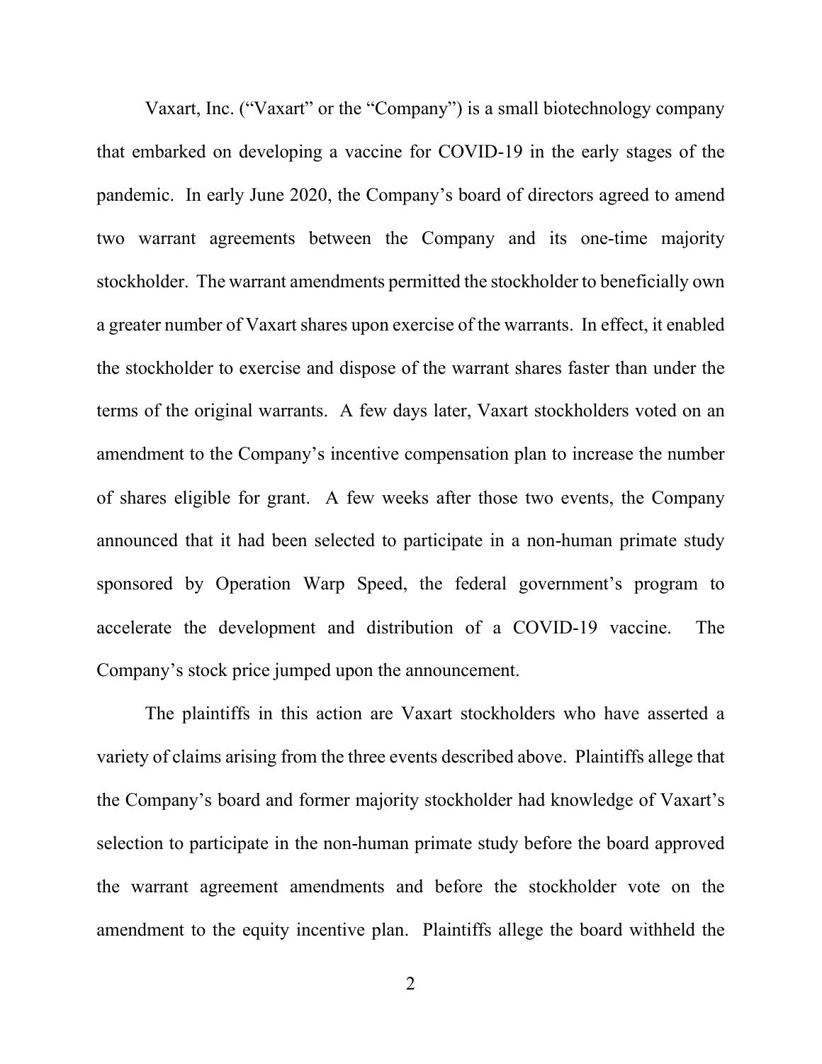Vaxart, Inc. ("Vaxart" or the "Company") is a small biotechnology company that embarked on developing a vaccine for COVID-19 in the early stages of the pandemic. In early June 2020, the Company's board of directors agreed to amend two warrant agreements between the Company and its one-time majority stockholder. The warrant amendments permitted the stockholder to beneficially own a greater number of Vaxart shares upon exercise of the warrants. In effect, it enabled the stockholder to exercise and dispose of the warrant shares faster than under the terms of the original warrants. A few days later, Vaxart stockholders voted on an amendment to the Company's incentive compensation plan to increase the number of shares eligible for grant. A few weeks after those two events, the Company announced that it had been selected to participate in a non-human primate study sponsored by Operation Warp Speed, the federal government's program to accelerate the development and distribution of a COVID-19 vaccine. The Company's stock price jumped upon the announcement.

The plaintiffs in this action are Vaxart stockholders who have asserted a variety of claims arising from the three events described above. Plaintiffs allege that the Company's board and former majority stockholder had knowledge of Vaxart's selection to participate in the non-human primate study before the board approved the warrant agreement amendments and before the stockholder vote on the amendment to the equity incentive plan. Plaintiffs allege the board withheld the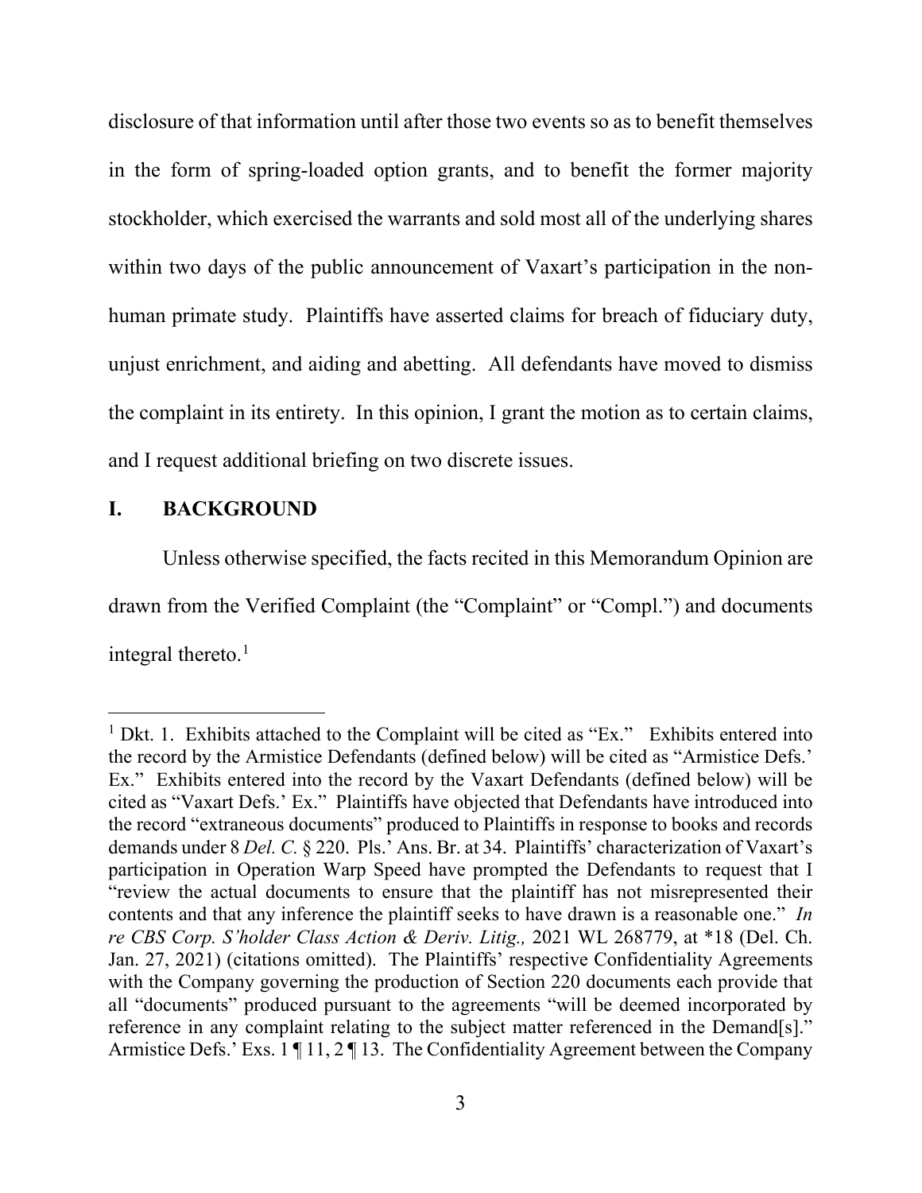disclosure of that information until after those two events so as to benefit themselves in the form of spring-loaded option grants, and to benefit the former majority stockholder, which exercised the warrants and sold most all of the underlying shares within two days of the public announcement of Vaxart's participation in the non-human primate study. Plaintiffs have asserted claims for breach of fiduciary duty, unjust enrichment, and aiding and abetting. All defendants have moved to dismiss the complaint in its entirety. In this opinion, I grant the motion as to certain claims, and I request additional briefing on two discrete issues.

## I. BACKGROUND

Unless otherwise specified, the facts recited in this Memorandum Opinion are drawn from the Verified Complaint (the "Complaint" or "Compl.") and documents integral thereto.[1]

---

[1] Dkt. 1. Exhibits attached to the Complaint will be cited as "Ex." Exhibits entered into the record by the Armistice Defendants (defined below) will be cited as "Armistice Defs.' Ex." Exhibits entered into the record by the Vaxart Defendants (defined below) will be cited as "Vaxart Defs.' Ex." Plaintiffs have objected that Defendants have introduced into the record "extraneous documents" produced to Plaintiffs in response to books and records demands under 8 *Del. C.* § 220. Pls.' Ans. Br. at 34. Plaintiffs' characterization of Vaxart's participation in Operation Warp Speed have prompted the Defendants to request that I "review the actual documents to ensure that the plaintiff has not misrepresented their contents and that any inference the plaintiff seeks to have drawn is a reasonable one." *In re CBS Corp. S'holder Class Action & Deriv. Litig.,* 2021 WL 268779, at *18 (Del. Ch. Jan. 27, 2021) (citations omitted). The Plaintiffs' respective Confidentiality Agreements with the Company governing the production of Section 220 documents each provide that all "documents" produced pursuant to the agreements "will be deemed incorporated by reference in any complaint relating to the subject matter referenced in the Demand[s]." Armistice Defs.' Exs. 1 ¶ 11, 2 ¶ 13. The Confidentiality Agreement between the Company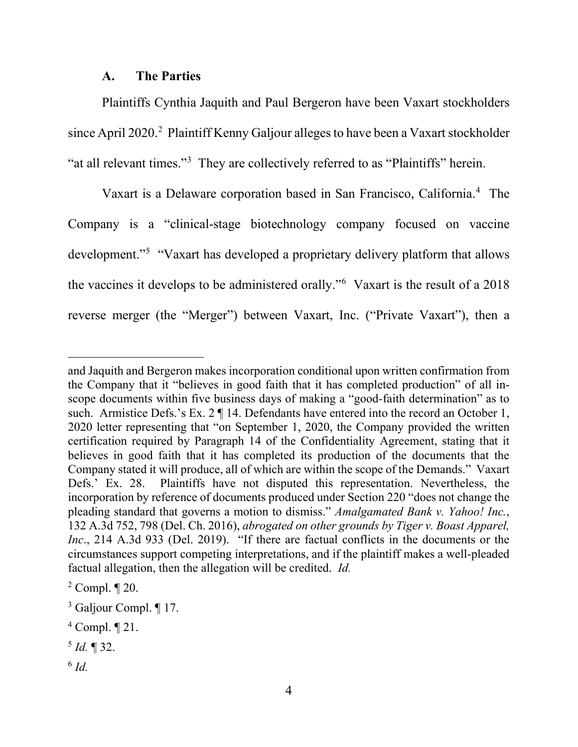### A. The Parties

Plaintiffs Cynthia Jaquith and Paul Bergeron have been Vaxart stockholders since April 2020.[2] Plaintiff Kenny Galjour alleges to have been a Vaxart stockholder "at all relevant times."[3] They are collectively referred to as "Plaintiffs" herein.

Vaxart is a Delaware corporation based in San Francisco, California.[4] The Company is a "clinical-stage biotechnology company focused on vaccine development."[5] "Vaxart has developed a proprietary delivery platform that allows the vaccines it develops to be administered orally."[6] Vaxart is the result of a 2018 reverse merger (the "Merger") between Vaxart, Inc. ("Private Vaxart"), then a

---

and Jaquith and Bergeron makes incorporation conditional upon written confirmation from the Company that it "believes in good faith that it has completed production" of all in-scope documents within five business days of making a "good-faith determination" as to such. Armistice Defs.'s Ex. 2 ¶ 14. Defendants have entered into the record an October 1, 2020 letter representing that "on September 1, 2020, the Company provided the written certification required by Paragraph 14 of the Confidentiality Agreement, stating that it believes in good faith that it has completed its production of the documents that the Company stated it will produce, all of which are within the scope of the Demands." Vaxart Defs.' Ex. 28. Plaintiffs have not disputed this representation. Nevertheless, the incorporation by reference of documents produced under Section 220 "does not change the pleading standard that governs a motion to dismiss." *Amalgamated Bank v. Yahoo! Inc.*, 132 A.3d 752, 798 (Del. Ch. 2016), *abrogated on other grounds by Tiger v. Boast Apparel, Inc*., 214 A.3d 933 (Del. 2019). "If there are factual conflicts in the documents or the circumstances support competing interpretations, and if the plaintiff makes a well-pleaded factual allegation, then the allegation will be credited. *Id.*

[2] Compl. ¶ 20.

[3] Galjour Compl. ¶ 17.

[4] Compl. ¶ 21.

[5] *Id.* ¶ 32.

[6] *Id.*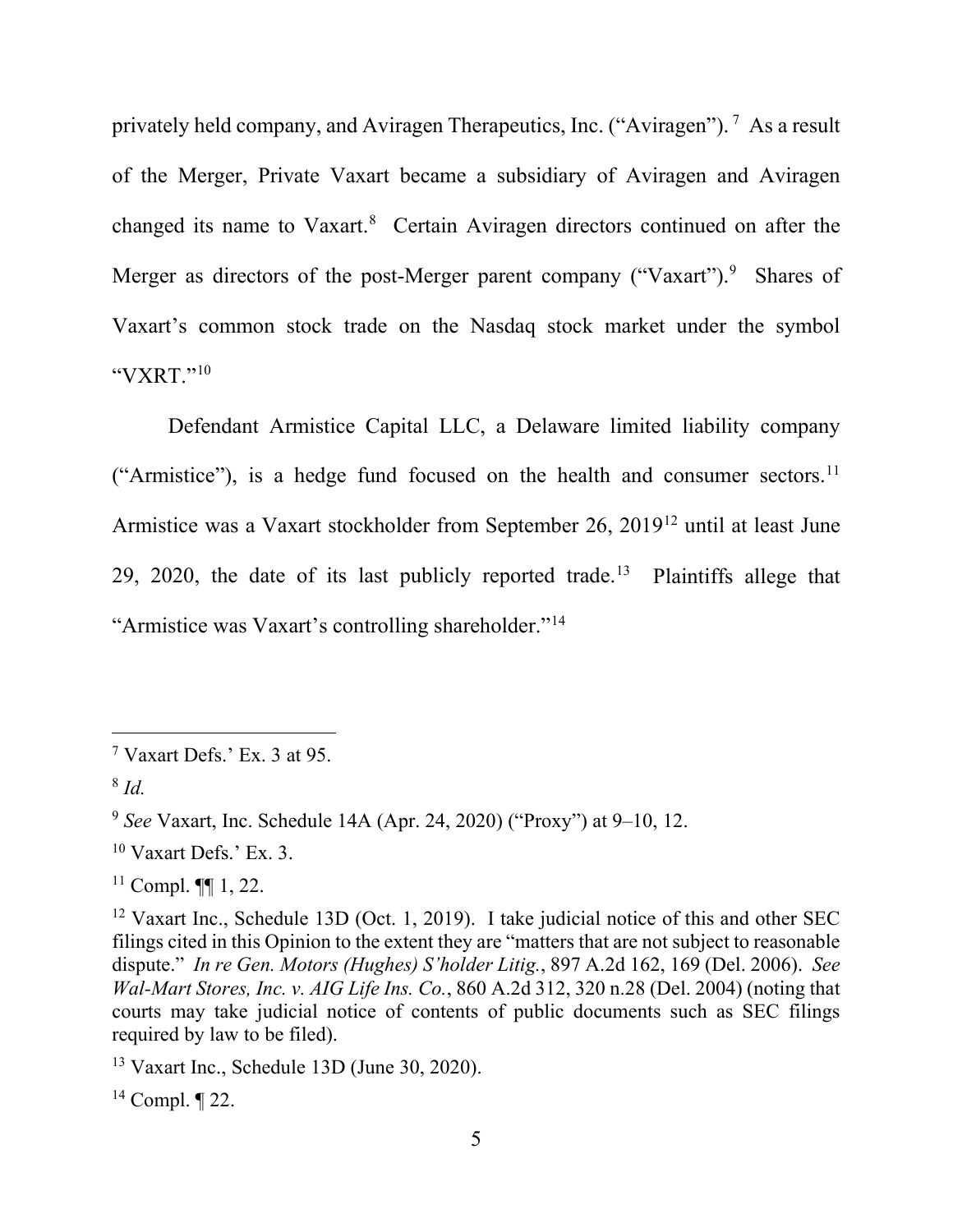privately held company, and Aviragen Therapeutics, Inc. ("Aviragen").[7] As a result of the Merger, Private Vaxart became a subsidiary of Aviragen and Aviragen changed its name to Vaxart.[8] Certain Aviragen directors continued on after the Merger as directors of the post-Merger parent company ("Vaxart").[9] Shares of Vaxart's common stock trade on the Nasdaq stock market under the symbol "VXRT."[10]

Defendant Armistice Capital LLC, a Delaware limited liability company ("Armistice"), is a hedge fund focused on the health and consumer sectors.[11] Armistice was a Vaxart stockholder from September 26, 2019[12] until at least June 29, 2020, the date of its last publicly reported trade.[13] Plaintiffs allege that "Armistice was Vaxart's controlling shareholder."[14]

---

[7] Vaxart Defs.' Ex. 3 at 95.

[8] *Id.*

[9] *See* Vaxart, Inc. Schedule 14A (Apr. 24, 2020) ("Proxy") at 9–10, 12.

[10] Vaxart Defs.' Ex. 3.

[11] Compl. ¶¶ 1, 22.

[12] Vaxart Inc., Schedule 13D (Oct. 1, 2019). I take judicial notice of this and other SEC filings cited in this Opinion to the extent they are "matters that are not subject to reasonable dispute." *In re Gen. Motors (Hughes) S'holder Litig.*, 897 A.2d 162, 169 (Del. 2006). *See Wal-Mart Stores, Inc. v. AIG Life Ins. Co.*, 860 A.2d 312, 320 n.28 (Del. 2004) (noting that courts may take judicial notice of contents of public documents such as SEC filings required by law to be filed).

[13] Vaxart Inc., Schedule 13D (June 30, 2020).

[14] Compl. ¶ 22.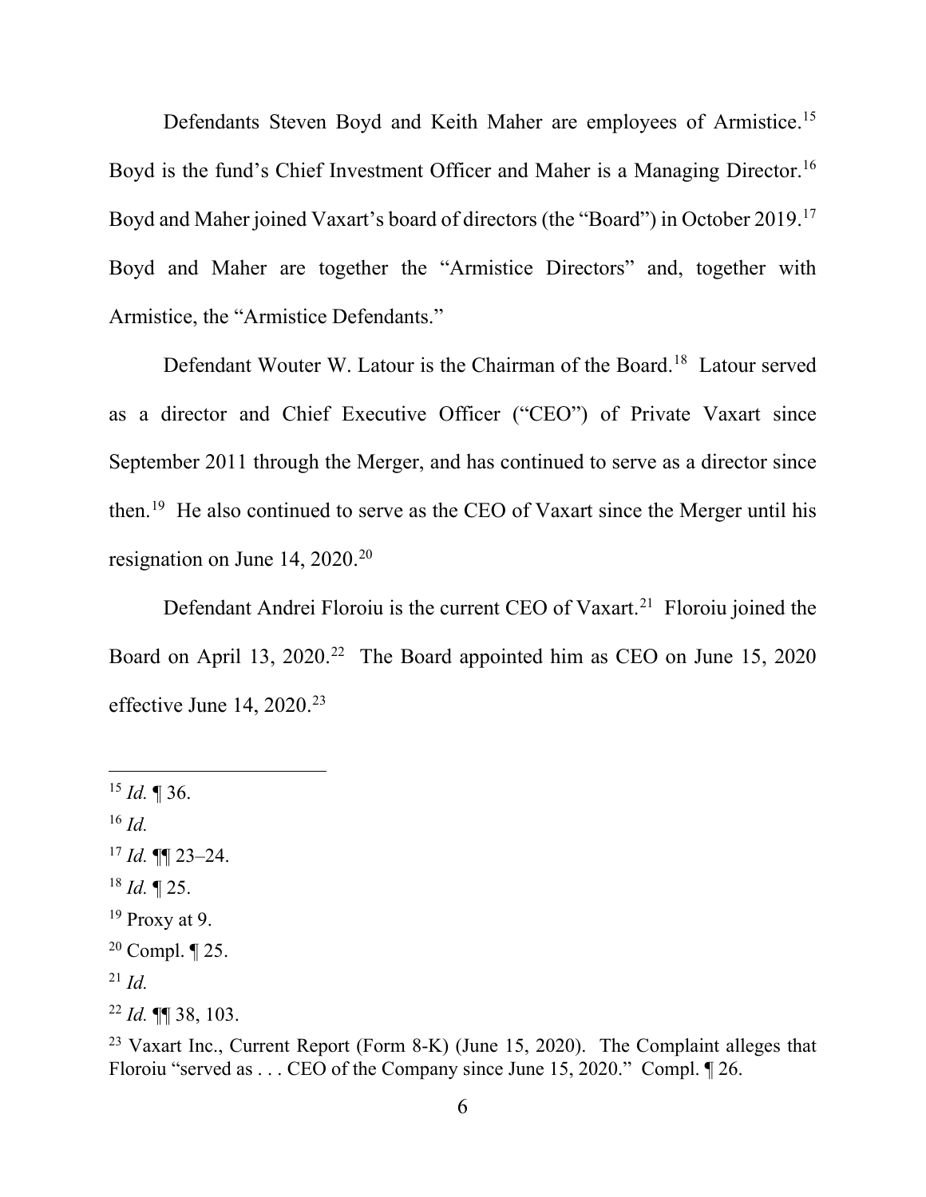Defendants Steven Boyd and Keith Maher are employees of Armistice.[15] Boyd is the fund's Chief Investment Officer and Maher is a Managing Director.[16] Boyd and Maher joined Vaxart's board of directors (the "Board") in October 2019.[17] Boyd and Maher are together the "Armistice Directors" and, together with Armistice, the "Armistice Defendants."

Defendant Wouter W. Latour is the Chairman of the Board.[18] Latour served as a director and Chief Executive Officer ("CEO") of Private Vaxart since September 2011 through the Merger, and has continued to serve as a director since then.[19] He also continued to serve as the CEO of Vaxart since the Merger until his resignation on June 14, 2020.[20]

Defendant Andrei Floroiu is the current CEO of Vaxart.[21] Floroiu joined the Board on April 13, 2020.[22] The Board appointed him as CEO on June 15, 2020 effective June 14, 2020.[23]

---

[15] *Id.* ¶ 36.

[16] *Id.*

[17] *Id.* ¶¶ 23–24.

[18] *Id.* ¶ 25.

[19] Proxy at 9.

[20] Compl. ¶ 25.

[21] *Id.*

[22] *Id.* ¶¶ 38, 103.

[23] Vaxart Inc., Current Report (Form 8-K) (June 15, 2020). The Complaint alleges that Floroiu "served as . . . CEO of the Company since June 15, 2020." Compl. ¶ 26.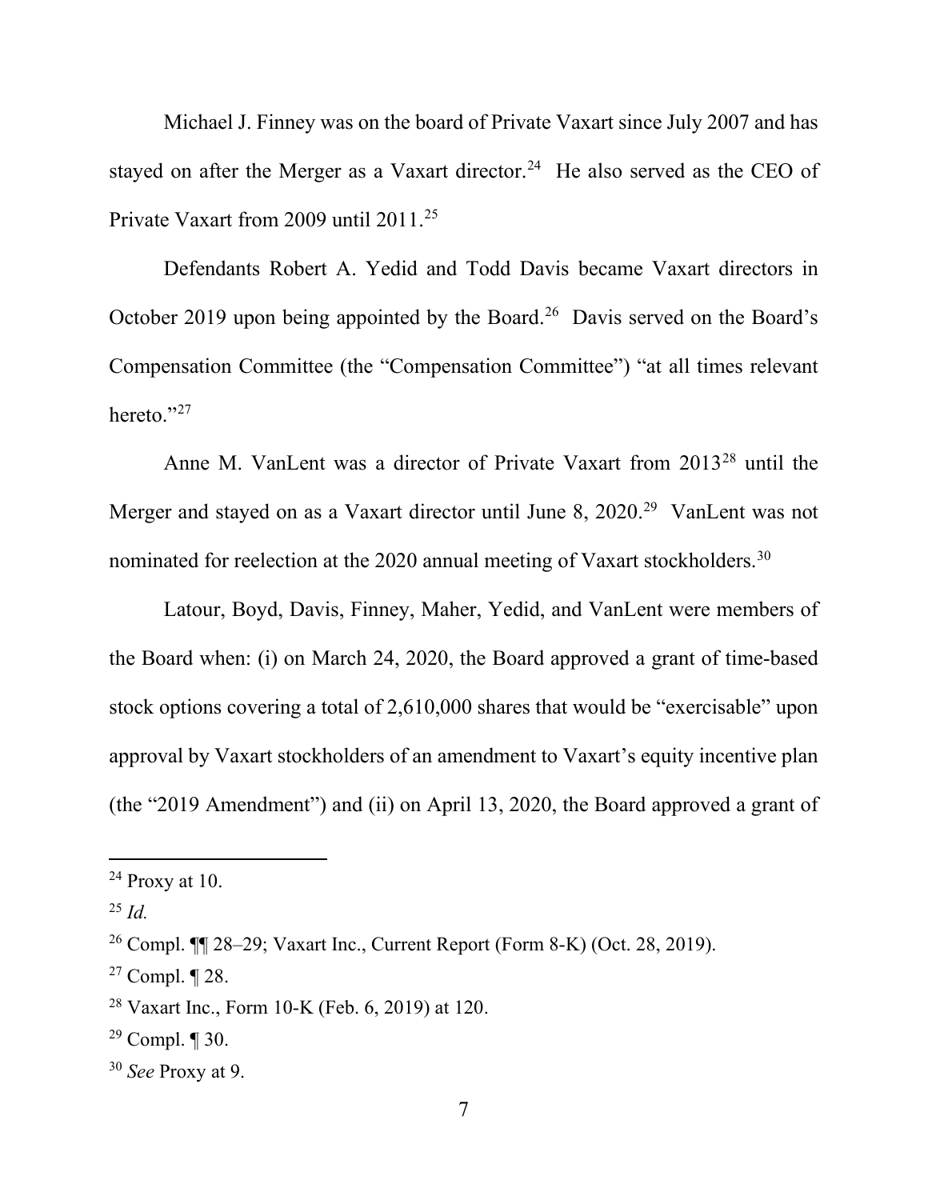Michael J. Finney was on the board of Private Vaxart since July 2007 and has stayed on after the Merger as a Vaxart director.[24] He also served as the CEO of Private Vaxart from 2009 until 2011.[25]

Defendants Robert A. Yedid and Todd Davis became Vaxart directors in October 2019 upon being appointed by the Board.[26] Davis served on the Board's Compensation Committee (the "Compensation Committee") "at all times relevant hereto."[27]

Anne M. VanLent was a director of Private Vaxart from 2013[28] until the Merger and stayed on as a Vaxart director until June 8, 2020.[29] VanLent was not nominated for reelection at the 2020 annual meeting of Vaxart stockholders.[30]

Latour, Boyd, Davis, Finney, Maher, Yedid, and VanLent were members of the Board when: (i) on March 24, 2020, the Board approved a grant of time-based stock options covering a total of 2,610,000 shares that would be "exercisable" upon approval by Vaxart stockholders of an amendment to Vaxart's equity incentive plan (the "2019 Amendment") and (ii) on April 13, 2020, the Board approved a grant of

---

[24] Proxy at 10.

[25] *Id.*

[26] Compl. ¶¶ 28–29; Vaxart Inc., Current Report (Form 8-K) (Oct. 28, 2019).

[27] Compl. ¶ 28.

[28] Vaxart Inc., Form 10-K (Feb. 6, 2019) at 120.

[29] Compl. ¶ 30.

[30] *See* Proxy at 9.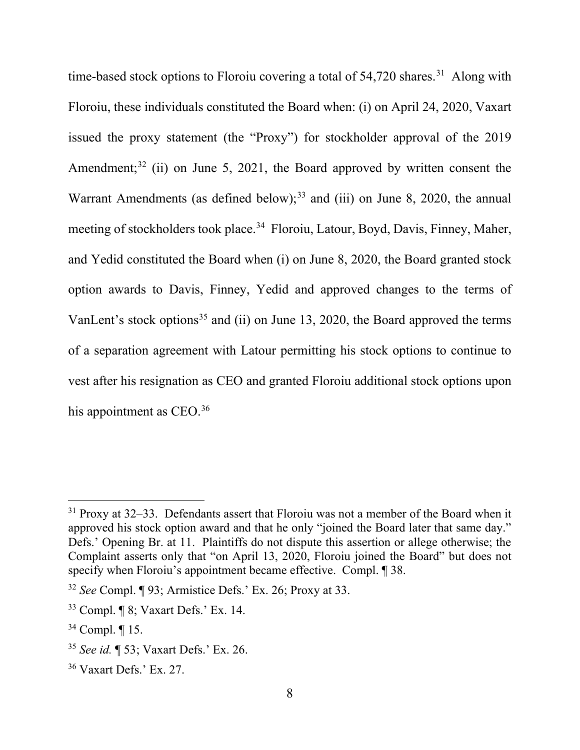time-based stock options to Floroiu covering a total of 54,720 shares.[31] Along with Floroiu, these individuals constituted the Board when: (i) on April 24, 2020, Vaxart issued the proxy statement (the "Proxy") for stockholder approval of the 2019 Amendment;[32] (ii) on June 5, 2021, the Board approved by written consent the Warrant Amendments (as defined below);[33] and (iii) on June 8, 2020, the annual meeting of stockholders took place.[34] Floroiu, Latour, Boyd, Davis, Finney, Maher, and Yedid constituted the Board when (i) on June 8, 2020, the Board granted stock option awards to Davis, Finney, Yedid and approved changes to the terms of VanLent's stock options[35] and (ii) on June 13, 2020, the Board approved the terms of a separation agreement with Latour permitting his stock options to continue to vest after his resignation as CEO and granted Floroiu additional stock options upon his appointment as CEO.[36]

---

[31] Proxy at 32–33. Defendants assert that Floroiu was not a member of the Board when it approved his stock option award and that he only "joined the Board later that same day." Defs.' Opening Br. at 11. Plaintiffs do not dispute this assertion or allege otherwise; the Complaint asserts only that "on April 13, 2020, Floroiu joined the Board" but does not specify when Floroiu's appointment became effective. Compl. ¶ 38.

[32] *See* Compl. ¶ 93; Armistice Defs.' Ex. 26; Proxy at 33.

[33] Compl. ¶ 8; Vaxart Defs.' Ex. 14.

[34] Compl. ¶ 15.

[35] *See id.* ¶ 53; Vaxart Defs.' Ex. 26.

[36] Vaxart Defs.' Ex. 27.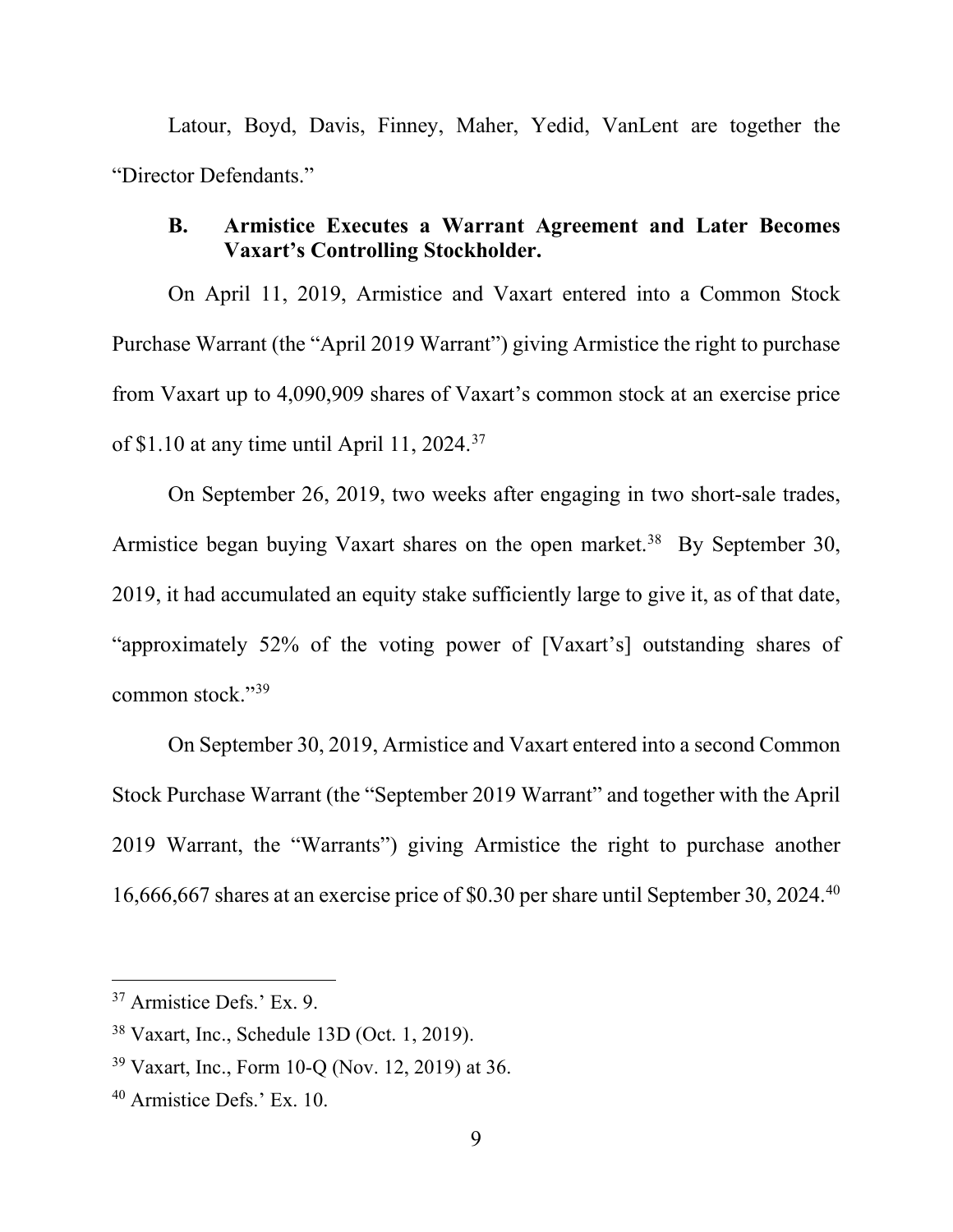Latour, Boyd, Davis, Finney, Maher, Yedid, VanLent are together the "Director Defendants."

### B. Armistice Executes a Warrant Agreement and Later Becomes Vaxart's Controlling Stockholder.

On April 11, 2019, Armistice and Vaxart entered into a Common Stock Purchase Warrant (the "April 2019 Warrant") giving Armistice the right to purchase from Vaxart up to 4,090,909 shares of Vaxart's common stock at an exercise price of $1.10 at any time until April 11, 2024.[37]

On September 26, 2019, two weeks after engaging in two short-sale trades, Armistice began buying Vaxart shares on the open market.[38] By September 30, 2019, it had accumulated an equity stake sufficiently large to give it, as of that date, "approximately 52% of the voting power of [Vaxart's] outstanding shares of common stock."[39]

On September 30, 2019, Armistice and Vaxart entered into a second Common Stock Purchase Warrant (the "September 2019 Warrant" and together with the April 2019 Warrant, the "Warrants") giving Armistice the right to purchase another 16,666,667 shares at an exercise price of $0.30 per share until September 30, 2024.[40]

---

[37] Armistice Defs.' Ex. 9.

[38] Vaxart, Inc., Schedule 13D (Oct. 1, 2019).

[39] Vaxart, Inc., Form 10-Q (Nov. 12, 2019) at 36.

[40] Armistice Defs.' Ex. 10.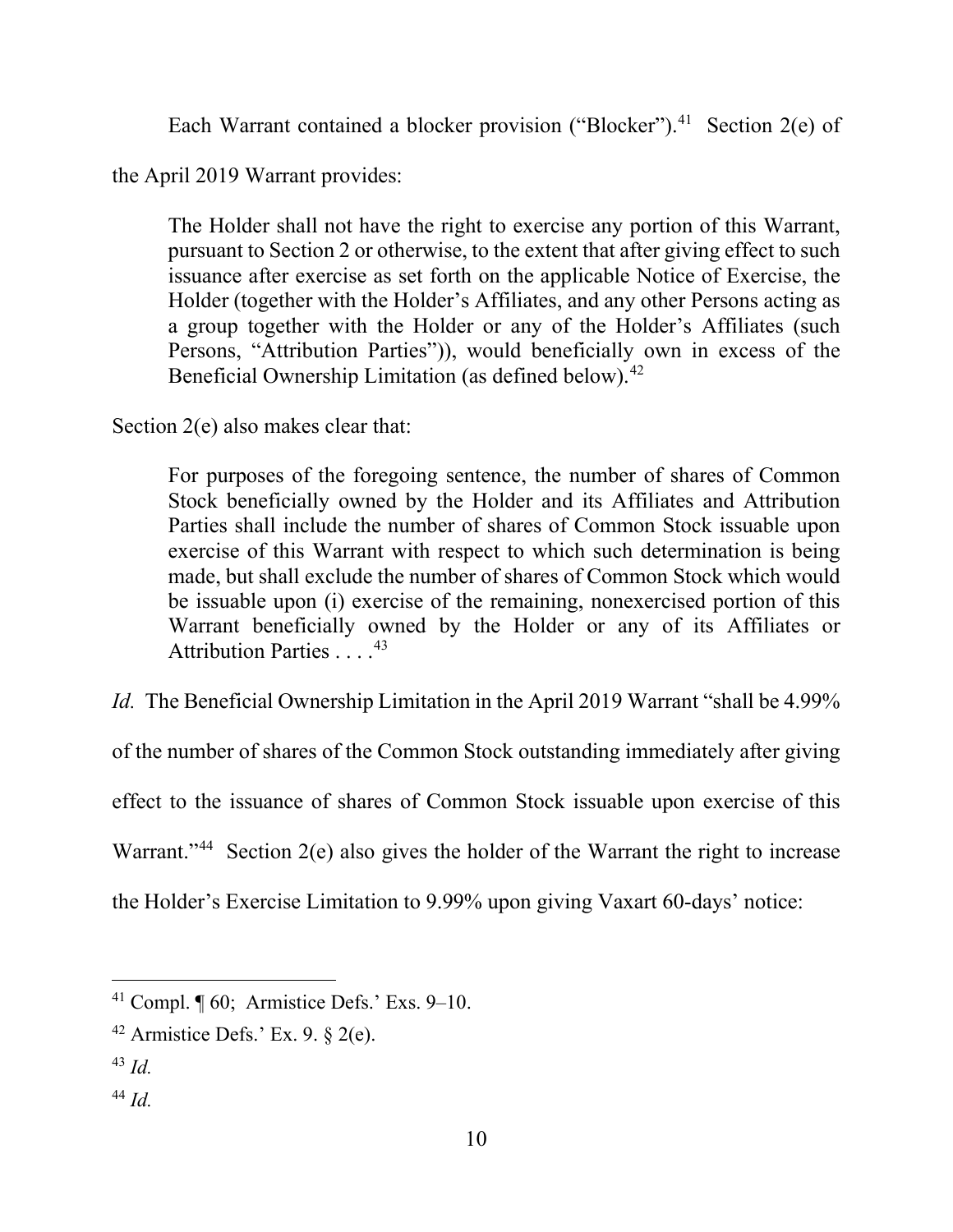Each Warrant contained a blocker provision ("Blocker").[41] Section 2(e) of the April 2019 Warrant provides:

> The Holder shall not have the right to exercise any portion of this Warrant, pursuant to Section 2 or otherwise, to the extent that after giving effect to such issuance after exercise as set forth on the applicable Notice of Exercise, the Holder (together with the Holder's Affiliates, and any other Persons acting as a group together with the Holder or any of the Holder's Affiliates (such Persons, "Attribution Parties")), would beneficially own in excess of the Beneficial Ownership Limitation (as defined below).[42]

Section 2(e) also makes clear that:

> For purposes of the foregoing sentence, the number of shares of Common Stock beneficially owned by the Holder and its Affiliates and Attribution Parties shall include the number of shares of Common Stock issuable upon exercise of this Warrant with respect to which such determination is being made, but shall exclude the number of shares of Common Stock which would be issuable upon (i) exercise of the remaining, nonexercised portion of this Warrant beneficially owned by the Holder or any of its Affiliates or Attribution Parties . . . .[43]

*Id.* The Beneficial Ownership Limitation in the April 2019 Warrant "shall be 4.99% of the number of shares of the Common Stock outstanding immediately after giving effect to the issuance of shares of Common Stock issuable upon exercise of this Warrant."[44] Section 2(e) also gives the holder of the Warrant the right to increase the Holder's Exercise Limitation to 9.99% upon giving Vaxart 60-days' notice:

---

[41] Compl. ¶ 60; Armistice Defs.' Exs. 9–10.

[42] Armistice Defs.' Ex. 9. § 2(e).

[43] *Id.*

[44] *Id.*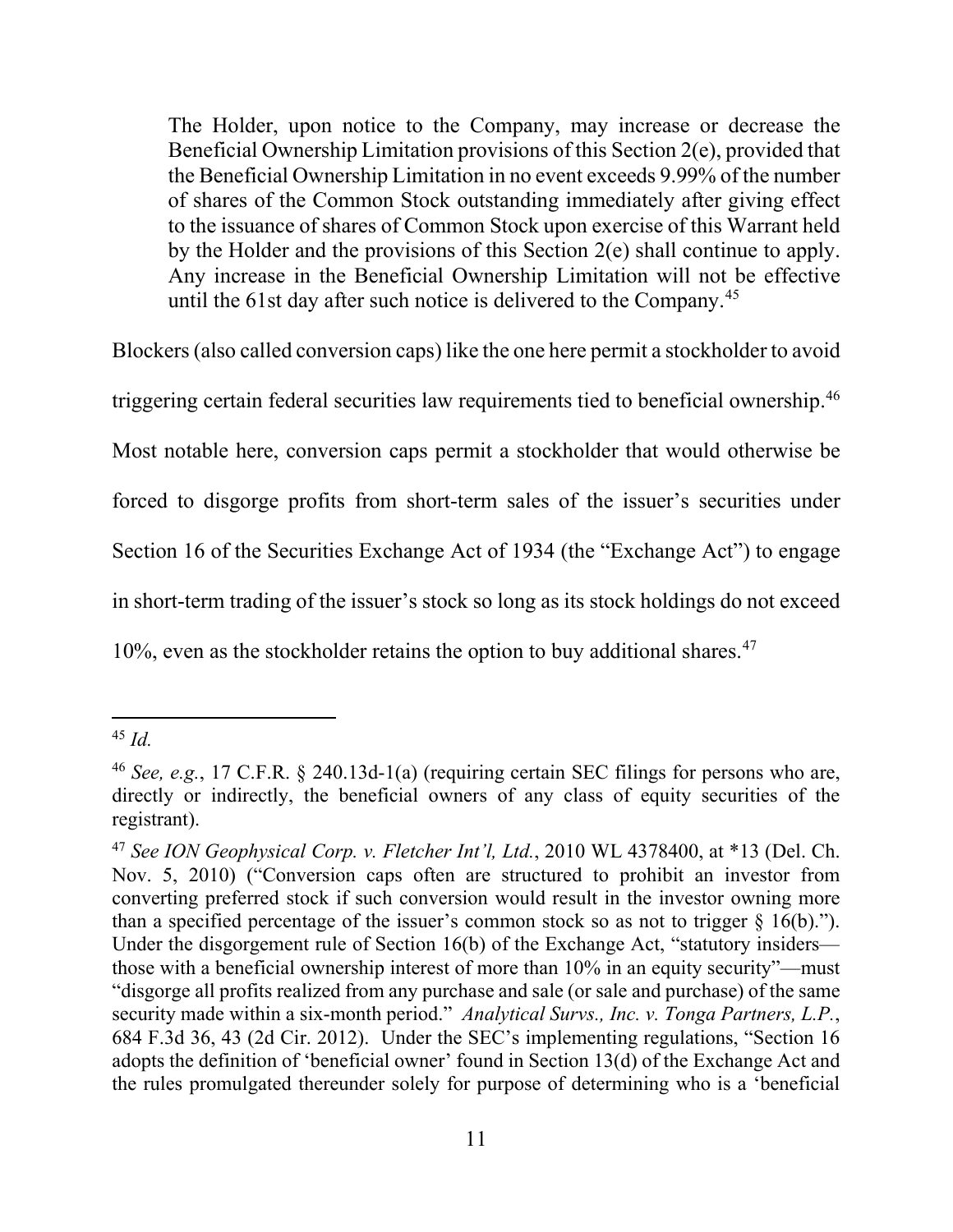> The Holder, upon notice to the Company, may increase or decrease the Beneficial Ownership Limitation provisions of this Section 2(e), provided that the Beneficial Ownership Limitation in no event exceeds 9.99% of the number of shares of the Common Stock outstanding immediately after giving effect to the issuance of shares of Common Stock upon exercise of this Warrant held by the Holder and the provisions of this Section 2(e) shall continue to apply. Any increase in the Beneficial Ownership Limitation will not be effective until the 61st day after such notice is delivered to the Company.[45]

Blockers (also called conversion caps) like the one here permit a stockholder to avoid triggering certain federal securities law requirements tied to beneficial ownership.[46] Most notable here, conversion caps permit a stockholder that would otherwise be forced to disgorge profits from short-term sales of the issuer's securities under Section 16 of the Securities Exchange Act of 1934 (the "Exchange Act") to engage in short-term trading of the issuer's stock so long as its stock holdings do not exceed 10%, even as the stockholder retains the option to buy additional shares.[47]

---

[45] *Id.*

[46] *See, e.g.*, 17 C.F.R. § 240.13d-1(a) (requiring certain SEC filings for persons who are, directly or indirectly, the beneficial owners of any class of equity securities of the registrant).

[47] *See ION Geophysical Corp. v. Fletcher Int'l, Ltd.*, 2010 WL 4378400, at *13 (Del. Ch. Nov. 5, 2010) ("Conversion caps often are structured to prohibit an investor from converting preferred stock if such conversion would result in the investor owning more than a specified percentage of the issuer's common stock so as not to trigger § 16(b)."). Under the disgorgement rule of Section 16(b) of the Exchange Act, "statutory insiders—those with a beneficial ownership interest of more than 10% in an equity security"—must "disgorge all profits realized from any purchase and sale (or sale and purchase) of the same security made within a six-month period." *Analytical Survs., Inc. v. Tonga Partners, L.P.*, 684 F.3d 36, 43 (2d Cir. 2012). Under the SEC's implementing regulations, "Section 16 adopts the definition of 'beneficial owner' found in Section 13(d) of the Exchange Act and the rules promulgated thereunder solely for purpose of determining who is a 'beneficial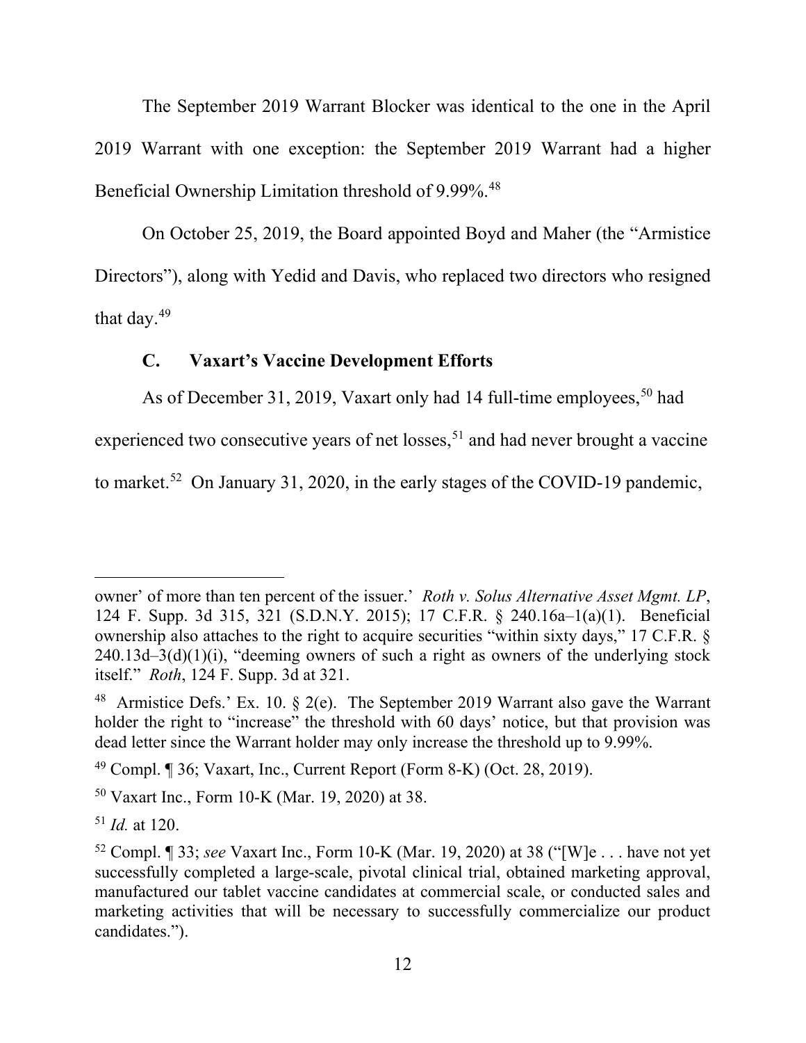The September 2019 Warrant Blocker was identical to the one in the April 2019 Warrant with one exception: the September 2019 Warrant had a higher Beneficial Ownership Limitation threshold of 9.99%.[48]

On October 25, 2019, the Board appointed Boyd and Maher (the "Armistice Directors"), along with Yedid and Davis, who replaced two directors who resigned that day.[49]

### C. Vaxart's Vaccine Development Efforts

As of December 31, 2019, Vaxart only had 14 full-time employees,[50] had experienced two consecutive years of net losses,[51] and had never brought a vaccine to market.[52] On January 31, 2020, in the early stages of the COVID-19 pandemic,

---

owner' of more than ten percent of the issuer.' *Roth v. Solus Alternative Asset Mgmt. LP*, 124 F. Supp. 3d 315, 321 (S.D.N.Y. 2015); 17 C.F.R. § 240.16a–1(a)(1). Beneficial ownership also attaches to the right to acquire securities "within sixty days," 17 C.F.R. § 240.13d–3(d)(1)(i), "deeming owners of such a right as owners of the underlying stock itself." *Roth*, 124 F. Supp. 3d at 321.

[48] Armistice Defs.' Ex. 10. § 2(e). The September 2019 Warrant also gave the Warrant holder the right to "increase" the threshold with 60 days' notice, but that provision was dead letter since the Warrant holder may only increase the threshold up to 9.99%.

[49] Compl. ¶ 36; Vaxart, Inc., Current Report (Form 8-K) (Oct. 28, 2019).

[50] Vaxart Inc., Form 10-K (Mar. 19, 2020) at 38.

[51] *Id.* at 120.

[52] Compl. ¶ 33; *see* Vaxart Inc., Form 10-K (Mar. 19, 2020) at 38 ("[W]e . . . have not yet successfully completed a large-scale, pivotal clinical trial, obtained marketing approval, manufactured our tablet vaccine candidates at commercial scale, or conducted sales and marketing activities that will be necessary to successfully commercialize our product candidates.").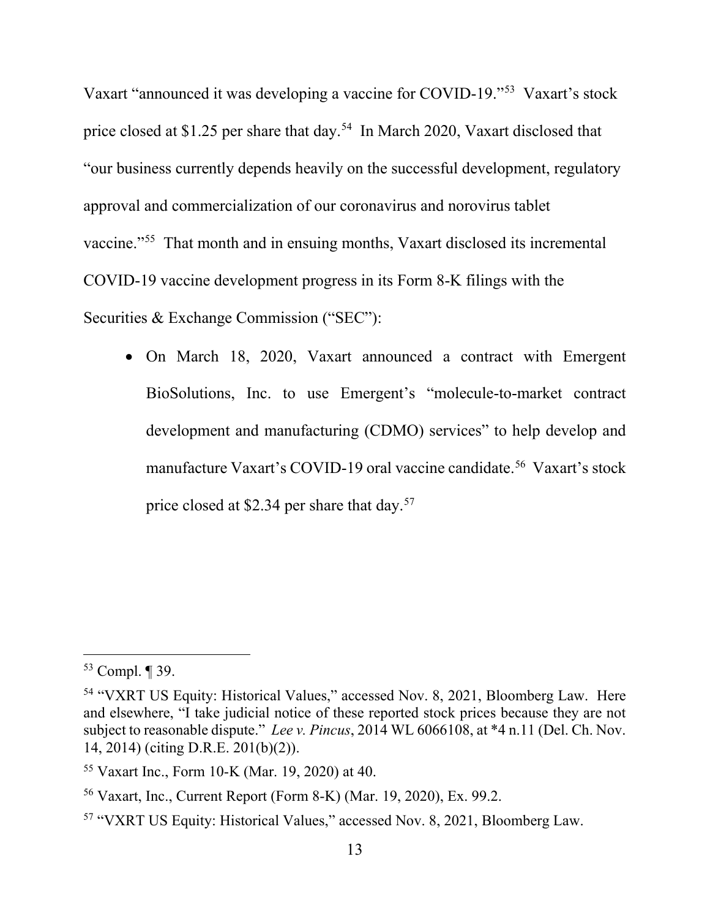Vaxart "announced it was developing a vaccine for COVID-19."[53] Vaxart's stock price closed at $1.25 per share that day.[54] In March 2020, Vaxart disclosed that "our business currently depends heavily on the successful development, regulatory approval and commercialization of our coronavirus and norovirus tablet vaccine."[55] That month and in ensuing months, Vaxart disclosed its incremental COVID-19 vaccine development progress in its Form 8-K filings with the Securities & Exchange Commission ("SEC"):

- On March 18, 2020, Vaxart announced a contract with Emergent BioSolutions, Inc. to use Emergent's "molecule-to-market contract development and manufacturing (CDMO) services" to help develop and manufacture Vaxart's COVID-19 oral vaccine candidate.[56] Vaxart's stock price closed at $2.34 per share that day.[57]

---

[53] Compl. ¶ 39.

[54] "VXRT US Equity: Historical Values," accessed Nov. 8, 2021, Bloomberg Law. Here and elsewhere, "I take judicial notice of these reported stock prices because they are not subject to reasonable dispute." *Lee v. Pincus*, 2014 WL 6066108, at *4 n.11 (Del. Ch. Nov. 14, 2014) (citing D.R.E. 201(b)(2)).

[55] Vaxart Inc., Form 10-K (Mar. 19, 2020) at 40.

[56] Vaxart, Inc., Current Report (Form 8-K) (Mar. 19, 2020), Ex. 99.2.

[57] "VXRT US Equity: Historical Values," accessed Nov. 8, 2021, Bloomberg Law.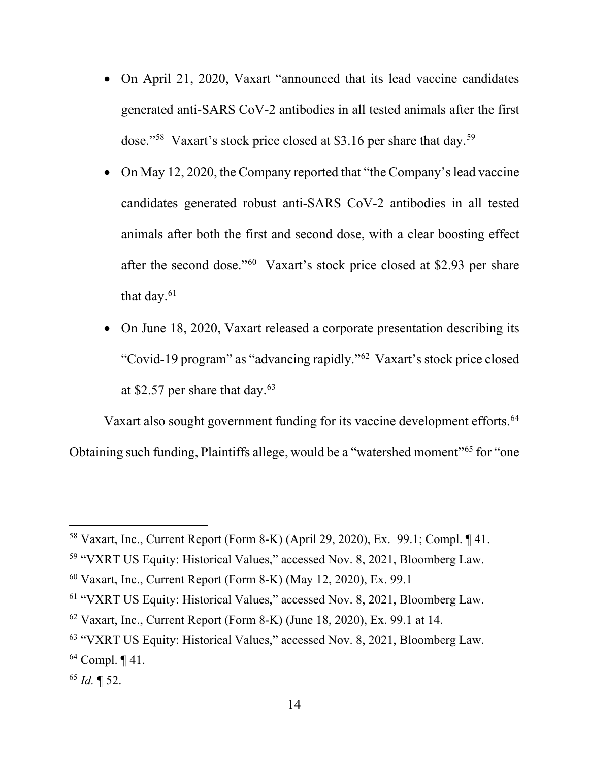- On April 21, 2020, Vaxart "announced that its lead vaccine candidates generated anti-SARS CoV-2 antibodies in all tested animals after the first dose."[58] Vaxart's stock price closed at $3.16 per share that day.[59]
- On May 12, 2020, the Company reported that "the Company's lead vaccine candidates generated robust anti-SARS CoV-2 antibodies in all tested animals after both the first and second dose, with a clear boosting effect after the second dose."[60] Vaxart's stock price closed at $2.93 per share that day.[61]
- On June 18, 2020, Vaxart released a corporate presentation describing its "Covid-19 program" as "advancing rapidly."[62] Vaxart's stock price closed at $2.57 per share that day.[63]

Vaxart also sought government funding for its vaccine development efforts.[64] Obtaining such funding, Plaintiffs allege, would be a "watershed moment"[65] for "one

---

[58] Vaxart, Inc., Current Report (Form 8-K) (April 29, 2020), Ex. 99.1; Compl. ¶ 41.

[59] "VXRT US Equity: Historical Values," accessed Nov. 8, 2021, Bloomberg Law.

[60] Vaxart, Inc., Current Report (Form 8-K) (May 12, 2020), Ex. 99.1

[61] "VXRT US Equity: Historical Values," accessed Nov. 8, 2021, Bloomberg Law.

[62] Vaxart, Inc., Current Report (Form 8-K) (June 18, 2020), Ex. 99.1 at 14.

[63] "VXRT US Equity: Historical Values," accessed Nov. 8, 2021, Bloomberg Law.

[64] Compl. ¶ 41.

[65] *Id.* ¶ 52.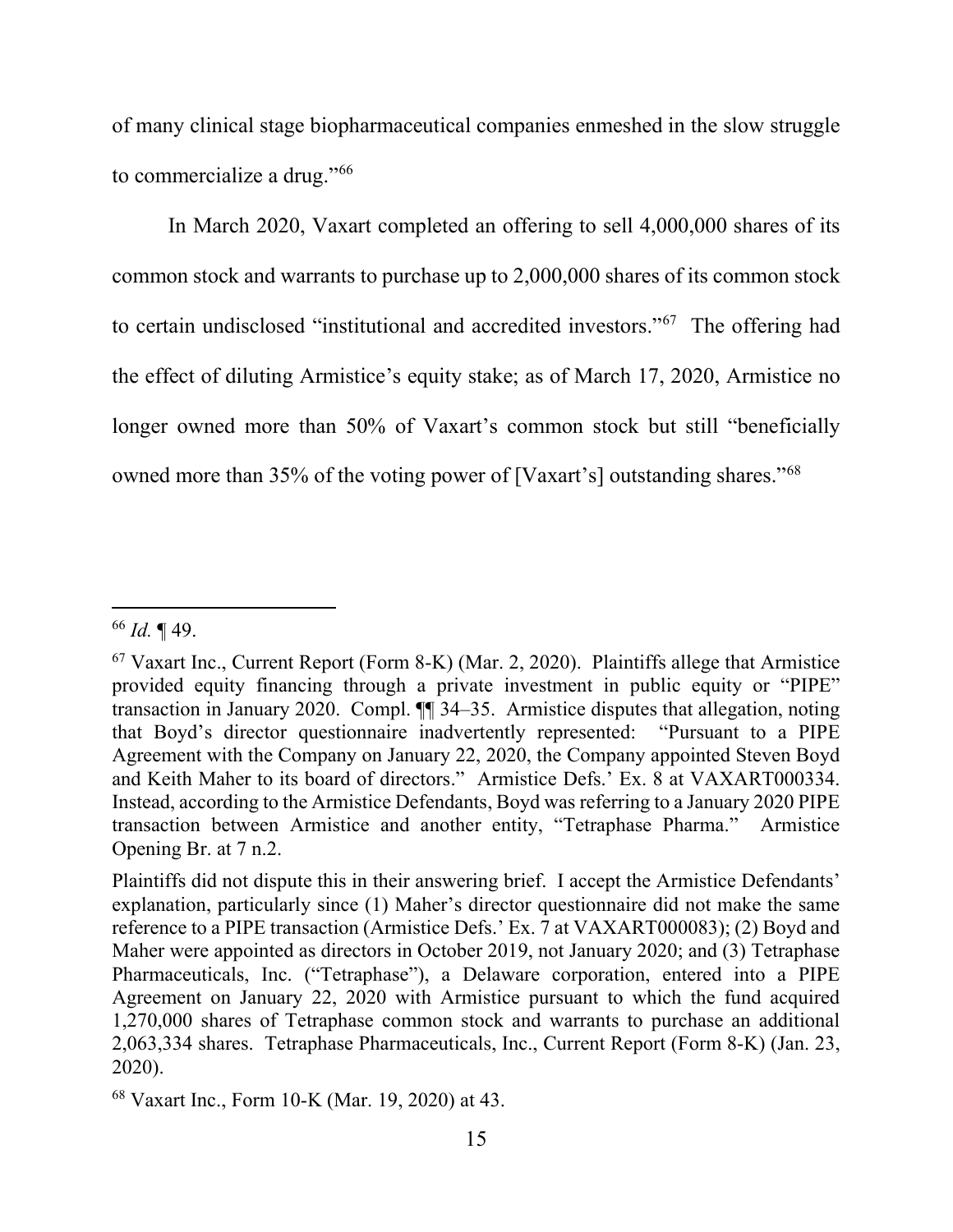of many clinical stage biopharmaceutical companies enmeshed in the slow struggle to commercialize a drug."[66]

In March 2020, Vaxart completed an offering to sell 4,000,000 shares of its common stock and warrants to purchase up to 2,000,000 shares of its common stock to certain undisclosed "institutional and accredited investors."[67] The offering had the effect of diluting Armistice's equity stake; as of March 17, 2020, Armistice no longer owned more than 50% of Vaxart's common stock but still "beneficially owned more than 35% of the voting power of [Vaxart's] outstanding shares."[68]

---

[66] *Id.* ¶ 49.

[67] Vaxart Inc., Current Report (Form 8-K) (Mar. 2, 2020). Plaintiffs allege that Armistice provided equity financing through a private investment in public equity or "PIPE" transaction in January 2020. Compl. ¶¶ 34–35. Armistice disputes that allegation, noting that Boyd's director questionnaire inadvertently represented: "Pursuant to a PIPE Agreement with the Company on January 22, 2020, the Company appointed Steven Boyd and Keith Maher to its board of directors." Armistice Defs.' Ex. 8 at VAXART000334. Instead, according to the Armistice Defendants, Boyd was referring to a January 2020 PIPE transaction between Armistice and another entity, "Tetraphase Pharma." Armistice Opening Br. at 7 n.2.

Plaintiffs did not dispute this in their answering brief. I accept the Armistice Defendants' explanation, particularly since (1) Maher's director questionnaire did not make the same reference to a PIPE transaction (Armistice Defs.' Ex. 7 at VAXART000083); (2) Boyd and Maher were appointed as directors in October 2019, not January 2020; and (3) Tetraphase Pharmaceuticals, Inc. ("Tetraphase"), a Delaware corporation, entered into a PIPE Agreement on January 22, 2020 with Armistice pursuant to which the fund acquired 1,270,000 shares of Tetraphase common stock and warrants to purchase an additional 2,063,334 shares. Tetraphase Pharmaceuticals, Inc., Current Report (Form 8-K) (Jan. 23, 2020).

[68] Vaxart Inc., Form 10-K (Mar. 19, 2020) at 43.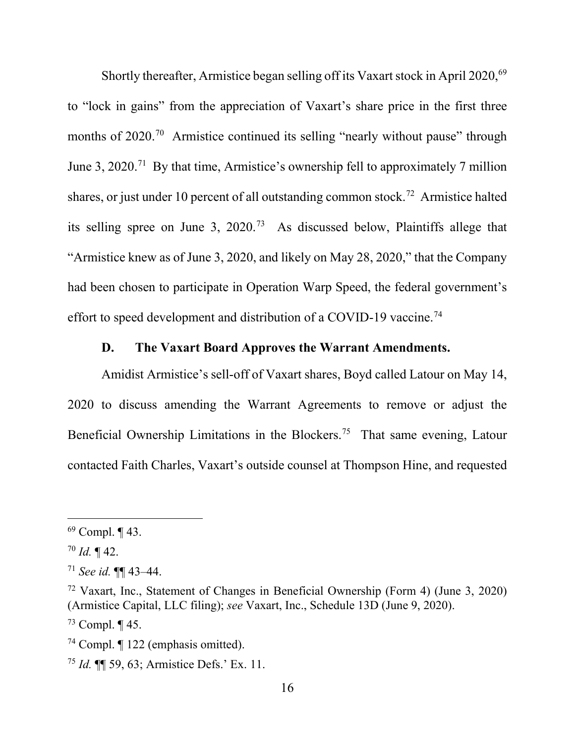Shortly thereafter, Armistice began selling off its Vaxart stock in April 2020,[69] to "lock in gains" from the appreciation of Vaxart's share price in the first three months of 2020.[70] Armistice continued its selling "nearly without pause" through June 3, 2020.[71] By that time, Armistice's ownership fell to approximately 7 million shares, or just under 10 percent of all outstanding common stock.[72] Armistice halted its selling spree on June 3, 2020.[73] As discussed below, Plaintiffs allege that "Armistice knew as of June 3, 2020, and likely on May 28, 2020," that the Company had been chosen to participate in Operation Warp Speed, the federal government's effort to speed development and distribution of a COVID-19 vaccine.[74]

### D. The Vaxart Board Approves the Warrant Amendments.

Amidist Armistice's sell-off of Vaxart shares, Boyd called Latour on May 14, 2020 to discuss amending the Warrant Agreements to remove or adjust the Beneficial Ownership Limitations in the Blockers.[75] That same evening, Latour contacted Faith Charles, Vaxart's outside counsel at Thompson Hine, and requested

---

[69] Compl. ¶ 43.

[70] *Id.* ¶ 42.

[71] *See id.* ¶¶ 43–44.

[72] Vaxart, Inc., Statement of Changes in Beneficial Ownership (Form 4) (June 3, 2020) (Armistice Capital, LLC filing); *see* Vaxart, Inc., Schedule 13D (June 9, 2020).

[73] Compl. ¶ 45.

[74] Compl. ¶ 122 (emphasis omitted).

[75] *Id.* ¶¶ 59, 63; Armistice Defs.' Ex. 11.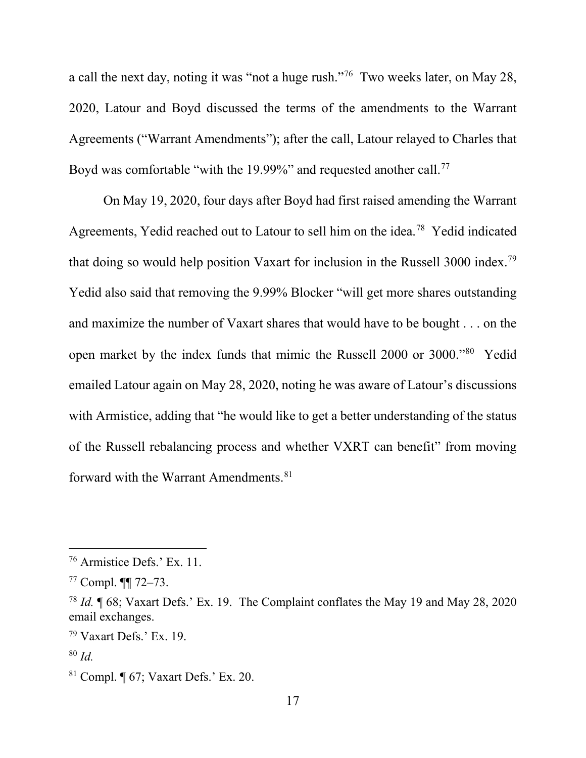a call the next day, noting it was "not a huge rush."[76] Two weeks later, on May 28, 2020, Latour and Boyd discussed the terms of the amendments to the Warrant Agreements ("Warrant Amendments"); after the call, Latour relayed to Charles that Boyd was comfortable "with the 19.99%" and requested another call.[77]

On May 19, 2020, four days after Boyd had first raised amending the Warrant Agreements, Yedid reached out to Latour to sell him on the idea.[78] Yedid indicated that doing so would help position Vaxart for inclusion in the Russell 3000 index.[79] Yedid also said that removing the 9.99% Blocker "will get more shares outstanding and maximize the number of Vaxart shares that would have to be bought . . . on the open market by the index funds that mimic the Russell 2000 or 3000."[80] Yedid emailed Latour again on May 28, 2020, noting he was aware of Latour's discussions with Armistice, adding that "he would like to get a better understanding of the status of the Russell rebalancing process and whether VXRT can benefit" from moving forward with the Warrant Amendments.[81]

---

[76] Armistice Defs.' Ex. 11.

[77] Compl. ¶¶ 72–73.

[78] *Id.* ¶ 68; Vaxart Defs.' Ex. 19. The Complaint conflates the May 19 and May 28, 2020 email exchanges.

[79] Vaxart Defs.' Ex. 19.

[80] *Id.*

[81] Compl. ¶ 67; Vaxart Defs.' Ex. 20.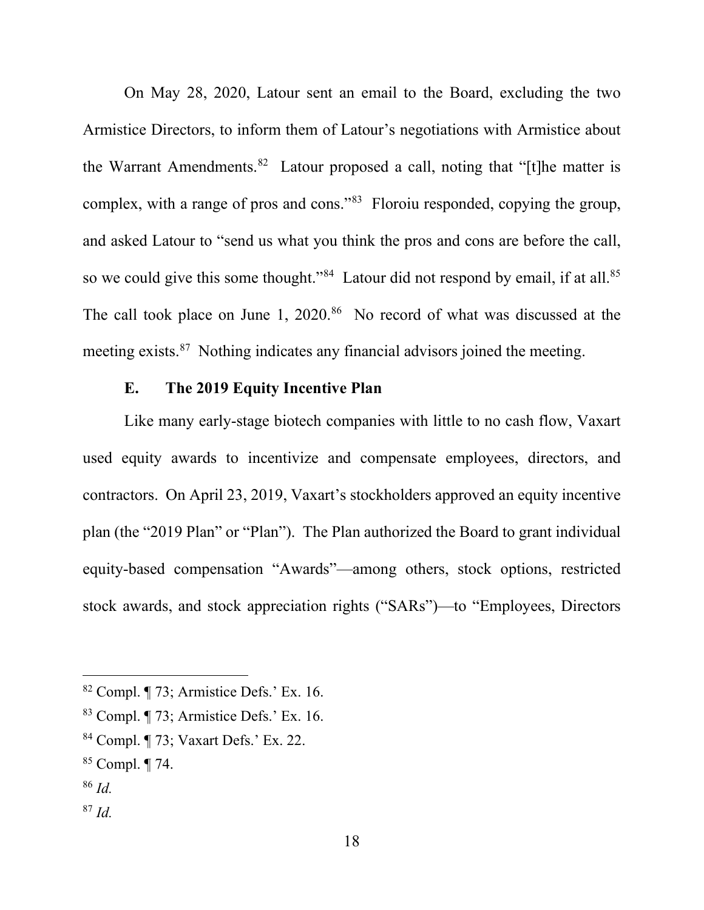On May 28, 2020, Latour sent an email to the Board, excluding the two Armistice Directors, to inform them of Latour's negotiations with Armistice about the Warrant Amendments.[82] Latour proposed a call, noting that "[t]he matter is complex, with a range of pros and cons."[83] Floroiu responded, copying the group, and asked Latour to "send us what you think the pros and cons are before the call, so we could give this some thought."[84] Latour did not respond by email, if at all.[85] The call took place on June 1, 2020.[86] No record of what was discussed at the meeting exists.[87] Nothing indicates any financial advisors joined the meeting.

### E. The 2019 Equity Incentive Plan

Like many early-stage biotech companies with little to no cash flow, Vaxart used equity awards to incentivize and compensate employees, directors, and contractors. On April 23, 2019, Vaxart's stockholders approved an equity incentive plan (the "2019 Plan" or "Plan"). The Plan authorized the Board to grant individual equity-based compensation "Awards"—among others, stock options, restricted stock awards, and stock appreciation rights ("SARs")—to "Employees, Directors

---

[82] Compl. ¶ 73; Armistice Defs.' Ex. 16.

[83] Compl. ¶ 73; Armistice Defs.' Ex. 16.

[84] Compl. ¶ 73; Vaxart Defs.' Ex. 22.

[85] Compl. ¶ 74.

[86] *Id.*

[87] *Id.*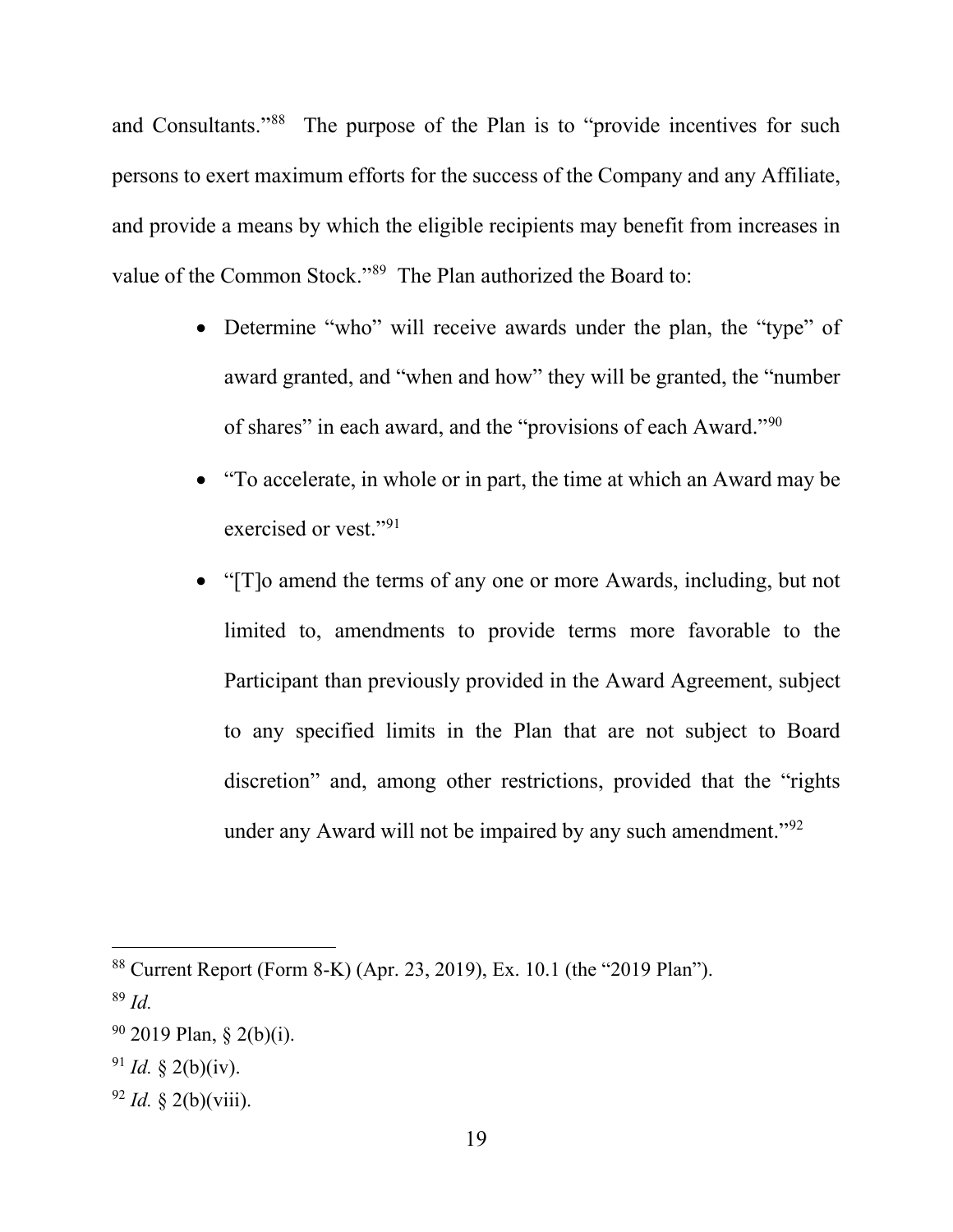and Consultants."[88] The purpose of the Plan is to "provide incentives for such persons to exert maximum efforts for the success of the Company and any Affiliate, and provide a means by which the eligible recipients may benefit from increases in value of the Common Stock."[89] The Plan authorized the Board to:

- Determine "who" will receive awards under the plan, the "type" of award granted, and "when and how" they will be granted, the "number of shares" in each award, and the "provisions of each Award."[90]
- "To accelerate, in whole or in part, the time at which an Award may be exercised or vest."[91]
- "[T]o amend the terms of any one or more Awards, including, but not limited to, amendments to provide terms more favorable to the Participant than previously provided in the Award Agreement, subject to any specified limits in the Plan that are not subject to Board discretion" and, among other restrictions, provided that the "rights under any Award will not be impaired by any such amendment."[92]

---

[88] Current Report (Form 8-K) (Apr. 23, 2019), Ex. 10.1 (the "2019 Plan").

[89] *Id.*

[90] 2019 Plan, § 2(b)(i).

[91] *Id.* § 2(b)(iv).

[92] *Id.* § 2(b)(viii).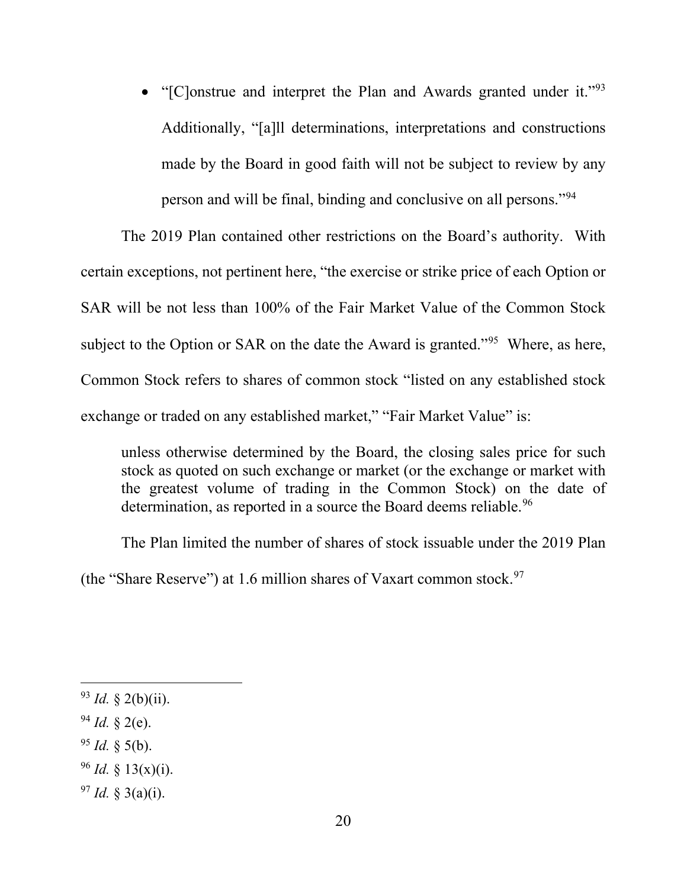- "[C]onstrue and interpret the Plan and Awards granted under it."[93] Additionally, "[a]ll determinations, interpretations and constructions made by the Board in good faith will not be subject to review by any person and will be final, binding and conclusive on all persons."[94]

The 2019 Plan contained other restrictions on the Board's authority. With certain exceptions, not pertinent here, "the exercise or strike price of each Option or SAR will be not less than 100% of the Fair Market Value of the Common Stock subject to the Option or SAR on the date the Award is granted."[95] Where, as here, Common Stock refers to shares of common stock "listed on any established stock exchange or traded on any established market," "Fair Market Value" is:

> unless otherwise determined by the Board, the closing sales price for such stock as quoted on such exchange or market (or the exchange or market with the greatest volume of trading in the Common Stock) on the date of determination, as reported in a source the Board deems reliable.[96]

The Plan limited the number of shares of stock issuable under the 2019 Plan (the "Share Reserve") at 1.6 million shares of Vaxart common stock.[97]

---

[93] *Id.* § 2(b)(ii).

[94] *Id.* § 2(e).

[95] *Id.* § 5(b).

[96] *Id.* § 13(x)(i).

[97] *Id.* § 3(a)(i).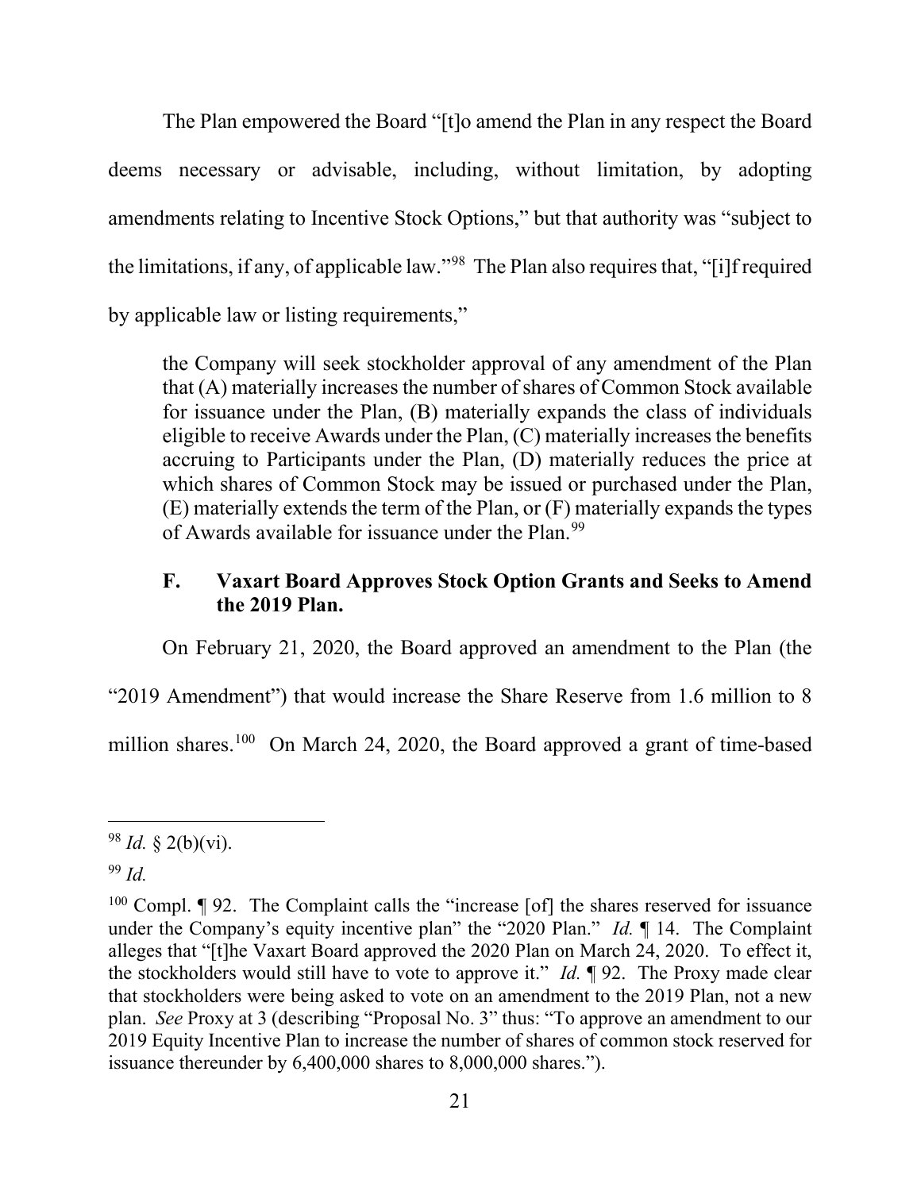The Plan empowered the Board "[t]o amend the Plan in any respect the Board deems necessary or advisable, including, without limitation, by adopting amendments relating to Incentive Stock Options," but that authority was "subject to the limitations, if any, of applicable law."[98] The Plan also requires that, "[i]f required by applicable law or listing requirements,"

> the Company will seek stockholder approval of any amendment of the Plan that (A) materially increases the number of shares of Common Stock available for issuance under the Plan, (B) materially expands the class of individuals eligible to receive Awards under the Plan, (C) materially increases the benefits accruing to Participants under the Plan, (D) materially reduces the price at which shares of Common Stock may be issued or purchased under the Plan, (E) materially extends the term of the Plan, or (F) materially expands the types of Awards available for issuance under the Plan.[99]

### F. Vaxart Board Approves Stock Option Grants and Seeks to Amend the 2019 Plan.

On February 21, 2020, the Board approved an amendment to the Plan (the "2019 Amendment") that would increase the Share Reserve from 1.6 million to 8 million shares.[100] On March 24, 2020, the Board approved a grant of time-based

---

[98] *Id.* § 2(b)(vi).

[99] *Id.*

[100] Compl. ¶ 92. The Complaint calls the "increase [of] the shares reserved for issuance under the Company's equity incentive plan" the "2020 Plan." *Id.* ¶ 14. The Complaint alleges that "[t]he Vaxart Board approved the 2020 Plan on March 24, 2020. To effect it, the stockholders would still have to vote to approve it." *Id.* ¶ 92. The Proxy made clear that stockholders were being asked to vote on an amendment to the 2019 Plan, not a new plan. *See* Proxy at 3 (describing "Proposal No. 3" thus: "To approve an amendment to our 2019 Equity Incentive Plan to increase the number of shares of common stock reserved for issuance thereunder by 6,400,000 shares to 8,000,000 shares.").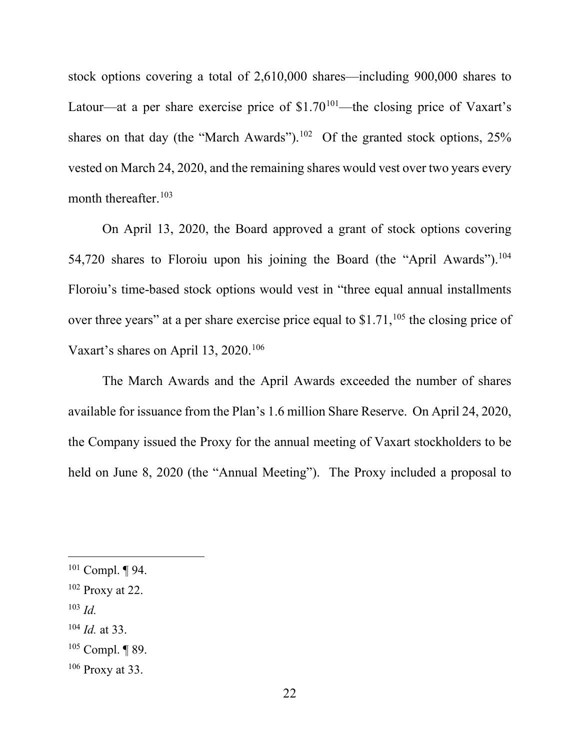stock options covering a total of 2,610,000 shares—including 900,000 shares to Latour—at a per share exercise price of $1.70[101]—the closing price of Vaxart's shares on that day (the "March Awards").[102] Of the granted stock options, 25% vested on March 24, 2020, and the remaining shares would vest over two years every month thereafter.[103]

On April 13, 2020, the Board approved a grant of stock options covering 54,720 shares to Floroiu upon his joining the Board (the "April Awards").[104] Floroiu's time-based stock options would vest in "three equal annual installments over three years" at a per share exercise price equal to $1.71,[105] the closing price of Vaxart's shares on April 13, 2020.[106]

The March Awards and the April Awards exceeded the number of shares available for issuance from the Plan's 1.6 million Share Reserve. On April 24, 2020, the Company issued the Proxy for the annual meeting of Vaxart stockholders to be held on June 8, 2020 (the "Annual Meeting"). The Proxy included a proposal to

---

[101] Compl. ¶ 94.

[102] Proxy at 22.

[103] *Id.*

[104] *Id.* at 33.

[105] Compl. ¶ 89.

[106] Proxy at 33.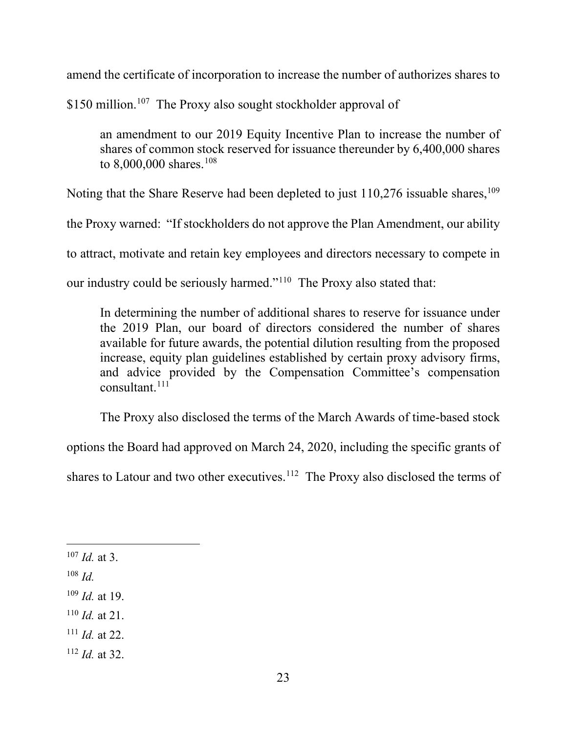amend the certificate of incorporation to increase the number of authorizes shares to $150 million.[107] The Proxy also sought stockholder approval of

> an amendment to our 2019 Equity Incentive Plan to increase the number of shares of common stock reserved for issuance thereunder by 6,400,000 shares to 8,000,000 shares.[108]

Noting that the Share Reserve had been depleted to just 110,276 issuable shares,[109] the Proxy warned: "If stockholders do not approve the Plan Amendment, our ability to attract, motivate and retain key employees and directors necessary to compete in our industry could be seriously harmed."[110] The Proxy also stated that:

> In determining the number of additional shares to reserve for issuance under the 2019 Plan, our board of directors considered the number of shares available for future awards, the potential dilution resulting from the proposed increase, equity plan guidelines established by certain proxy advisory firms, and advice provided by the Compensation Committee's compensation consultant.[111]

The Proxy also disclosed the terms of the March Awards of time-based stock options the Board had approved on March 24, 2020, including the specific grants of shares to Latour and two other executives.[112] The Proxy also disclosed the terms of

---

[107] *Id.* at 3.

[108] *Id.*

[109] *Id.* at 19.

[110] *Id.* at 21.

[111] *Id.* at 22.

[112] *Id.* at 32.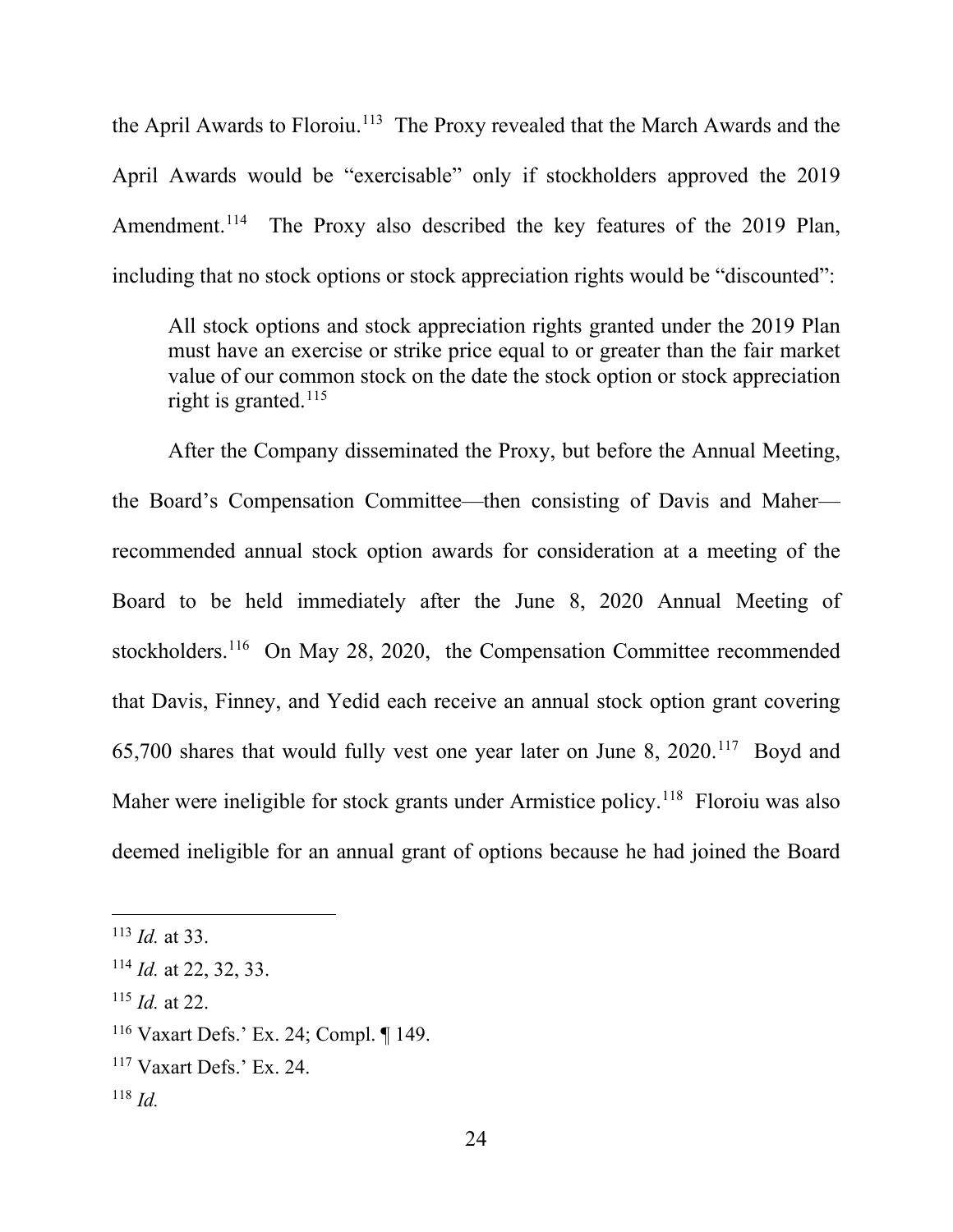the April Awards to Floroiu.[113] The Proxy revealed that the March Awards and the April Awards would be "exercisable" only if stockholders approved the 2019 Amendment.[114] The Proxy also described the key features of the 2019 Plan, including that no stock options or stock appreciation rights would be "discounted":

> All stock options and stock appreciation rights granted under the 2019 Plan must have an exercise or strike price equal to or greater than the fair market value of our common stock on the date the stock option or stock appreciation right is granted.[115]

After the Company disseminated the Proxy, but before the Annual Meeting, the Board's Compensation Committee—then consisting of Davis and Maher—recommended annual stock option awards for consideration at a meeting of the Board to be held immediately after the June 8, 2020 Annual Meeting of stockholders.[116] On May 28, 2020, the Compensation Committee recommended that Davis, Finney, and Yedid each receive an annual stock option grant covering 65,700 shares that would fully vest one year later on June 8, 2020.[117] Boyd and Maher were ineligible for stock grants under Armistice policy.[118] Floroiu was also deemed ineligible for an annual grant of options because he had joined the Board

---

[113] *Id.* at 33.

[114] *Id.* at 22, 32, 33.

[115] *Id.* at 22.

[116] Vaxart Defs.' Ex. 24; Compl. ¶ 149.

[117] Vaxart Defs.' Ex. 24.

[118] *Id.*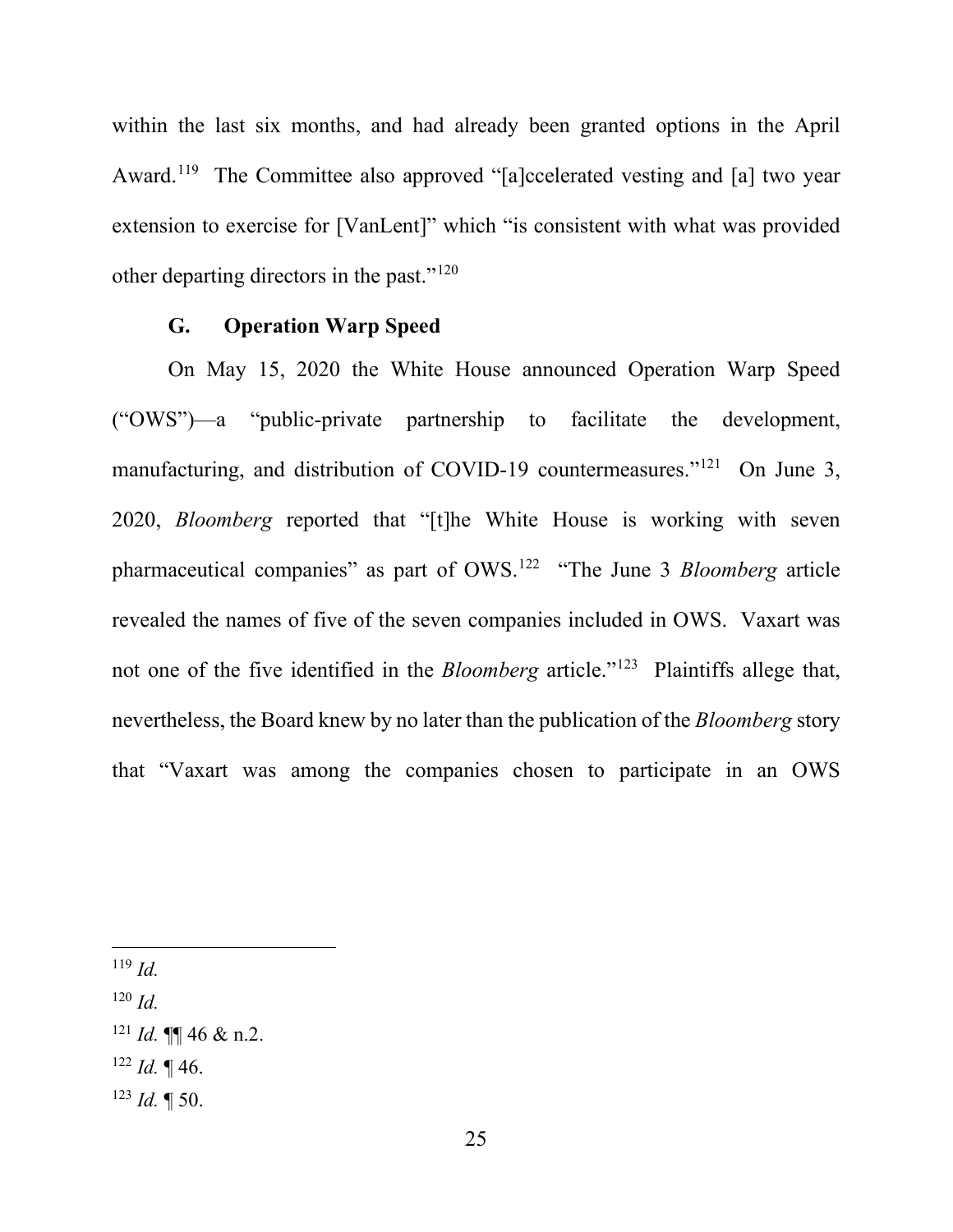within the last six months, and had already been granted options in the April Award.[119] The Committee also approved "[a]ccelerated vesting and [a] two year extension to exercise for [VanLent]" which "is consistent with what was provided other departing directors in the past."[120]

### G. Operation Warp Speed

On May 15, 2020 the White House announced Operation Warp Speed ("OWS")—a "public-private partnership to facilitate the development, manufacturing, and distribution of COVID-19 countermeasures."[121] On June 3, 2020, *Bloomberg* reported that "[t]he White House is working with seven pharmaceutical companies" as part of OWS.[122] "The June 3 *Bloomberg* article revealed the names of five of the seven companies included in OWS. Vaxart was not one of the five identified in the *Bloomberg* article."[123] Plaintiffs allege that, nevertheless, the Board knew by no later than the publication of the *Bloomberg* story that "Vaxart was among the companies chosen to participate in an OWS

---

[119] *Id.*

[120] *Id.*

[121] *Id.* ¶¶ 46 & n.2.

[122] *Id.* ¶ 46.

[123] *Id.* ¶ 50.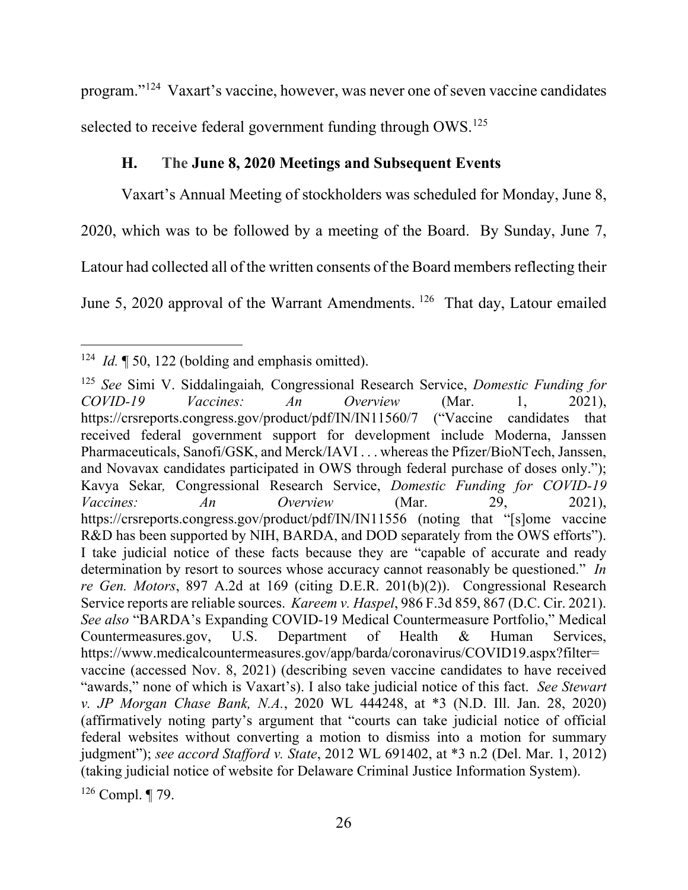program."[124] Vaxart's vaccine, however, was never one of seven vaccine candidates selected to receive federal government funding through OWS.[125]

### H. The June 8, 2020 Meetings and Subsequent Events

Vaxart's Annual Meeting of stockholders was scheduled for Monday, June 8, 2020, which was to be followed by a meeting of the Board. By Sunday, June 7, Latour had collected all of the written consents of the Board members reflecting their June 5, 2020 approval of the Warrant Amendments.[126] That day, Latour emailed

---

[124] *Id.* ¶ 50, 122 (bolding and emphasis omitted).

[125] *See* Simi V. Siddalingaiah, Congressional Research Service, *Domestic Funding for COVID-19 Vaccines: An Overview* (Mar. 1, 2021), https://crsreports.congress.gov/product/pdf/IN/IN11560/7 ("Vaccine candidates that received federal government support for development include Moderna, Janssen Pharmaceuticals, Sanofi/GSK, and Merck/IAVI . . . whereas the Pfizer/BioNTech, Janssen, and Novavax candidates participated in OWS through federal purchase of doses only."); Kavya Sekar, Congressional Research Service, *Domestic Funding for COVID-19 Vaccines: An Overview* (Mar. 29, 2021), https://crsreports.congress.gov/product/pdf/IN/IN11556 (noting that "[s]ome vaccine R&D has been supported by NIH, BARDA, and DOD separately from the OWS efforts"). I take judicial notice of these facts because they are "capable of accurate and ready determination by resort to sources whose accuracy cannot reasonably be questioned." *In re Gen. Motors*, 897 A.2d at 169 (citing D.E.R. 201(b)(2)). Congressional Research Service reports are reliable sources. *Kareem v. Haspel*, 986 F.3d 859, 867 (D.C. Cir. 2021). *See also* "BARDA's Expanding COVID-19 Medical Countermeasure Portfolio," Medical Countermeasures.gov, U.S. Department of Health & Human Services, https://www.medicalcountermeasures.gov/app/barda/coronavirus/COVID19.aspx?filter=vaccine (accessed Nov. 8, 2021) (describing seven vaccine candidates to have received "awards," none of which is Vaxart's). I also take judicial notice of this fact. *See Stewart v. JP Morgan Chase Bank, N.A.*, 2020 WL 444248, at *3 (N.D. Ill. Jan. 28, 2020) (affirmatively noting party's argument that "courts can take judicial notice of official federal websites without converting a motion to dismiss into a motion for summary judgment"); *see accord Stafford v. State*, 2012 WL 691402, at *3 n.2 (Del. Mar. 1, 2012) (taking judicial notice of website for Delaware Criminal Justice Information System).

[126] Compl. ¶ 79.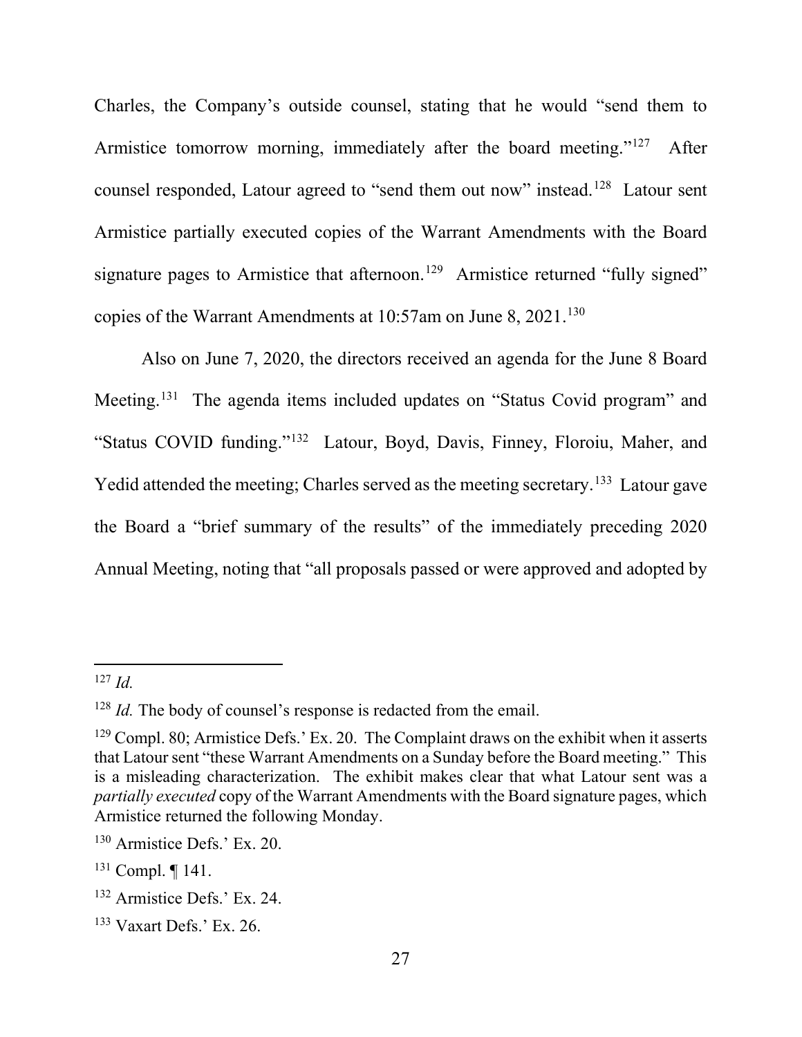Charles, the Company's outside counsel, stating that he would "send them to Armistice tomorrow morning, immediately after the board meeting."[127] After counsel responded, Latour agreed to "send them out now" instead.[128] Latour sent Armistice partially executed copies of the Warrant Amendments with the Board signature pages to Armistice that afternoon.[129] Armistice returned "fully signed" copies of the Warrant Amendments at 10:57am on June 8, 2021.[130]

Also on June 7, 2020, the directors received an agenda for the June 8 Board Meeting.[131] The agenda items included updates on "Status Covid program" and "Status COVID funding."[132] Latour, Boyd, Davis, Finney, Floroiu, Maher, and Yedid attended the meeting; Charles served as the meeting secretary.[133] Latour gave the Board a "brief summary of the results" of the immediately preceding 2020 Annual Meeting, noting that "all proposals passed or were approved and adopted by

---

[127] *Id.*

[128] *Id.* The body of counsel's response is redacted from the email.

[129] Compl. 80; Armistice Defs.' Ex. 20. The Complaint draws on the exhibit when it asserts that Latour sent "these Warrant Amendments on a Sunday before the Board meeting." This is a misleading characterization. The exhibit makes clear that what Latour sent was a *partially executed* copy of the Warrant Amendments with the Board signature pages, which Armistice returned the following Monday.

[130] Armistice Defs.' Ex. 20.

[131] Compl. ¶ 141.

[132] Armistice Defs.' Ex. 24.

[133] Vaxart Defs.' Ex. 26.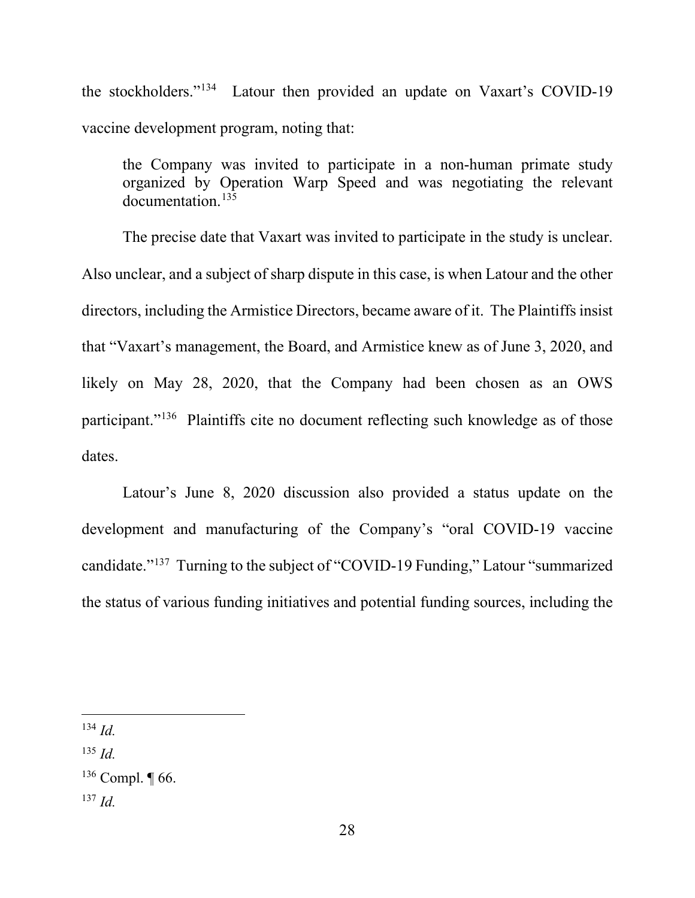the stockholders."[134] Latour then provided an update on Vaxart's COVID-19 vaccine development program, noting that:

> the Company was invited to participate in a non-human primate study organized by Operation Warp Speed and was negotiating the relevant documentation.[135]

The precise date that Vaxart was invited to participate in the study is unclear. Also unclear, and a subject of sharp dispute in this case, is when Latour and the other directors, including the Armistice Directors, became aware of it. The Plaintiffs insist that "Vaxart's management, the Board, and Armistice knew as of June 3, 2020, and likely on May 28, 2020, that the Company had been chosen as an OWS participant."[136] Plaintiffs cite no document reflecting such knowledge as of those dates.

Latour's June 8, 2020 discussion also provided a status update on the development and manufacturing of the Company's "oral COVID-19 vaccine candidate."[137] Turning to the subject of "COVID-19 Funding," Latour "summarized the status of various funding initiatives and potential funding sources, including the

---

[134] *Id.*

[135] *Id.*

[136] Compl. ¶ 66.

[137] *Id.*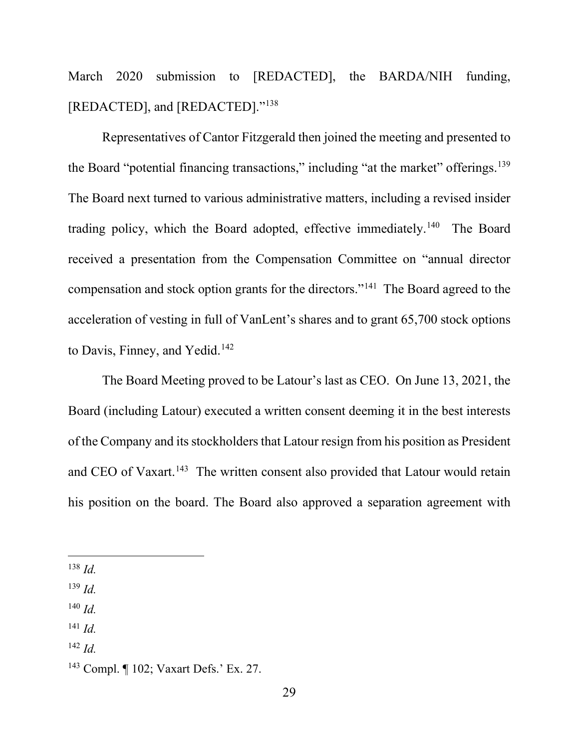March 2020 submission to [REDACTED], the BARDA/NIH funding, [REDACTED], and [REDACTED]."[138]

Representatives of Cantor Fitzgerald then joined the meeting and presented to the Board "potential financing transactions," including "at the market" offerings.[139] The Board next turned to various administrative matters, including a revised insider trading policy, which the Board adopted, effective immediately.[140] The Board received a presentation from the Compensation Committee on "annual director compensation and stock option grants for the directors."[141] The Board agreed to the acceleration of vesting in full of VanLent's shares and to grant 65,700 stock options to Davis, Finney, and Yedid.[142]

The Board Meeting proved to be Latour's last as CEO. On June 13, 2021, the Board (including Latour) executed a written consent deeming it in the best interests of the Company and its stockholders that Latour resign from his position as President and CEO of Vaxart.[143] The written consent also provided that Latour would retain his position on the board. The Board also approved a separation agreement with

---

[138] *Id.*

[139] *Id.*

[140] *Id.*

[141] *Id.*

[142] *Id.*

[143] Compl. ¶ 102; Vaxart Defs.' Ex. 27.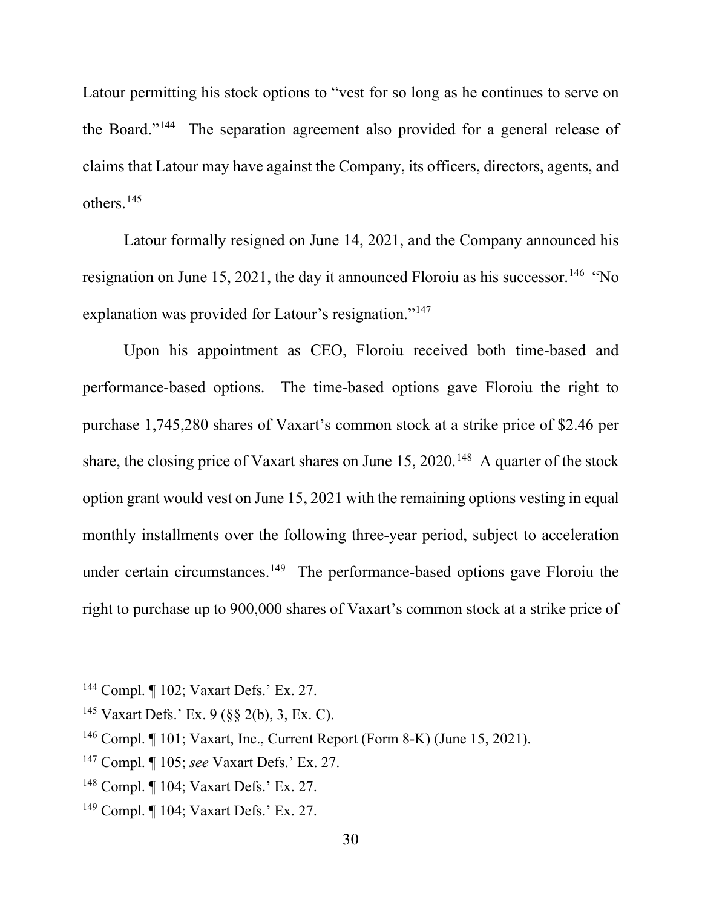Latour permitting his stock options to "vest for so long as he continues to serve on the Board."[144] The separation agreement also provided for a general release of claims that Latour may have against the Company, its officers, directors, agents, and others.[145]

Latour formally resigned on June 14, 2021, and the Company announced his resignation on June 15, 2021, the day it announced Floroiu as his successor.[146] "No explanation was provided for Latour's resignation."[147]

Upon his appointment as CEO, Floroiu received both time-based and performance-based options. The time-based options gave Floroiu the right to purchase 1,745,280 shares of Vaxart's common stock at a strike price of $2.46 per share, the closing price of Vaxart shares on June 15, 2020.[148] A quarter of the stock option grant would vest on June 15, 2021 with the remaining options vesting in equal monthly installments over the following three-year period, subject to acceleration under certain circumstances.[149] The performance-based options gave Floroiu the right to purchase up to 900,000 shares of Vaxart's common stock at a strike price of

---

[144] Compl. ¶ 102; Vaxart Defs.' Ex. 27.

[145] Vaxart Defs.' Ex. 9 (§§ 2(b), 3, Ex. C).

[146] Compl. ¶ 101; Vaxart, Inc., Current Report (Form 8-K) (June 15, 2021).

[147] Compl. ¶ 105; *see* Vaxart Defs.' Ex. 27.

[148] Compl. ¶ 104; Vaxart Defs.' Ex. 27.

[149] Compl. ¶ 104; Vaxart Defs.' Ex. 27.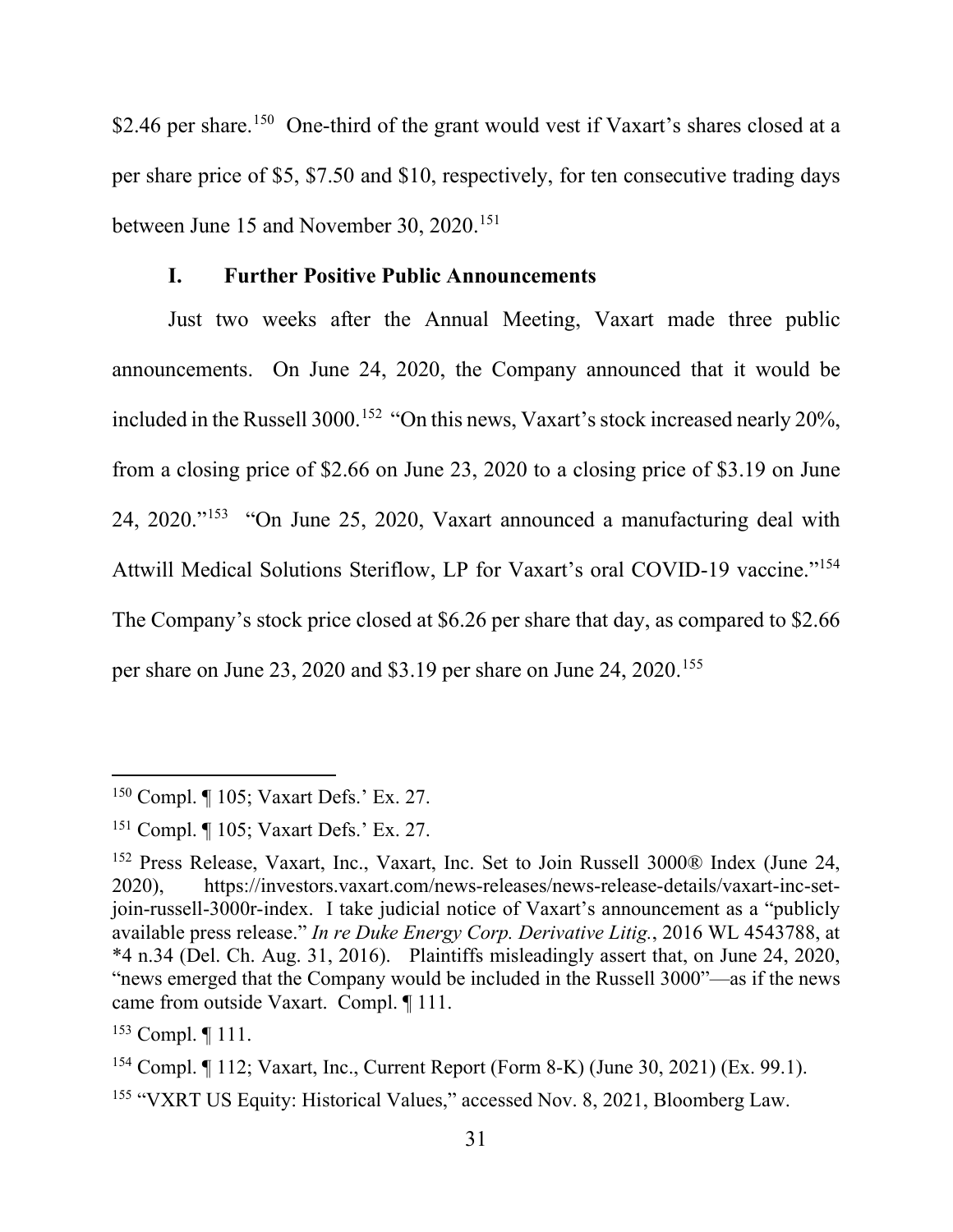$2.46 per share.[150] One-third of the grant would vest if Vaxart's shares closed at a per share price of $5, $7.50 and $10, respectively, for ten consecutive trading days between June 15 and November 30, 2020.[151]

### I. Further Positive Public Announcements

Just two weeks after the Annual Meeting, Vaxart made three public announcements. On June 24, 2020, the Company announced that it would be included in the Russell 3000.[152] "On this news, Vaxart's stock increased nearly 20%, from a closing price of $2.66 on June 23, 2020 to a closing price of $3.19 on June 24, 2020."[153] "On June 25, 2020, Vaxart announced a manufacturing deal with Attwill Medical Solutions Steriflow, LP for Vaxart's oral COVID-19 vaccine."[154] The Company's stock price closed at $6.26 per share that day, as compared to $2.66 per share on June 23, 2020 and $3.19 per share on June 24, 2020.[155]

---

[150] Compl. ¶ 105; Vaxart Defs.' Ex. 27.

[151] Compl. ¶ 105; Vaxart Defs.' Ex. 27.

[152] Press Release, Vaxart, Inc., Vaxart, Inc. Set to Join Russell 3000® Index (June 24, 2020), https://investors.vaxart.com/news-releases/news-release-details/vaxart-inc-set-join-russell-3000r-index. I take judicial notice of Vaxart's announcement as a "publicly available press release." *In re Duke Energy Corp. Derivative Litig.*, 2016 WL 4543788, at *4 n.34 (Del. Ch. Aug. 31, 2016). Plaintiffs misleadingly assert that, on June 24, 2020, "news emerged that the Company would be included in the Russell 3000"—as if the news came from outside Vaxart. Compl. ¶ 111.

[153] Compl. ¶ 111.

[154] Compl. ¶ 112; Vaxart, Inc., Current Report (Form 8-K) (June 30, 2021) (Ex. 99.1).

[155] "VXRT US Equity: Historical Values," accessed Nov. 8, 2021, Bloomberg Law.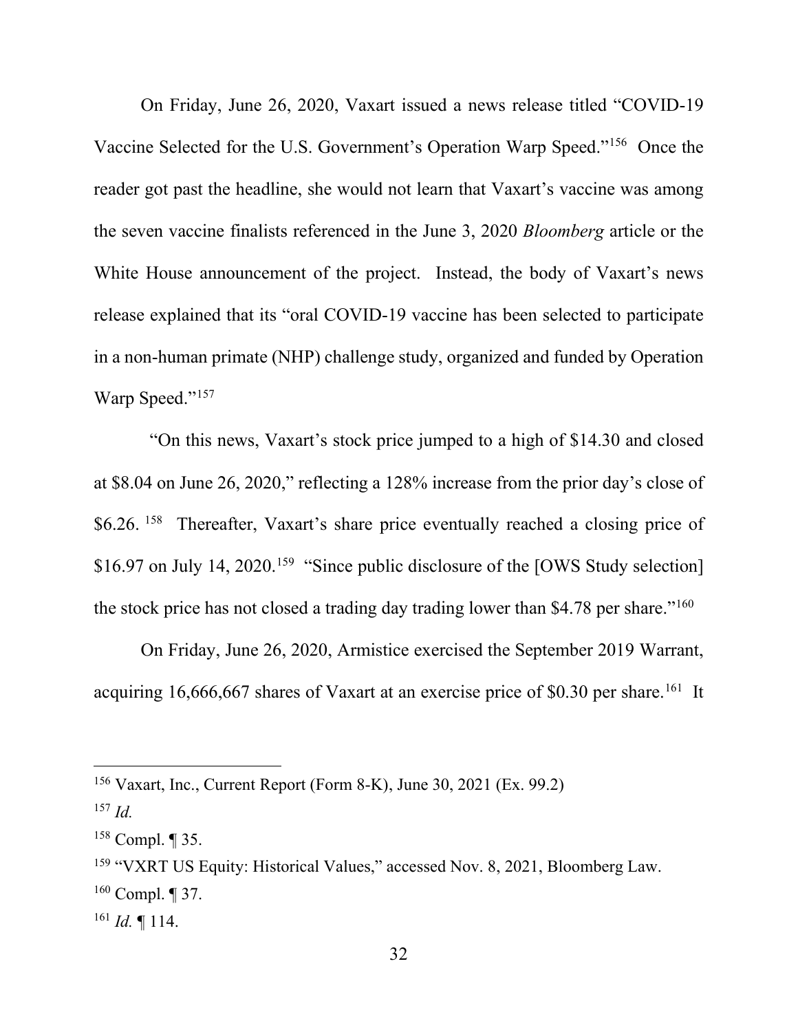On Friday, June 26, 2020, Vaxart issued a news release titled "COVID-19 Vaccine Selected for the U.S. Government's Operation Warp Speed."[156] Once the reader got past the headline, she would not learn that Vaxart's vaccine was among the seven vaccine finalists referenced in the June 3, 2020 *Bloomberg* article or the White House announcement of the project. Instead, the body of Vaxart's news release explained that its "oral COVID-19 vaccine has been selected to participate in a non-human primate (NHP) challenge study, organized and funded by Operation Warp Speed."[157]

"On this news, Vaxart's stock price jumped to a high of $14.30 and closed at $8.04 on June 26, 2020," reflecting a 128% increase from the prior day's close of $6.26. [158] Thereafter, Vaxart's share price eventually reached a closing price of $16.97 on July 14, 2020.[159] "Since public disclosure of the [OWS Study selection] the stock price has not closed a trading day trading lower than $4.78 per share."[160]

On Friday, June 26, 2020, Armistice exercised the September 2019 Warrant, acquiring 16,666,667 shares of Vaxart at an exercise price of $0.30 per share.[161] It

---

[156] Vaxart, Inc., Current Report (Form 8-K), June 30, 2021 (Ex. 99.2)

[157] *Id.*

[158] Compl. ¶ 35.

[159] "VXRT US Equity: Historical Values," accessed Nov. 8, 2021, Bloomberg Law.

[160] Compl. ¶ 37.

[161] *Id.* ¶ 114.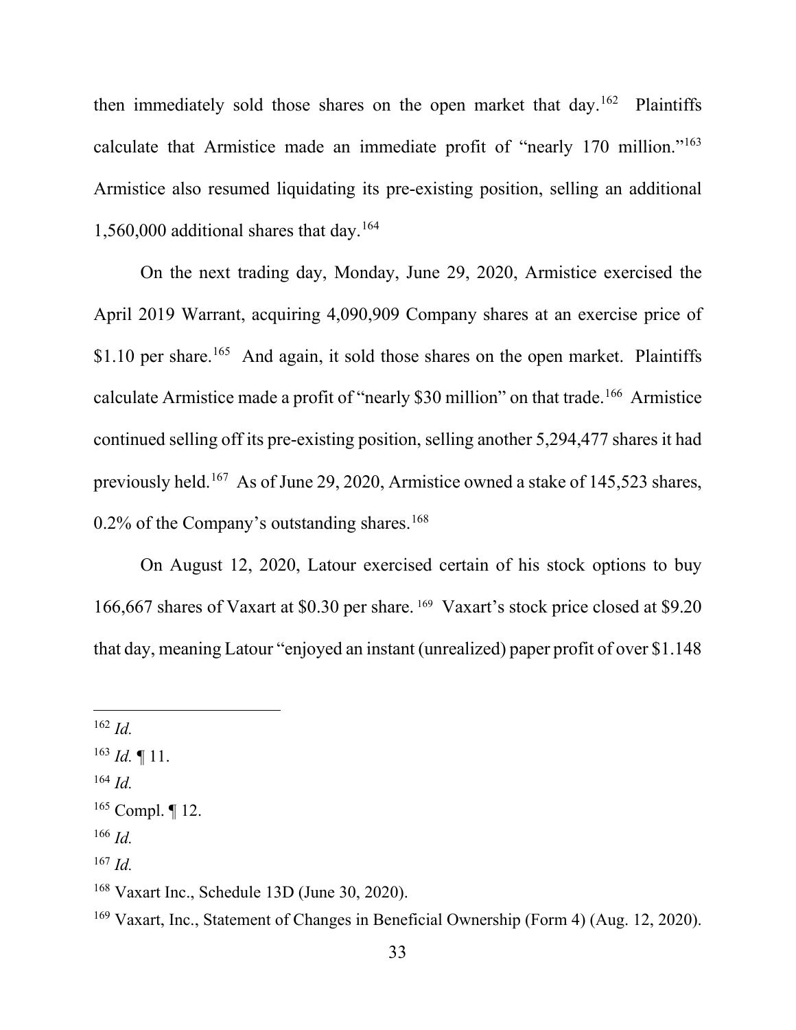then immediately sold those shares on the open market that day.[162] Plaintiffs calculate that Armistice made an immediate profit of "nearly 170 million."[163] Armistice also resumed liquidating its pre-existing position, selling an additional 1,560,000 additional shares that day.[164]

On the next trading day, Monday, June 29, 2020, Armistice exercised the April 2019 Warrant, acquiring 4,090,909 Company shares at an exercise price of $1.10 per share.[165] And again, it sold those shares on the open market. Plaintiffs calculate Armistice made a profit of "nearly $30 million" on that trade.[166] Armistice continued selling off its pre-existing position, selling another 5,294,477 shares it had previously held.[167] As of June 29, 2020, Armistice owned a stake of 145,523 shares, 0.2% of the Company's outstanding shares.[168]

On August 12, 2020, Latour exercised certain of his stock options to buy 166,667 shares of Vaxart at $0.30 per share.[169] Vaxart's stock price closed at $9.20 that day, meaning Latour "enjoyed an instant (unrealized) paper profit of over $1.148

---

[162] *Id.*

[163] *Id.* ¶ 11.

[164] *Id.*

[165] Compl. ¶ 12.

[166] *Id.*

[167] *Id.*

[168] Vaxart Inc., Schedule 13D (June 30, 2020).

[169] Vaxart, Inc., Statement of Changes in Beneficial Ownership (Form 4) (Aug. 12, 2020).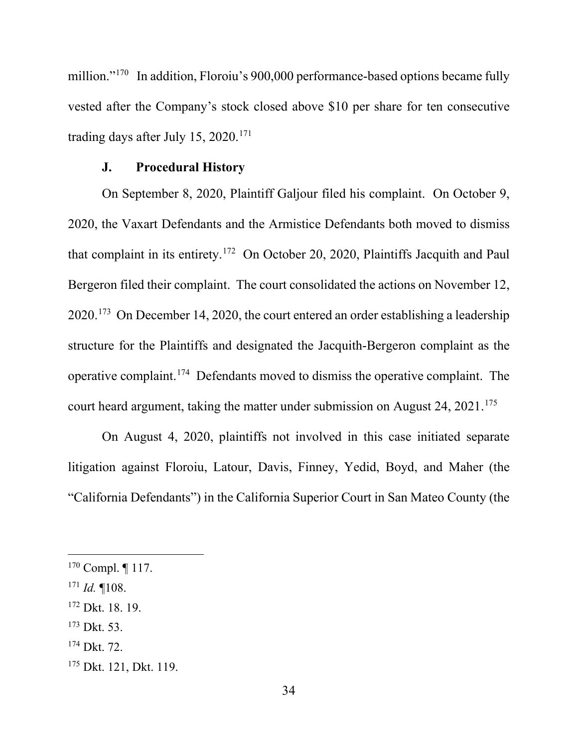million."[170] In addition, Floroiu's 900,000 performance-based options became fully vested after the Company's stock closed above $10 per share for ten consecutive trading days after July 15, 2020.[171]

### J. Procedural History

On September 8, 2020, Plaintiff Galjour filed his complaint. On October 9, 2020, the Vaxart Defendants and the Armistice Defendants both moved to dismiss that complaint in its entirety.[172] On October 20, 2020, Plaintiffs Jacquith and Paul Bergeron filed their complaint. The court consolidated the actions on November 12, 2020.[173] On December 14, 2020, the court entered an order establishing a leadership structure for the Plaintiffs and designated the Jacquith-Bergeron complaint as the operative complaint.[174] Defendants moved to dismiss the operative complaint. The court heard argument, taking the matter under submission on August 24, 2021.[175]

On August 4, 2020, plaintiffs not involved in this case initiated separate litigation against Floroiu, Latour, Davis, Finney, Yedid, Boyd, and Maher (the "California Defendants") in the California Superior Court in San Mateo County (the

---

[170] Compl. ¶ 117.

[171] *Id.* ¶108.

[172] Dkt. 18. 19.

[173] Dkt. 53.

[174] Dkt. 72.

[175] Dkt. 121, Dkt. 119.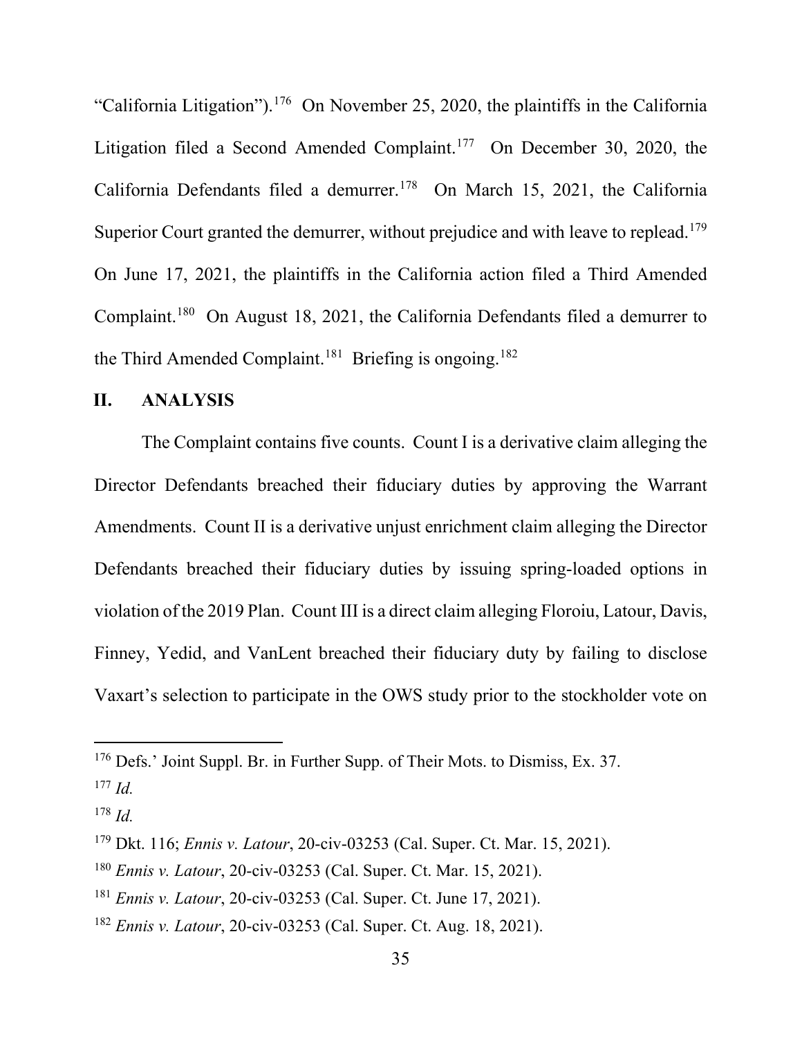"California Litigation").[176] On November 25, 2020, the plaintiffs in the California Litigation filed a Second Amended Complaint.[177] On December 30, 2020, the California Defendants filed a demurrer.[178] On March 15, 2021, the California Superior Court granted the demurrer, without prejudice and with leave to replead.[179] On June 17, 2021, the plaintiffs in the California action filed a Third Amended Complaint.[180] On August 18, 2021, the California Defendants filed a demurrer to the Third Amended Complaint.[181] Briefing is ongoing.[182]

## II. ANALYSIS

The Complaint contains five counts. Count I is a derivative claim alleging the Director Defendants breached their fiduciary duties by approving the Warrant Amendments. Count II is a derivative unjust enrichment claim alleging the Director Defendants breached their fiduciary duties by issuing spring-loaded options in violation of the 2019 Plan. Count III is a direct claim alleging Floroiu, Latour, Davis, Finney, Yedid, and VanLent breached their fiduciary duty by failing to disclose Vaxart's selection to participate in the OWS study prior to the stockholder vote on

---

[176] Defs.' Joint Suppl. Br. in Further Supp. of Their Mots. to Dismiss, Ex. 37.

[177] *Id.*

[178] *Id.*

[179] Dkt. 116; *Ennis v. Latour*, 20-civ-03253 (Cal. Super. Ct. Mar. 15, 2021).

[180] *Ennis v. Latour*, 20-civ-03253 (Cal. Super. Ct. Mar. 15, 2021).

[181] *Ennis v. Latour*, 20-civ-03253 (Cal. Super. Ct. June 17, 2021).

[182] *Ennis v. Latour*, 20-civ-03253 (Cal. Super. Ct. Aug. 18, 2021).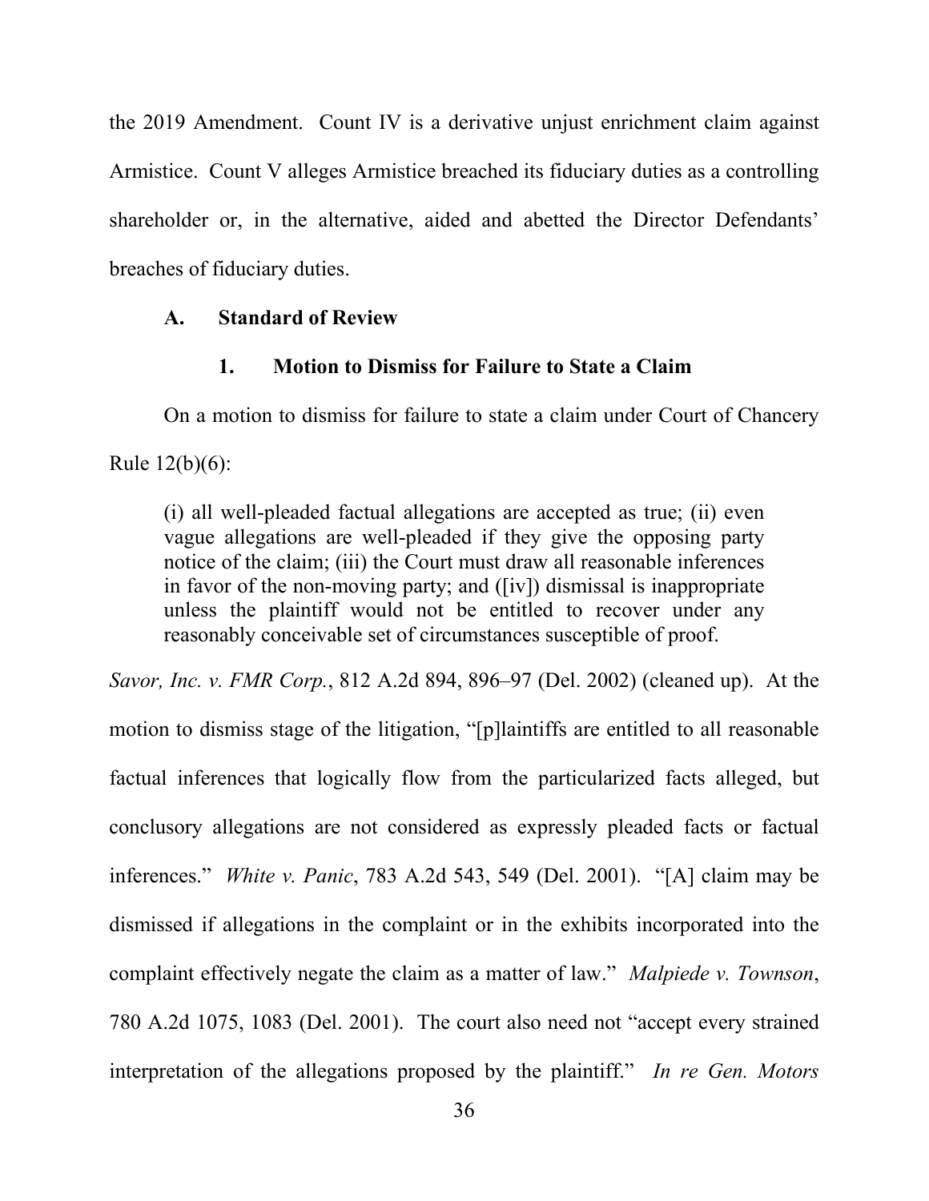the 2019 Amendment. Count IV is a derivative unjust enrichment claim against Armistice. Count V alleges Armistice breached its fiduciary duties as a controlling shareholder or, in the alternative, aided and abetted the Director Defendants' breaches of fiduciary duties.

### A. Standard of Review

#### 1. Motion to Dismiss for Failure to State a Claim

On a motion to dismiss for failure to state a claim under Court of Chancery Rule 12(b)(6):

> (i) all well-pleaded factual allegations are accepted as true; (ii) even vague allegations are well-pleaded if they give the opposing party notice of the claim; (iii) the Court must draw all reasonable inferences in favor of the non-moving party; and ([iv]) dismissal is inappropriate unless the plaintiff would not be entitled to recover under any reasonably conceivable set of circumstances susceptible of proof.

*Savor, Inc. v. FMR Corp.*, 812 A.2d 894, 896–97 (Del. 2002) (cleaned up). At the motion to dismiss stage of the litigation, "[p]laintiffs are entitled to all reasonable factual inferences that logically flow from the particularized facts alleged, but conclusory allegations are not considered as expressly pleaded facts or factual inferences." *White v. Panic*, 783 A.2d 543, 549 (Del. 2001). "[A] claim may be dismissed if allegations in the complaint or in the exhibits incorporated into the complaint effectively negate the claim as a matter of law." *Malpiede v. Townson*, 780 A.2d 1075, 1083 (Del. 2001). The court also need not "accept every strained interpretation of the allegations proposed by the plaintiff." *In re Gen. Motors*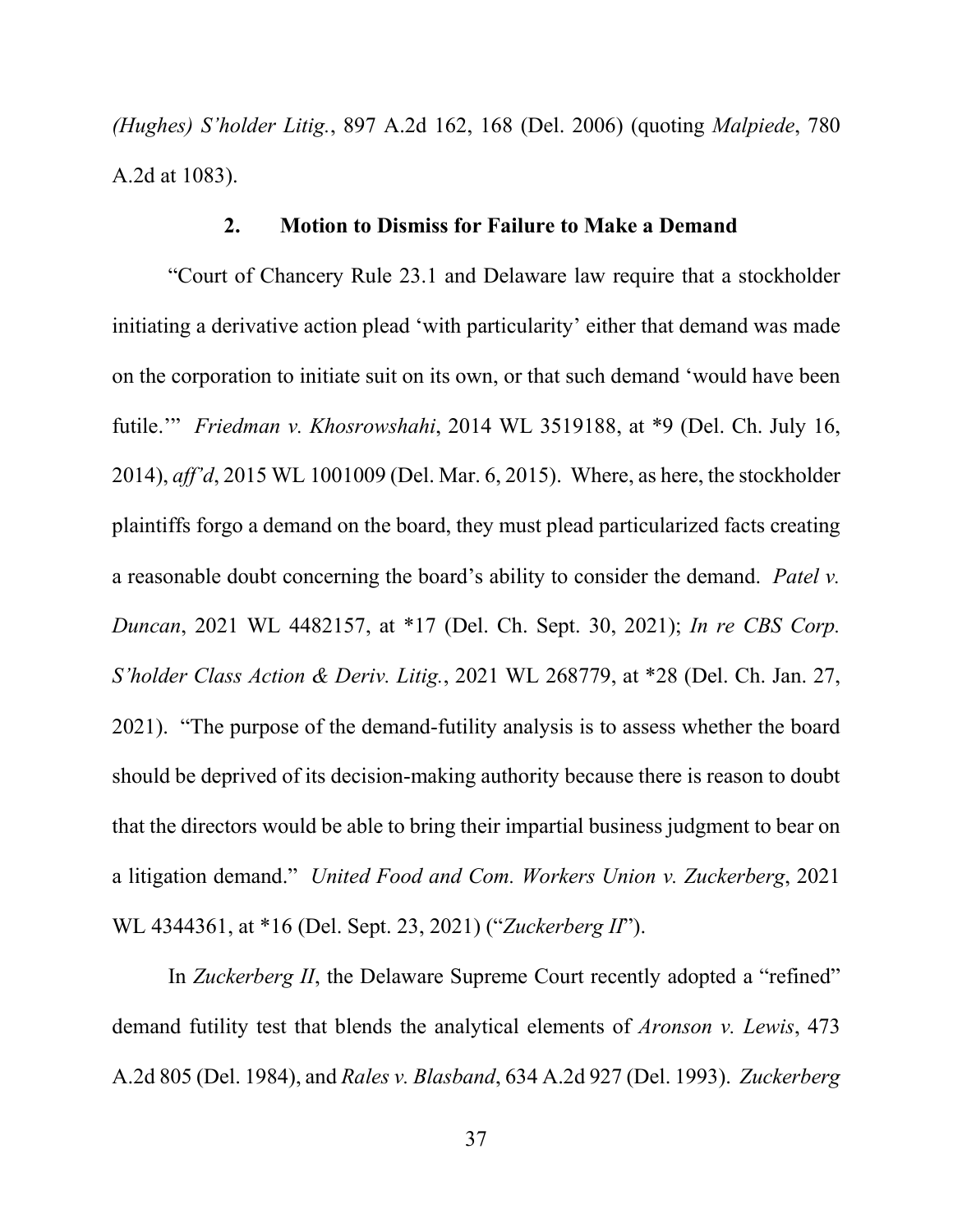*(Hughes) S'holder Litig.*, 897 A.2d 162, 168 (Del. 2006) (quoting *Malpiede*, 780 A.2d at 1083).

### 2. Motion to Dismiss for Failure to Make a Demand

"Court of Chancery Rule 23.1 and Delaware law require that a stockholder initiating a derivative action plead 'with particularity' either that demand was made on the corporation to initiate suit on its own, or that such demand 'would have been futile.'" *Friedman v. Khosrowshahi*, 2014 WL 3519188, at *9 (Del. Ch. July 16, 2014), *aff'd*, 2015 WL 1001009 (Del. Mar. 6, 2015). Where, as here, the stockholder plaintiffs forgo a demand on the board, they must plead particularized facts creating a reasonable doubt concerning the board's ability to consider the demand. *Patel v. Duncan*, 2021 WL 4482157, at *17 (Del. Ch. Sept. 30, 2021); *In re CBS Corp. S'holder Class Action & Deriv. Litig.*, 2021 WL 268779, at *28 (Del. Ch. Jan. 27, 2021). "The purpose of the demand-futility analysis is to assess whether the board should be deprived of its decision-making authority because there is reason to doubt that the directors would be able to bring their impartial business judgment to bear on a litigation demand." *United Food and Com. Workers Union v. Zuckerberg*, 2021 WL 4344361, at *16 (Del. Sept. 23, 2021) ("*Zuckerberg II*").

In *Zuckerberg II*, the Delaware Supreme Court recently adopted a "refined" demand futility test that blends the analytical elements of *Aronson v. Lewis*, 473 A.2d 805 (Del. 1984), and *Rales v. Blasband*, 634 A.2d 927 (Del. 1993). *Zuckerberg*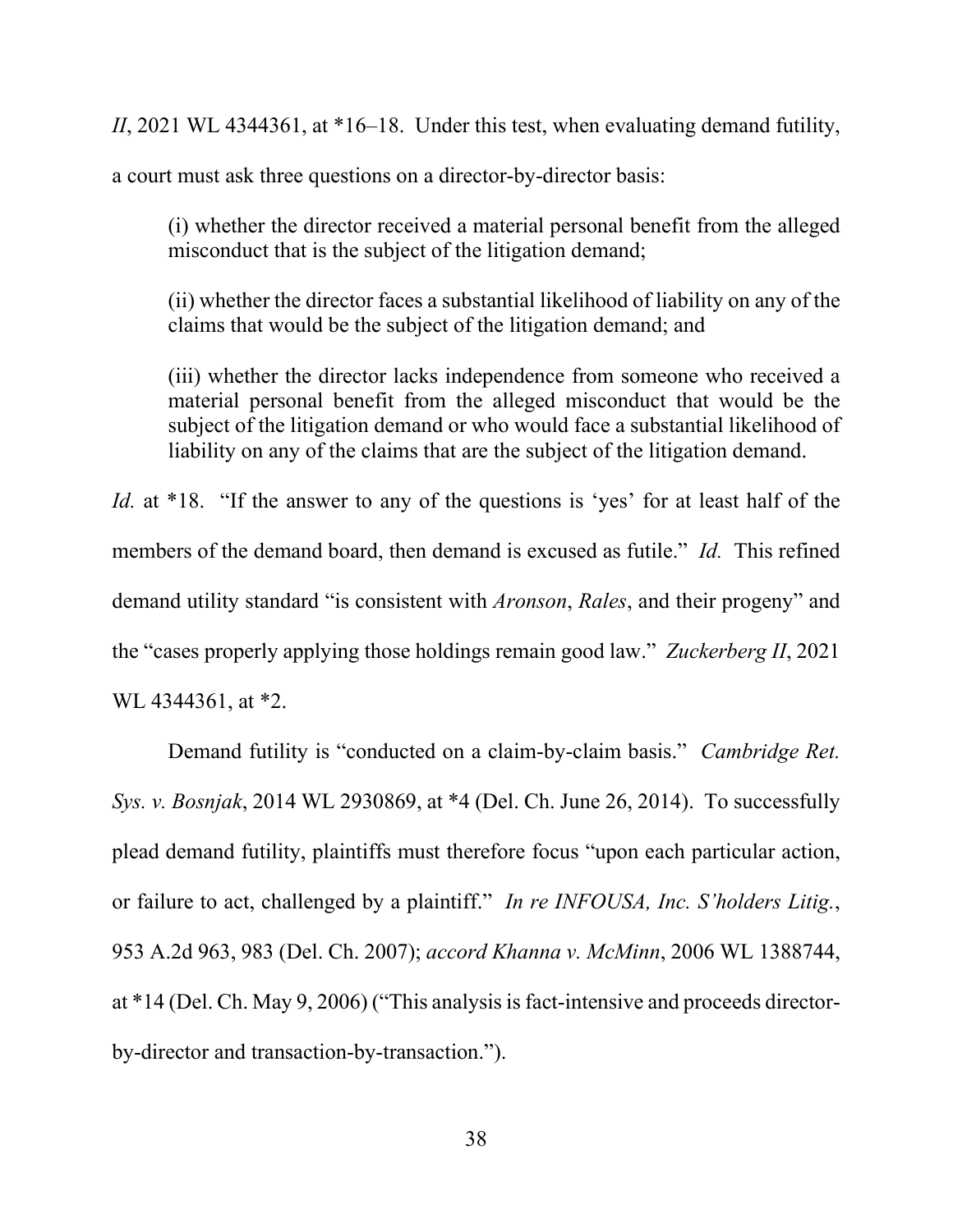*II*, 2021 WL 4344361, at *16–18. Under this test, when evaluating demand futility, a court must ask three questions on a director-by-director basis:

> (i) whether the director received a material personal benefit from the alleged misconduct that is the subject of the litigation demand;
>
> (ii) whether the director faces a substantial likelihood of liability on any of the claims that would be the subject of the litigation demand; and
>
> (iii) whether the director lacks independence from someone who received a material personal benefit from the alleged misconduct that would be the subject of the litigation demand or who would face a substantial likelihood of liability on any of the claims that are the subject of the litigation demand.

*Id.* at *18. "If the answer to any of the questions is 'yes' for at least half of the members of the demand board, then demand is excused as futile." *Id.* This refined demand utility standard "is consistent with *Aronson*, *Rales*, and their progeny" and the "cases properly applying those holdings remain good law." *Zuckerberg II*, 2021 WL 4344361, at *2.

Demand futility is "conducted on a claim-by-claim basis." *Cambridge Ret. Sys. v. Bosnjak*, 2014 WL 2930869, at *4 (Del. Ch. June 26, 2014). To successfully plead demand futility, plaintiffs must therefore focus "upon each particular action, or failure to act, challenged by a plaintiff." *In re INFOUSA, Inc. S'holders Litig.*, 953 A.2d 963, 983 (Del. Ch. 2007); *accord Khanna v. McMinn*, 2006 WL 1388744, at *14 (Del. Ch. May 9, 2006) ("This analysis is fact-intensive and proceeds director-by-director and transaction-by-transaction.").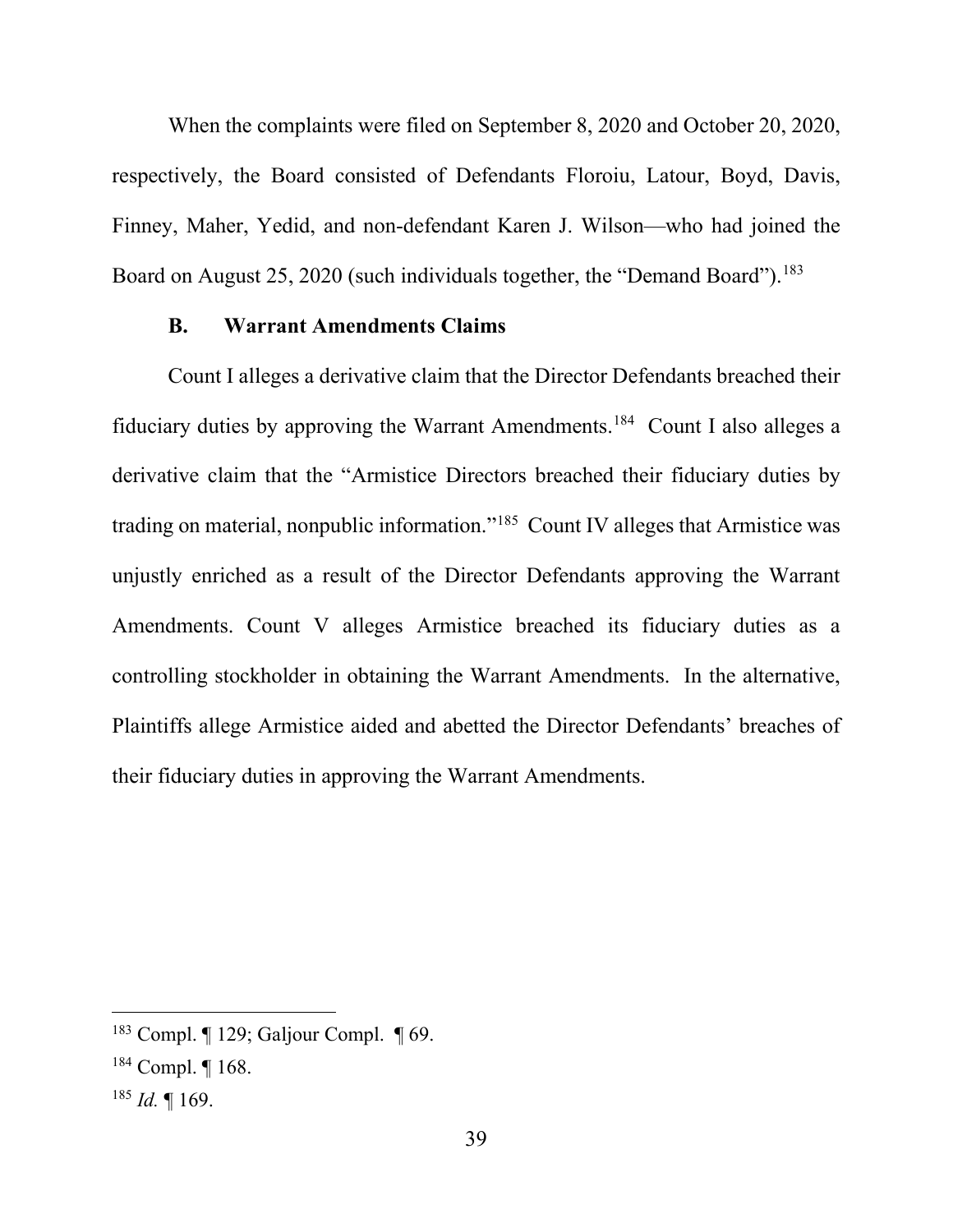When the complaints were filed on September 8, 2020 and October 20, 2020, respectively, the Board consisted of Defendants Floroiu, Latour, Boyd, Davis, Finney, Maher, Yedid, and non-defendant Karen J. Wilson—who had joined the Board on August 25, 2020 (such individuals together, the "Demand Board").[183]

### B. Warrant Amendments Claims

Count I alleges a derivative claim that the Director Defendants breached their fiduciary duties by approving the Warrant Amendments.[184] Count I also alleges a derivative claim that the "Armistice Directors breached their fiduciary duties by trading on material, nonpublic information."[185] Count IV alleges that Armistice was unjustly enriched as a result of the Director Defendants approving the Warrant Amendments. Count V alleges Armistice breached its fiduciary duties as a controlling stockholder in obtaining the Warrant Amendments. In the alternative, Plaintiffs allege Armistice aided and abetted the Director Defendants' breaches of their fiduciary duties in approving the Warrant Amendments.

---

[183] Compl. ¶ 129; Galjour Compl. ¶ 69.

[184] Compl. ¶ 168.

[185] *Id.* ¶ 169.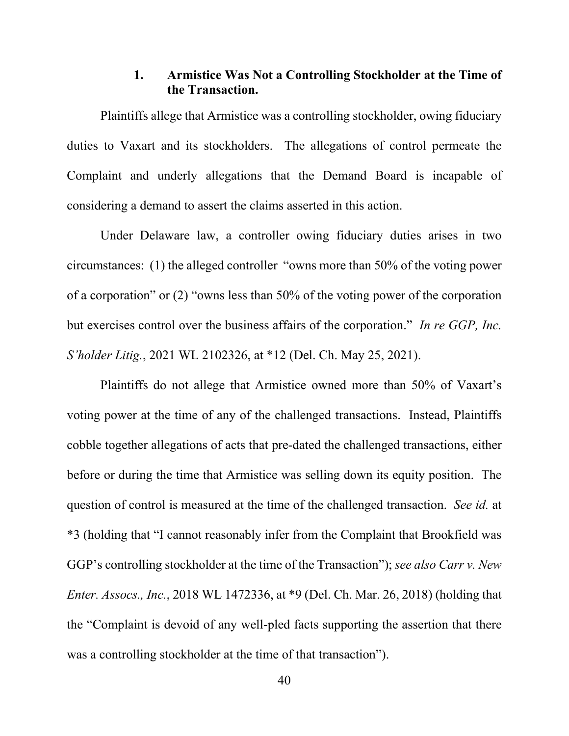### 1. Armistice Was Not a Controlling Stockholder at the Time of the Transaction.

Plaintiffs allege that Armistice was a controlling stockholder, owing fiduciary duties to Vaxart and its stockholders. The allegations of control permeate the Complaint and underly allegations that the Demand Board is incapable of considering a demand to assert the claims asserted in this action.

Under Delaware law, a controller owing fiduciary duties arises in two circumstances: (1) the alleged controller "owns more than 50% of the voting power of a corporation" or (2) "owns less than 50% of the voting power of the corporation but exercises control over the business affairs of the corporation." *In re GGP, Inc. S'holder Litig.*, 2021 WL 2102326, at *12 (Del. Ch. May 25, 2021).

Plaintiffs do not allege that Armistice owned more than 50% of Vaxart's voting power at the time of any of the challenged transactions. Instead, Plaintiffs cobble together allegations of acts that pre-dated the challenged transactions, either before or during the time that Armistice was selling down its equity position. The question of control is measured at the time of the challenged transaction. *See id.* at *3 (holding that "I cannot reasonably infer from the Complaint that Brookfield was GGP's controlling stockholder at the time of the Transaction"); *see also Carr v. New Enter. Assocs., Inc.*, 2018 WL 1472336, at *9 (Del. Ch. Mar. 26, 2018) (holding that the "Complaint is devoid of any well-pled facts supporting the assertion that there was a controlling stockholder at the time of that transaction").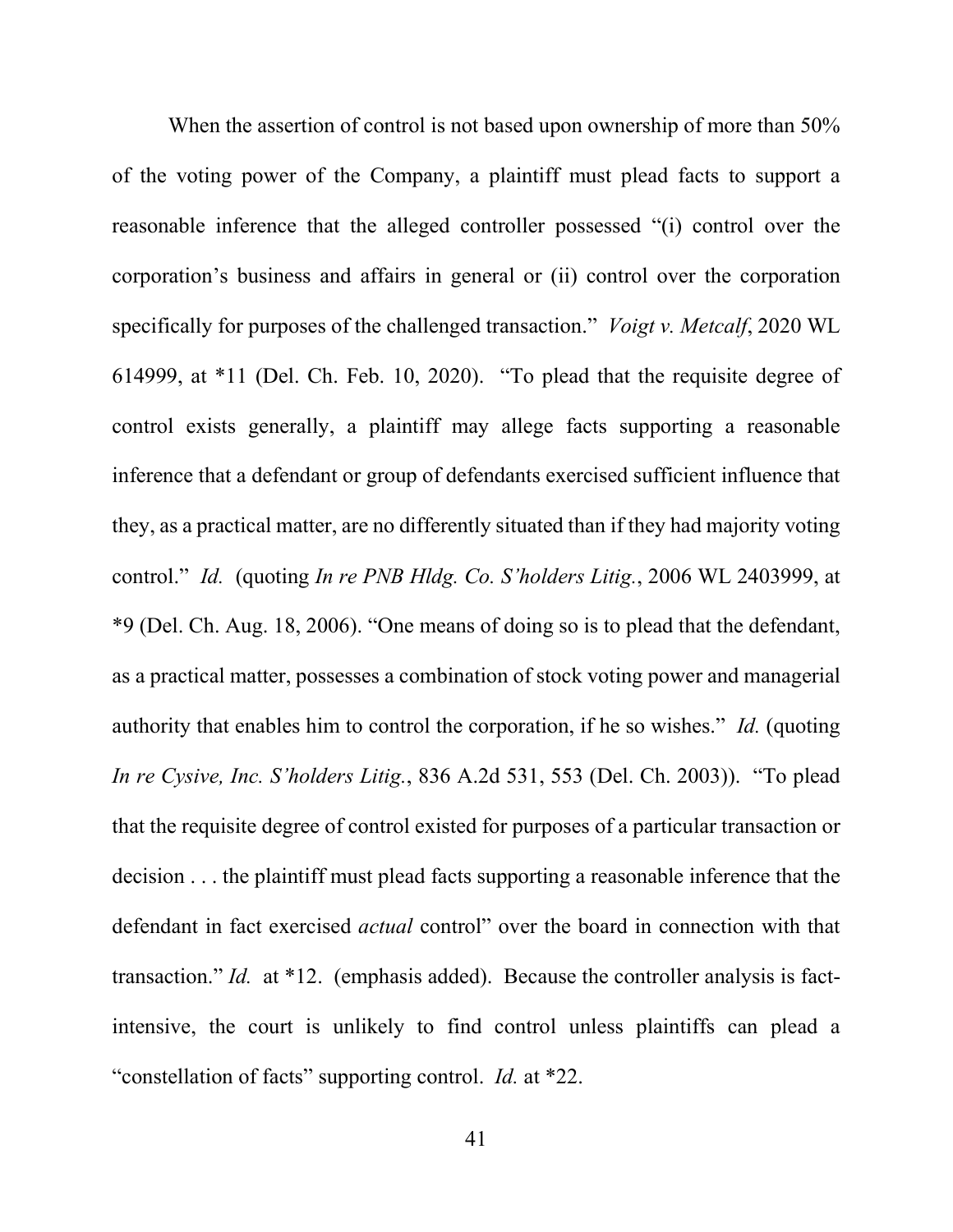When the assertion of control is not based upon ownership of more than 50% of the voting power of the Company, a plaintiff must plead facts to support a reasonable inference that the alleged controller possessed "(i) control over the corporation's business and affairs in general or (ii) control over the corporation specifically for purposes of the challenged transaction." *Voigt v. Metcalf*, 2020 WL 614999, at *11 (Del. Ch. Feb. 10, 2020). "To plead that the requisite degree of control exists generally, a plaintiff may allege facts supporting a reasonable inference that a defendant or group of defendants exercised sufficient influence that they, as a practical matter, are no differently situated than if they had majority voting control." *Id.* (quoting *In re PNB Hldg. Co. S'holders Litig.*, 2006 WL 2403999, at *9 (Del. Ch. Aug. 18, 2006). "One means of doing so is to plead that the defendant, as a practical matter, possesses a combination of stock voting power and managerial authority that enables him to control the corporation, if he so wishes." *Id.* (quoting *In re Cysive, Inc. S'holders Litig.*, 836 A.2d 531, 553 (Del. Ch. 2003)). "To plead that the requisite degree of control existed for purposes of a particular transaction or decision . . . the plaintiff must plead facts supporting a reasonable inference that the defendant in fact exercised *actual* control" over the board in connection with that transaction." *Id.* at *12. (emphasis added). Because the controller analysis is fact-intensive, the court is unlikely to find control unless plaintiffs can plead a "constellation of facts" supporting control. *Id.* at *22.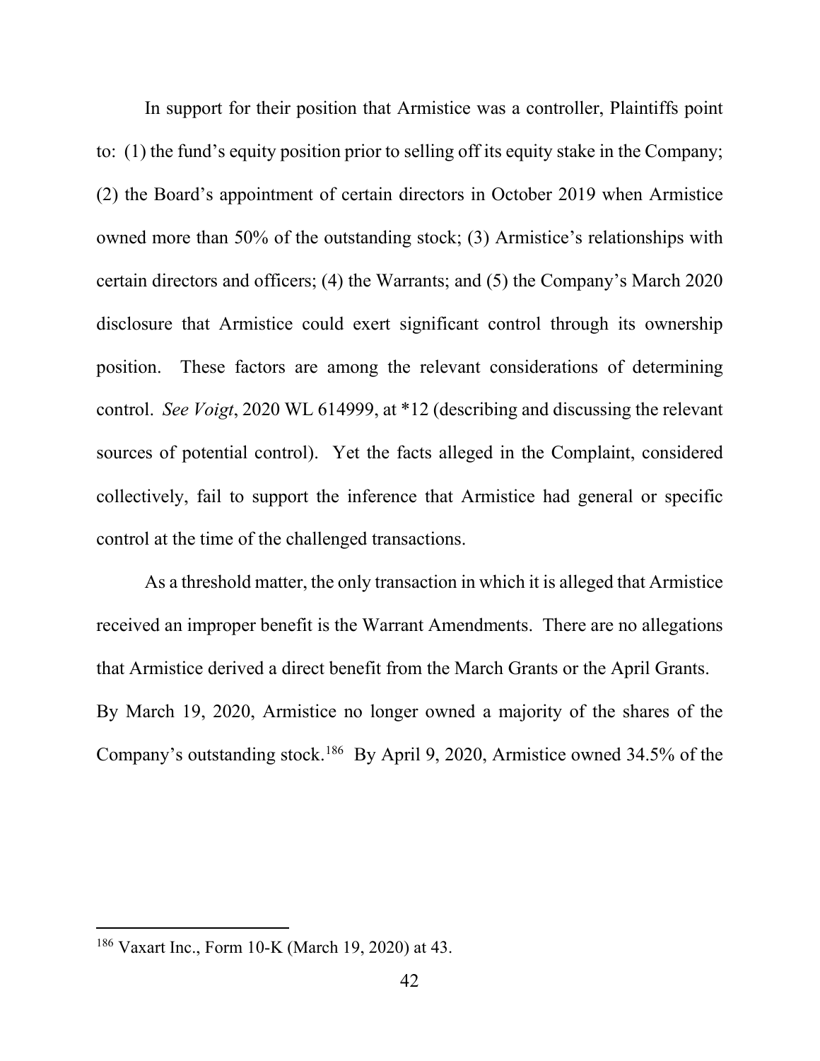In support for their position that Armistice was a controller, Plaintiffs point to: (1) the fund's equity position prior to selling off its equity stake in the Company; (2) the Board's appointment of certain directors in October 2019 when Armistice owned more than 50% of the outstanding stock; (3) Armistice's relationships with certain directors and officers; (4) the Warrants; and (5) the Company's March 2020 disclosure that Armistice could exert significant control through its ownership position. These factors are among the relevant considerations of determining control. *See Voigt*, 2020 WL 614999, at *12 (describing and discussing the relevant sources of potential control). Yet the facts alleged in the Complaint, considered collectively, fail to support the inference that Armistice had general or specific control at the time of the challenged transactions.

As a threshold matter, the only transaction in which it is alleged that Armistice received an improper benefit is the Warrant Amendments. There are no allegations that Armistice derived a direct benefit from the March Grants or the April Grants. By March 19, 2020, Armistice no longer owned a majority of the shares of the Company's outstanding stock.[186] By April 9, 2020, Armistice owned 34.5% of the

---

[186] Vaxart Inc., Form 10-K (March 19, 2020) at 43.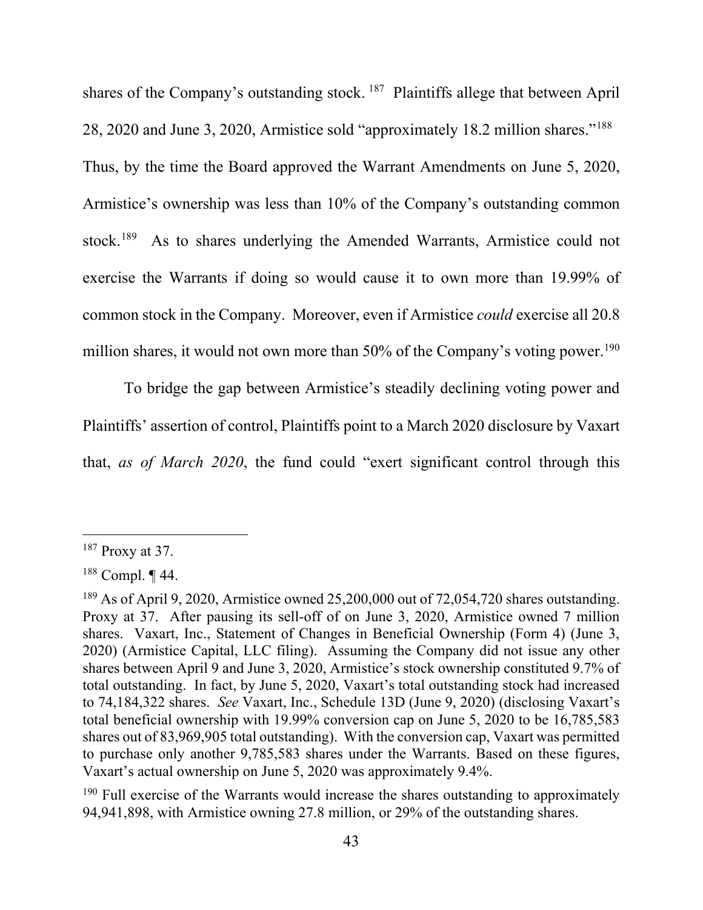shares of the Company's outstanding stock.[187] Plaintiffs allege that between April 28, 2020 and June 3, 2020, Armistice sold "approximately 18.2 million shares."[188] Thus, by the time the Board approved the Warrant Amendments on June 5, 2020, Armistice's ownership was less than 10% of the Company's outstanding common stock.[189] As to shares underlying the Amended Warrants, Armistice could not exercise the Warrants if doing so would cause it to own more than 19.99% of common stock in the Company. Moreover, even if Armistice *could* exercise all 20.8 million shares, it would not own more than 50% of the Company's voting power.[190]

To bridge the gap between Armistice's steadily declining voting power and Plaintiffs' assertion of control, Plaintiffs point to a March 2020 disclosure by Vaxart that, *as of March 2020*, the fund could "exert significant control through this

---

[187] Proxy at 37.

[188] Compl. ¶ 44.

[189] As of April 9, 2020, Armistice owned 25,200,000 out of 72,054,720 shares outstanding. Proxy at 37. After pausing its sell-off of on June 3, 2020, Armistice owned 7 million shares. Vaxart, Inc., Statement of Changes in Beneficial Ownership (Form 4) (June 3, 2020) (Armistice Capital, LLC filing). Assuming the Company did not issue any other shares between April 9 and June 3, 2020, Armistice's stock ownership constituted 9.7% of total outstanding. In fact, by June 5, 2020, Vaxart's total outstanding stock had increased to 74,184,322 shares. *See* Vaxart, Inc., Schedule 13D (June 9, 2020) (disclosing Vaxart's total beneficial ownership with 19.99% conversion cap on June 5, 2020 to be 16,785,583 shares out of 83,969,905 total outstanding). With the conversion cap, Vaxart was permitted to purchase only another 9,785,583 shares under the Warrants. Based on these figures, Vaxart's actual ownership on June 5, 2020 was approximately 9.4%.

[190] Full exercise of the Warrants would increase the shares outstanding to approximately 94,941,898, with Armistice owning 27.8 million, or 29% of the outstanding shares.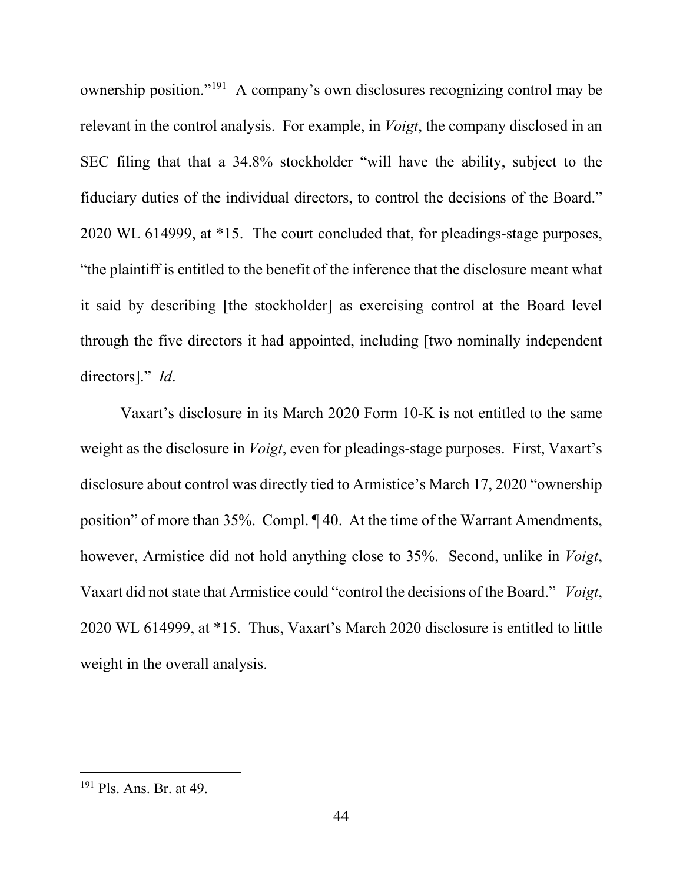ownership position."[191] A company's own disclosures recognizing control may be relevant in the control analysis. For example, in *Voigt*, the company disclosed in an SEC filing that that a 34.8% stockholder "will have the ability, subject to the fiduciary duties of the individual directors, to control the decisions of the Board." 2020 WL 614999, at *15. The court concluded that, for pleadings-stage purposes, "the plaintiff is entitled to the benefit of the inference that the disclosure meant what it said by describing [the stockholder] as exercising control at the Board level through the five directors it had appointed, including [two nominally independent directors]." *Id*.

Vaxart's disclosure in its March 2020 Form 10-K is not entitled to the same weight as the disclosure in *Voigt*, even for pleadings-stage purposes. First, Vaxart's disclosure about control was directly tied to Armistice's March 17, 2020 "ownership position" of more than 35%. Compl. ¶ 40. At the time of the Warrant Amendments, however, Armistice did not hold anything close to 35%. Second, unlike in *Voigt*, Vaxart did not state that Armistice could "control the decisions of the Board." *Voigt*, 2020 WL 614999, at *15. Thus, Vaxart's March 2020 disclosure is entitled to little weight in the overall analysis.

---

[191] Pls. Ans. Br. at 49.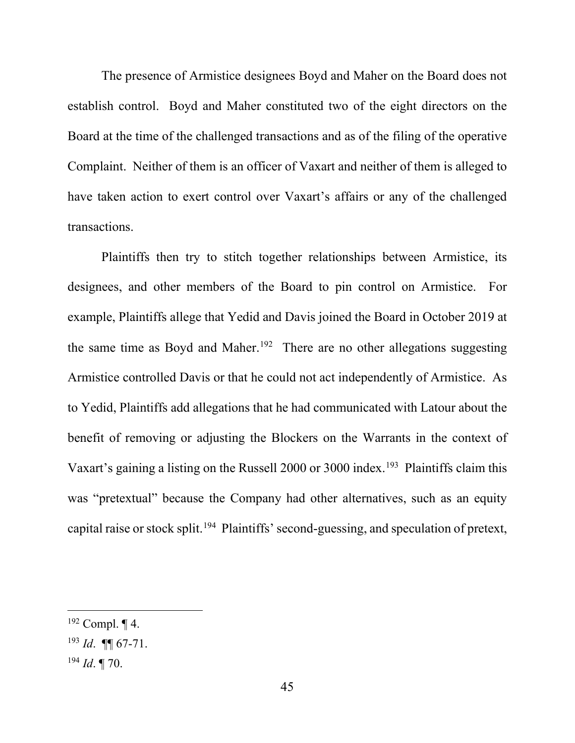The presence of Armistice designees Boyd and Maher on the Board does not establish control. Boyd and Maher constituted two of the eight directors on the Board at the time of the challenged transactions and as of the filing of the operative Complaint. Neither of them is an officer of Vaxart and neither of them is alleged to have taken action to exert control over Vaxart's affairs or any of the challenged transactions.

Plaintiffs then try to stitch together relationships between Armistice, its designees, and other members of the Board to pin control on Armistice. For example, Plaintiffs allege that Yedid and Davis joined the Board in October 2019 at the same time as Boyd and Maher.[192] There are no other allegations suggesting Armistice controlled Davis or that he could not act independently of Armistice. As to Yedid, Plaintiffs add allegations that he had communicated with Latour about the benefit of removing or adjusting the Blockers on the Warrants in the context of Vaxart's gaining a listing on the Russell 2000 or 3000 index.[193] Plaintiffs claim this was "pretextual" because the Company had other alternatives, such as an equity capital raise or stock split.[194] Plaintiffs' second-guessing, and speculation of pretext,

---

[192] Compl. ¶ 4.

[193] *Id*. ¶¶ 67-71.

[194] *Id*. ¶ 70.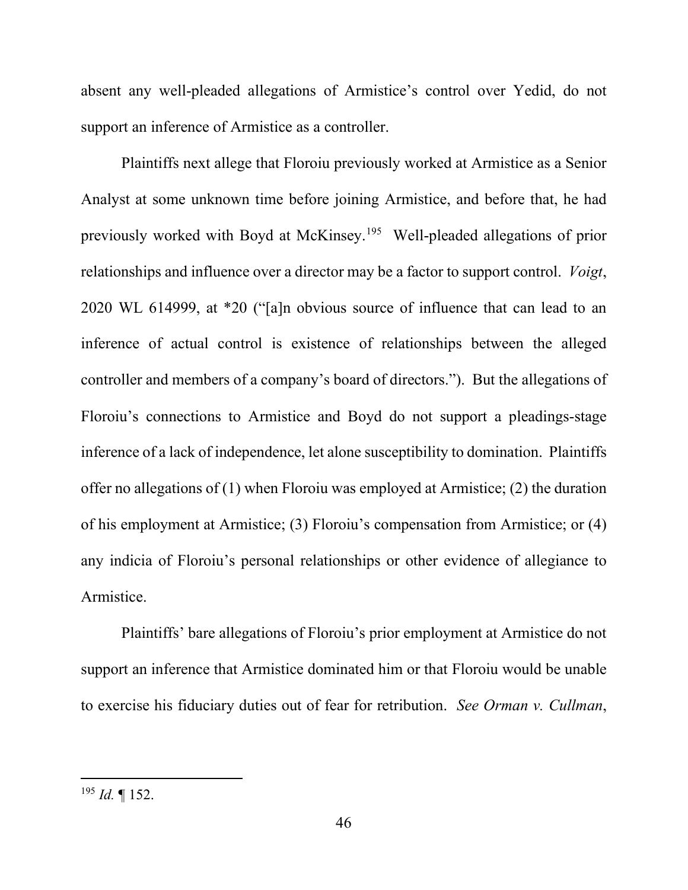absent any well-pleaded allegations of Armistice's control over Yedid, do not support an inference of Armistice as a controller.

Plaintiffs next allege that Floroiu previously worked at Armistice as a Senior Analyst at some unknown time before joining Armistice, and before that, he had previously worked with Boyd at McKinsey.[195] Well-pleaded allegations of prior relationships and influence over a director may be a factor to support control. *Voigt*, 2020 WL 614999, at *20 ("[a]n obvious source of influence that can lead to an inference of actual control is existence of relationships between the alleged controller and members of a company's board of directors."). But the allegations of Floroiu's connections to Armistice and Boyd do not support a pleadings-stage inference of a lack of independence, let alone susceptibility to domination. Plaintiffs offer no allegations of (1) when Floroiu was employed at Armistice; (2) the duration of his employment at Armistice; (3) Floroiu's compensation from Armistice; or (4) any indicia of Floroiu's personal relationships or other evidence of allegiance to Armistice.

Plaintiffs' bare allegations of Floroiu's prior employment at Armistice do not support an inference that Armistice dominated him or that Floroiu would be unable to exercise his fiduciary duties out of fear for retribution. *See Orman v. Cullman*,

---

[195] *Id.* ¶ 152.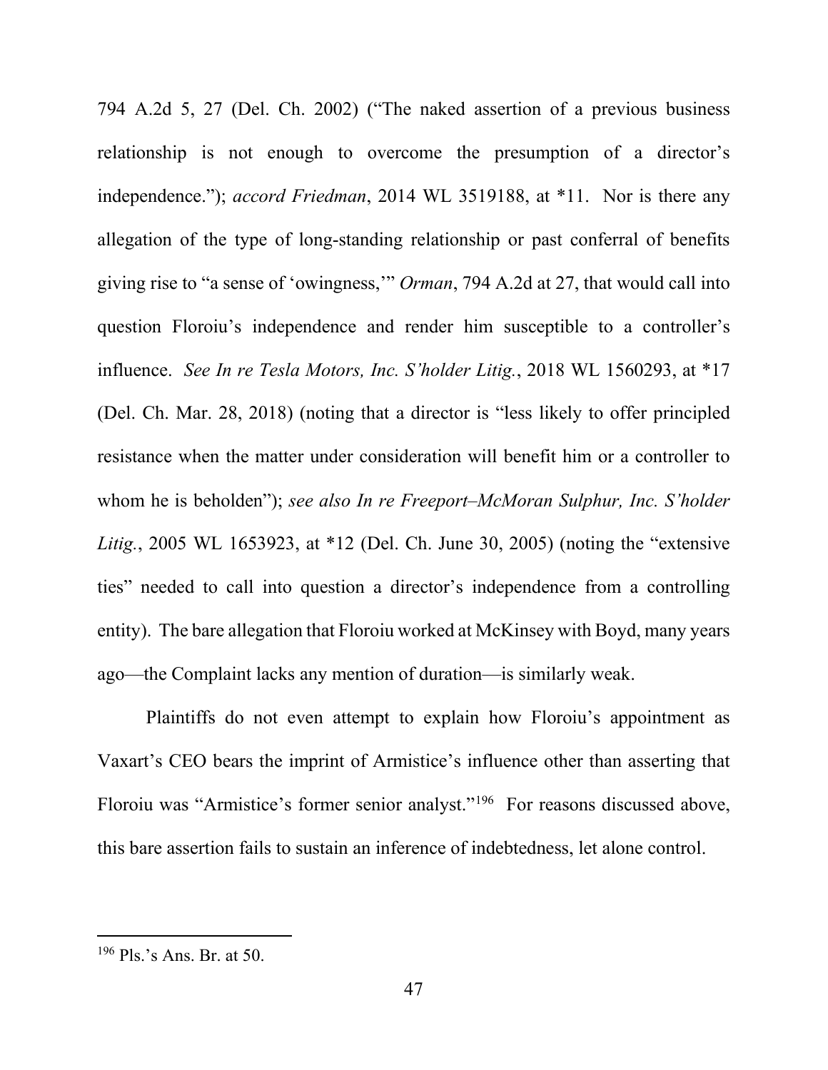794 A.2d 5, 27 (Del. Ch. 2002) ("The naked assertion of a previous business relationship is not enough to overcome the presumption of a director's independence."); *accord Friedman*, 2014 WL 3519188, at *11. Nor is there any allegation of the type of long-standing relationship or past conferral of benefits giving rise to "a sense of 'owingness,'" *Orman*, 794 A.2d at 27, that would call into question Floroiu's independence and render him susceptible to a controller's influence. *See In re Tesla Motors, Inc. S'holder Litig.*, 2018 WL 1560293, at *17 (Del. Ch. Mar. 28, 2018) (noting that a director is "less likely to offer principled resistance when the matter under consideration will benefit him or a controller to whom he is beholden"); *see also In re Freeport–McMoran Sulphur, Inc. S'holder Litig.*, 2005 WL 1653923, at *12 (Del. Ch. June 30, 2005) (noting the "extensive ties" needed to call into question a director's independence from a controlling entity). The bare allegation that Floroiu worked at McKinsey with Boyd, many years ago—the Complaint lacks any mention of duration—is similarly weak.

Plaintiffs do not even attempt to explain how Floroiu's appointment as Vaxart's CEO bears the imprint of Armistice's influence other than asserting that Floroiu was "Armistice's former senior analyst."[196] For reasons discussed above, this bare assertion fails to sustain an inference of indebtedness, let alone control.

---

[196] Pls.'s Ans. Br. at 50.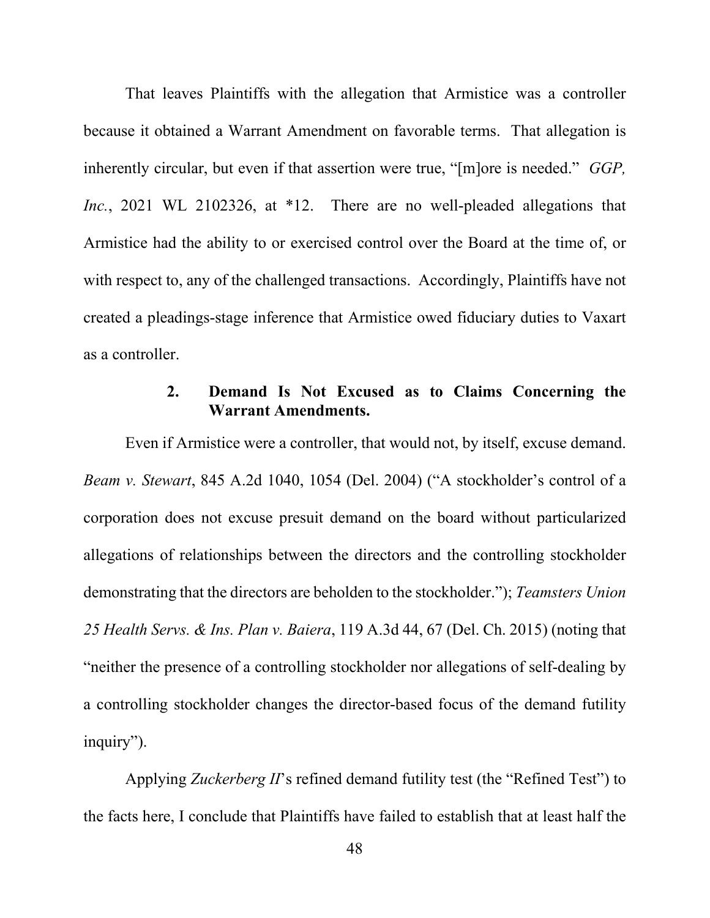That leaves Plaintiffs with the allegation that Armistice was a controller because it obtained a Warrant Amendment on favorable terms. That allegation is inherently circular, but even if that assertion were true, "[m]ore is needed." *GGP, Inc.*, 2021 WL 2102326, at *12. There are no well-pleaded allegations that Armistice had the ability to or exercised control over the Board at the time of, or with respect to, any of the challenged transactions. Accordingly, Plaintiffs have not created a pleadings-stage inference that Armistice owed fiduciary duties to Vaxart as a controller.

### 2. Demand Is Not Excused as to Claims Concerning the Warrant Amendments.

Even if Armistice were a controller, that would not, by itself, excuse demand. *Beam v. Stewart*, 845 A.2d 1040, 1054 (Del. 2004) ("A stockholder's control of a corporation does not excuse presuit demand on the board without particularized allegations of relationships between the directors and the controlling stockholder demonstrating that the directors are beholden to the stockholder."); *Teamsters Union 25 Health Servs. & Ins. Plan v. Baiera*, 119 A.3d 44, 67 (Del. Ch. 2015) (noting that "neither the presence of a controlling stockholder nor allegations of self-dealing by a controlling stockholder changes the director-based focus of the demand futility inquiry").

Applying *Zuckerberg II*'s refined demand futility test (the "Refined Test") to the facts here, I conclude that Plaintiffs have failed to establish that at least half the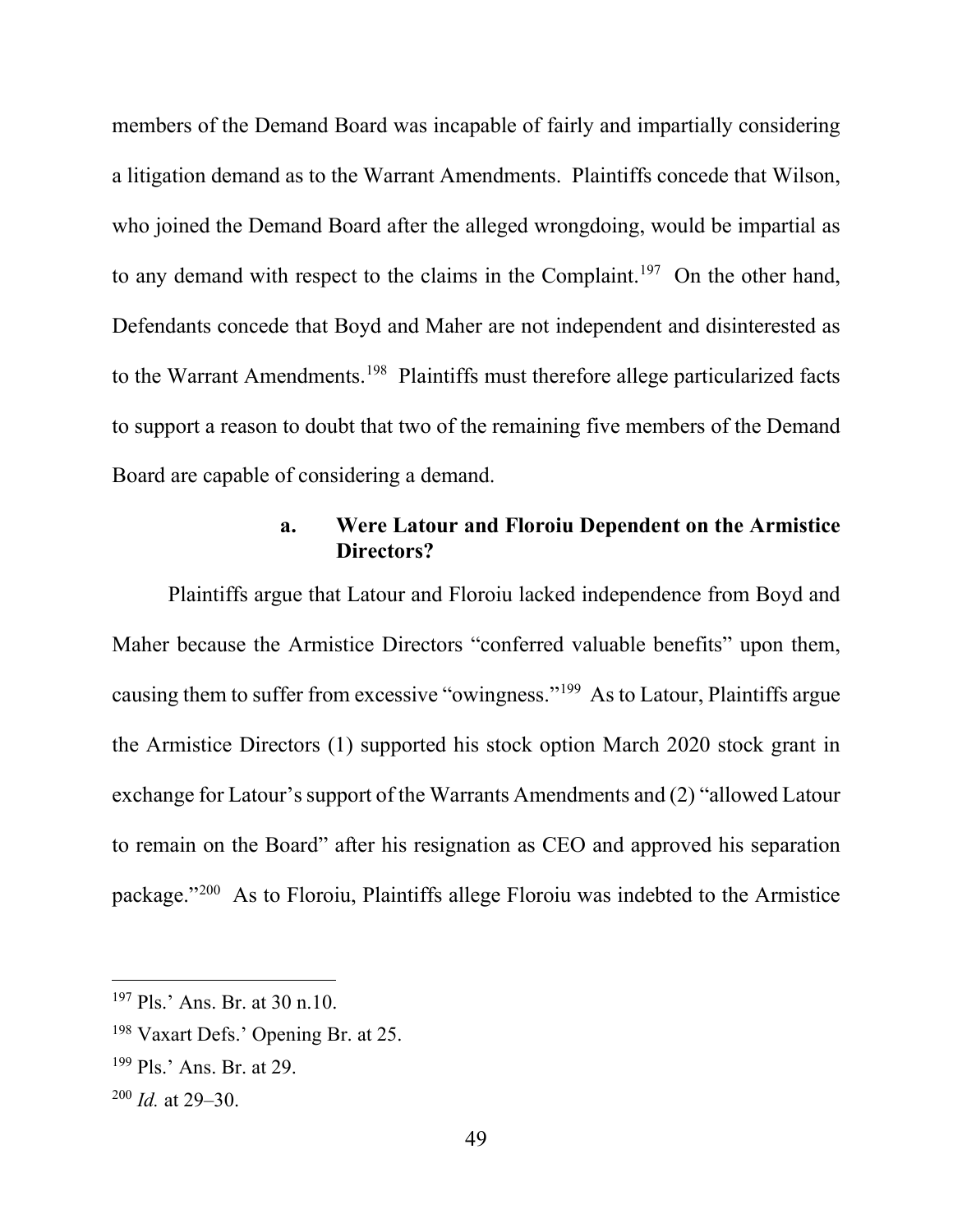members of the Demand Board was incapable of fairly and impartially considering a litigation demand as to the Warrant Amendments. Plaintiffs concede that Wilson, who joined the Demand Board after the alleged wrongdoing, would be impartial as to any demand with respect to the claims in the Complaint.[197] On the other hand, Defendants concede that Boyd and Maher are not independent and disinterested as to the Warrant Amendments.[198] Plaintiffs must therefore allege particularized facts to support a reason to doubt that two of the remaining five members of the Demand Board are capable of considering a demand.

#### a. Were Latour and Floroiu Dependent on the Armistice Directors?

Plaintiffs argue that Latour and Floroiu lacked independence from Boyd and Maher because the Armistice Directors "conferred valuable benefits" upon them, causing them to suffer from excessive "owingness."[199] As to Latour, Plaintiffs argue the Armistice Directors (1) supported his stock option March 2020 stock grant in exchange for Latour's support of the Warrants Amendments and (2) "allowed Latour to remain on the Board" after his resignation as CEO and approved his separation package."[200] As to Floroiu, Plaintiffs allege Floroiu was indebted to the Armistice

---

[197] Pls.' Ans. Br. at 30 n.10.

[198] Vaxart Defs.' Opening Br. at 25.

[199] Pls.' Ans. Br. at 29.

[200] *Id.* at 29–30.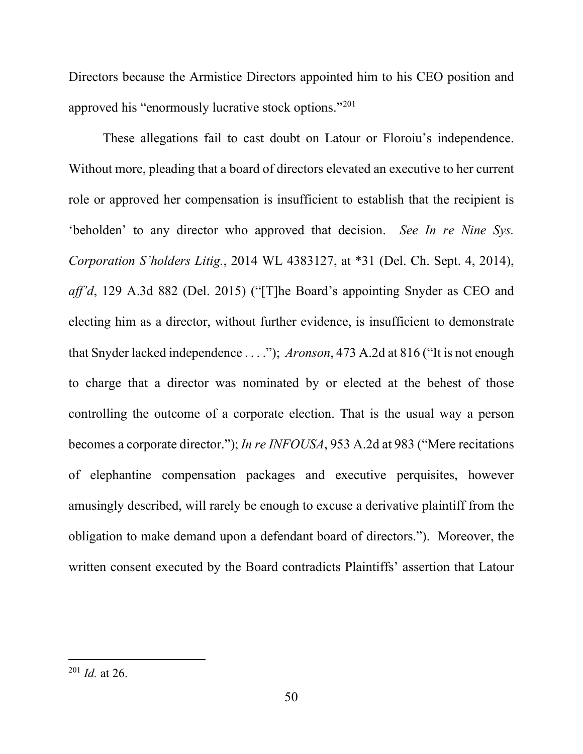Directors because the Armistice Directors appointed him to his CEO position and approved his "enormously lucrative stock options."[201]

These allegations fail to cast doubt on Latour or Floroiu's independence. Without more, pleading that a board of directors elevated an executive to her current role or approved her compensation is insufficient to establish that the recipient is 'beholden' to any director who approved that decision. *See In re Nine Sys. Corporation S'holders Litig.*, 2014 WL 4383127, at *31 (Del. Ch. Sept. 4, 2014), *aff'd*, 129 A.3d 882 (Del. 2015) ("[T]he Board's appointing Snyder as CEO and electing him as a director, without further evidence, is insufficient to demonstrate that Snyder lacked independence . . . ."); *Aronson*, 473 A.2d at 816 ("It is not enough to charge that a director was nominated by or elected at the behest of those controlling the outcome of a corporate election. That is the usual way a person becomes a corporate director."); *In re INFOUSA*, 953 A.2d at 983 ("Mere recitations of elephantine compensation packages and executive perquisites, however amusingly described, will rarely be enough to excuse a derivative plaintiff from the obligation to make demand upon a defendant board of directors."). Moreover, the written consent executed by the Board contradicts Plaintiffs' assertion that Latour

---

[201] *Id.* at 26.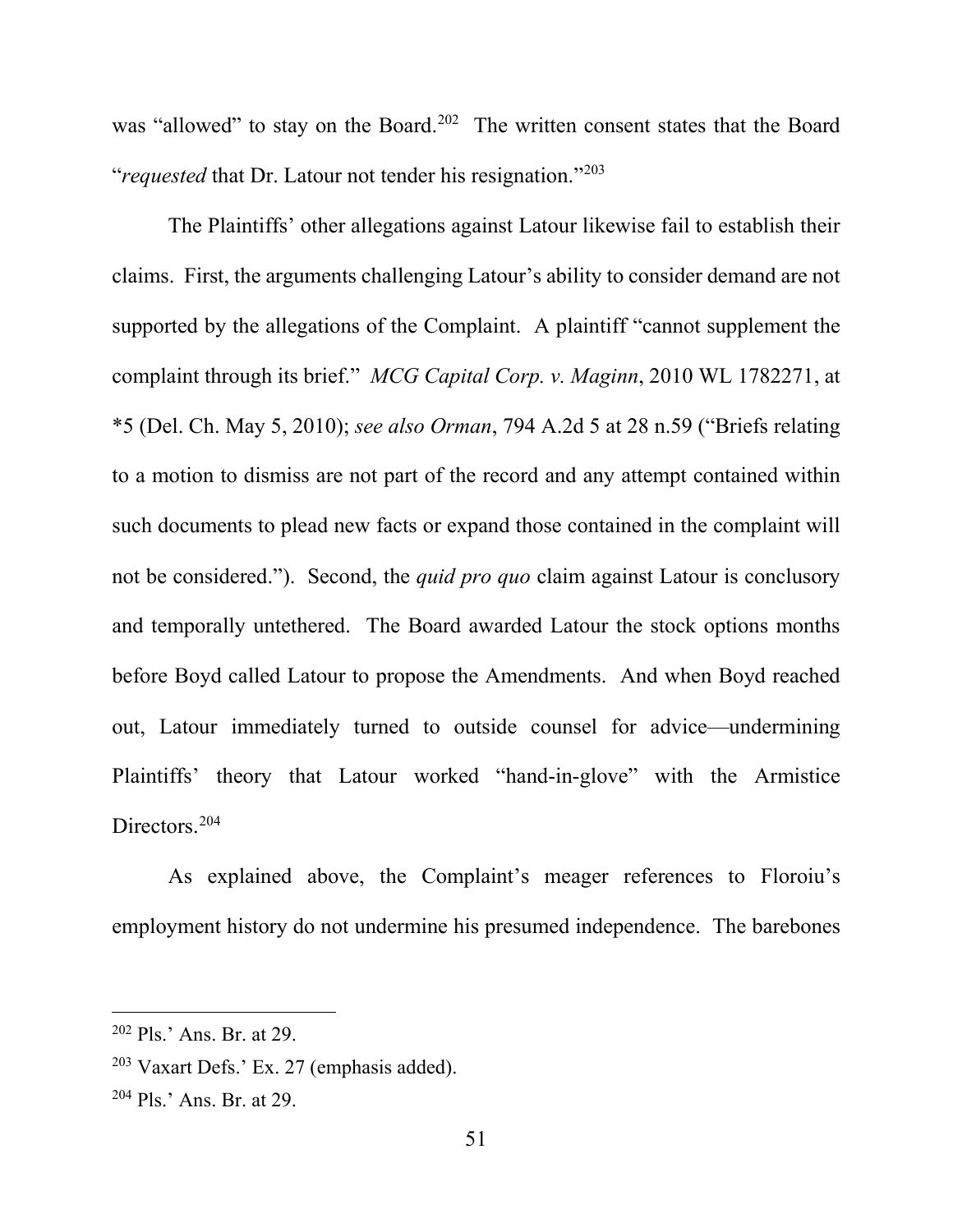was "allowed" to stay on the Board.[202] The written consent states that the Board "*requested* that Dr. Latour not tender his resignation."[203]

The Plaintiffs' other allegations against Latour likewise fail to establish their claims. First, the arguments challenging Latour's ability to consider demand are not supported by the allegations of the Complaint. A plaintiff "cannot supplement the complaint through its brief." *MCG Capital Corp. v. Maginn*, 2010 WL 1782271, at *5 (Del. Ch. May 5, 2010); *see also Orman*, 794 A.2d 5 at 28 n.59 ("Briefs relating to a motion to dismiss are not part of the record and any attempt contained within such documents to plead new facts or expand those contained in the complaint will not be considered."). Second, the *quid pro quo* claim against Latour is conclusory and temporally untethered. The Board awarded Latour the stock options months before Boyd called Latour to propose the Amendments. And when Boyd reached out, Latour immediately turned to outside counsel for advice—undermining Plaintiffs' theory that Latour worked "hand-in-glove" with the Armistice Directors.[204]

As explained above, the Complaint's meager references to Floroiu's employment history do not undermine his presumed independence. The barebones

---

[202] Pls.' Ans. Br. at 29.

[203] Vaxart Defs.' Ex. 27 (emphasis added).

[204] Pls.' Ans. Br. at 29.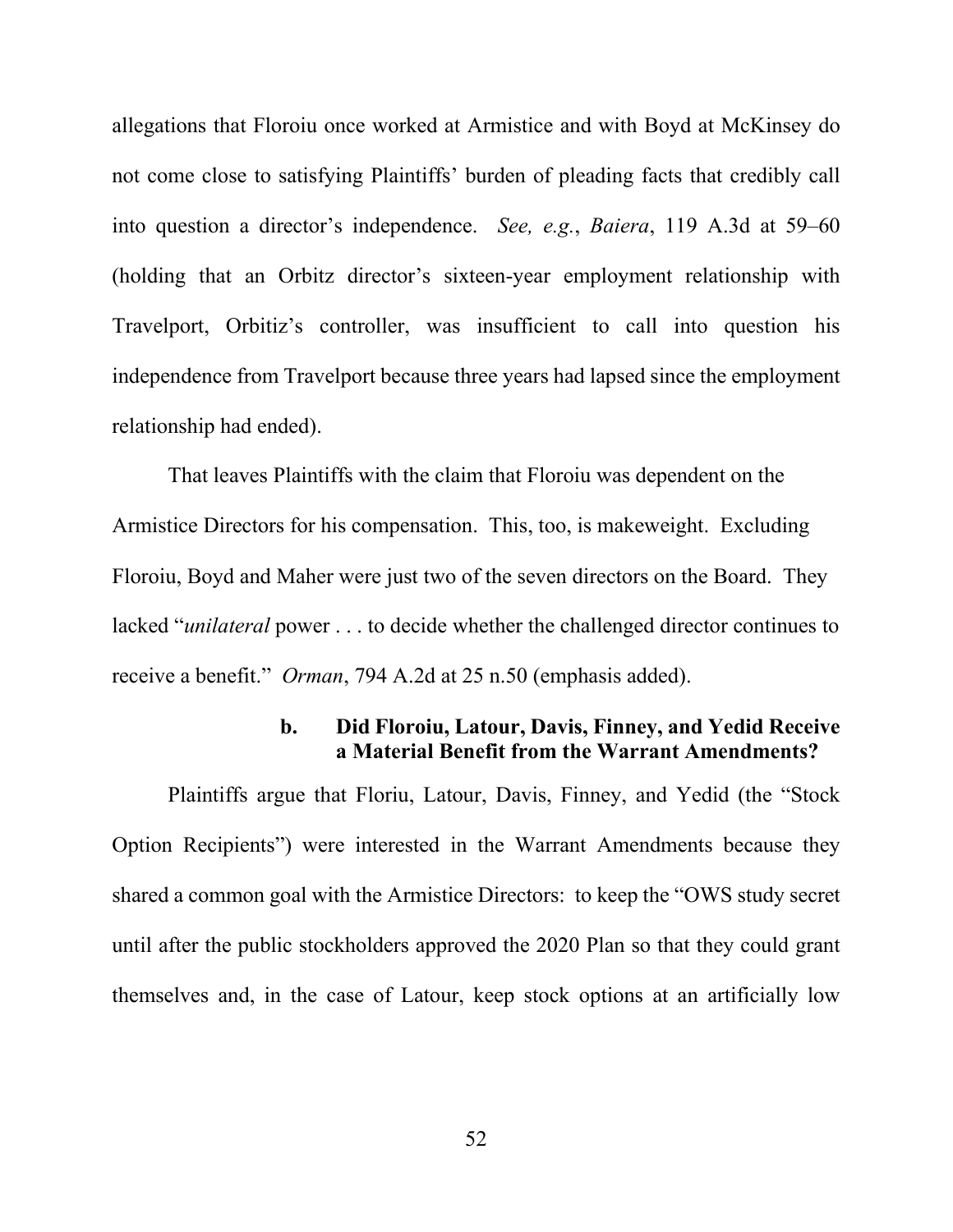allegations that Floroiu once worked at Armistice and with Boyd at McKinsey do not come close to satisfying Plaintiffs' burden of pleading facts that credibly call into question a director's independence. *See, e.g.*, *Baiera*, 119 A.3d at 59–60 (holding that an Orbitz director's sixteen-year employment relationship with Travelport, Orbitiz's controller, was insufficient to call into question his independence from Travelport because three years had lapsed since the employment relationship had ended).

That leaves Plaintiffs with the claim that Floroiu was dependent on the Armistice Directors for his compensation. This, too, is makeweight. Excluding Floroiu, Boyd and Maher were just two of the seven directors on the Board. They lacked "*unilateral* power . . . to decide whether the challenged director continues to receive a benefit." *Orman*, 794 A.2d at 25 n.50 (emphasis added).

#### b. Did Floroiu, Latour, Davis, Finney, and Yedid Receive a Material Benefit from the Warrant Amendments?

Plaintiffs argue that Floriu, Latour, Davis, Finney, and Yedid (the "Stock Option Recipients") were interested in the Warrant Amendments because they shared a common goal with the Armistice Directors: to keep the "OWS study secret until after the public stockholders approved the 2020 Plan so that they could grant themselves and, in the case of Latour, keep stock options at an artificially low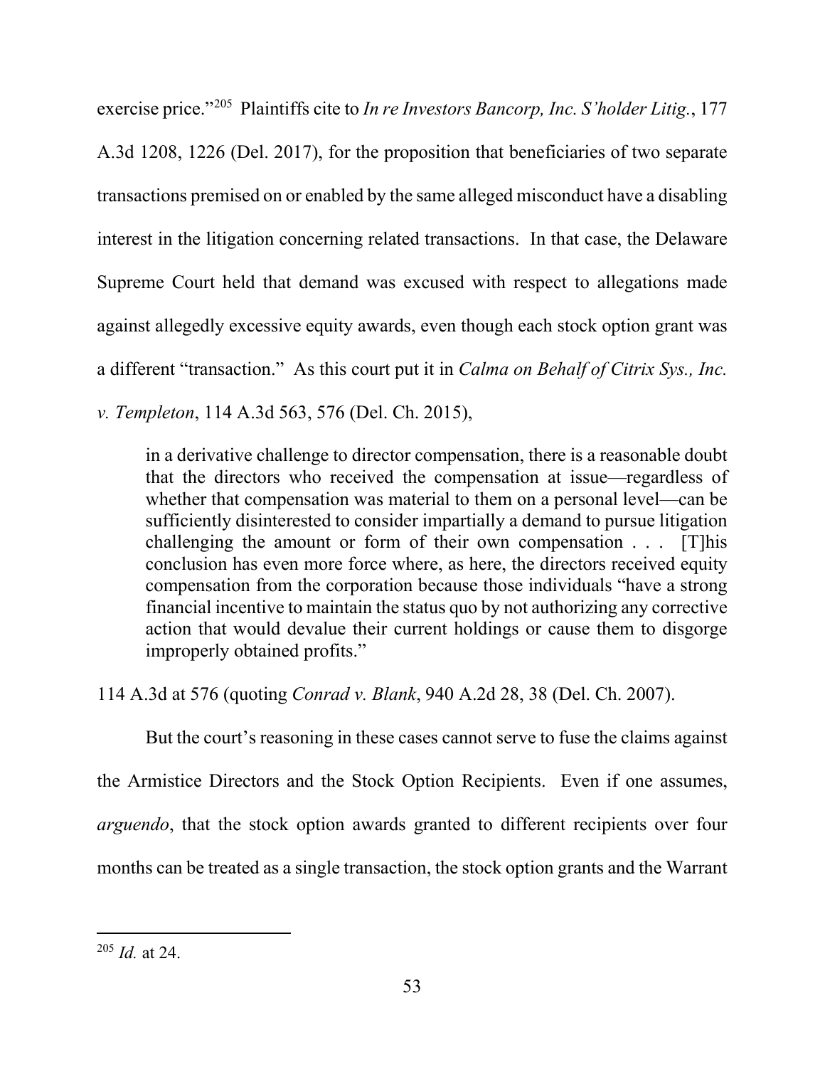exercise price."[205] Plaintiffs cite to *In re Investors Bancorp, Inc. S'holder Litig.*, 177 A.3d 1208, 1226 (Del. 2017), for the proposition that beneficiaries of two separate transactions premised on or enabled by the same alleged misconduct have a disabling interest in the litigation concerning related transactions. In that case, the Delaware Supreme Court held that demand was excused with respect to allegations made against allegedly excessive equity awards, even though each stock option grant was a different "transaction." As this court put it in *Calma on Behalf of Citrix Sys., Inc. v. Templeton*, 114 A.3d 563, 576 (Del. Ch. 2015),

> in a derivative challenge to director compensation, there is a reasonable doubt that the directors who received the compensation at issue—regardless of whether that compensation was material to them on a personal level—can be sufficiently disinterested to consider impartially a demand to pursue litigation challenging the amount or form of their own compensation . . . [T]his conclusion has even more force where, as here, the directors received equity compensation from the corporation because those individuals "have a strong financial incentive to maintain the status quo by not authorizing any corrective action that would devalue their current holdings or cause them to disgorge improperly obtained profits."

114 A.3d at 576 (quoting *Conrad v. Blank*, 940 A.2d 28, 38 (Del. Ch. 2007).

But the court's reasoning in these cases cannot serve to fuse the claims against the Armistice Directors and the Stock Option Recipients. Even if one assumes, *arguendo*, that the stock option awards granted to different recipients over four months can be treated as a single transaction, the stock option grants and the Warrant

---

[205] *Id.* at 24.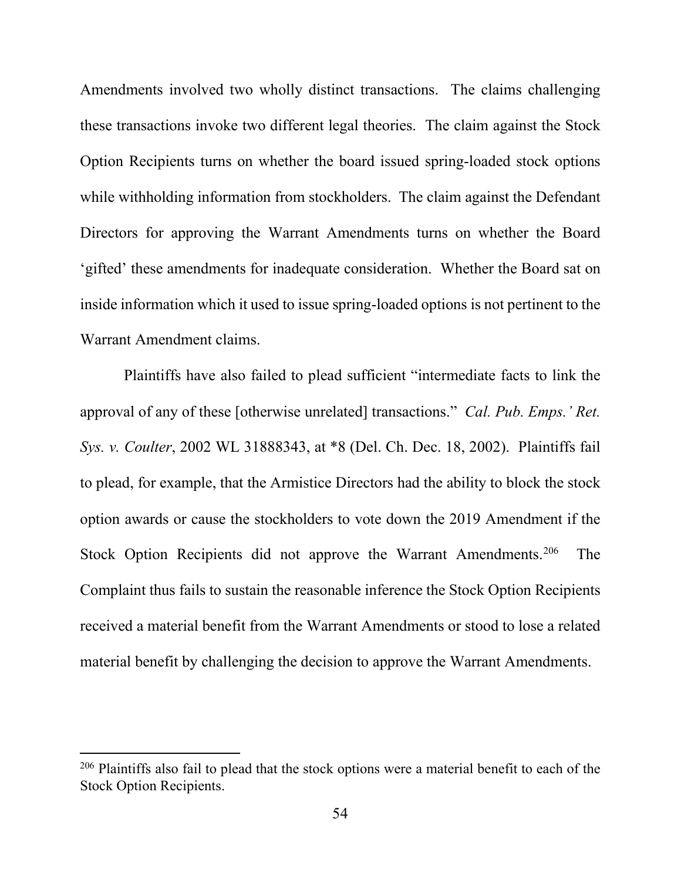Amendments involved two wholly distinct transactions. The claims challenging these transactions invoke two different legal theories. The claim against the Stock Option Recipients turns on whether the board issued spring-loaded stock options while withholding information from stockholders. The claim against the Defendant Directors for approving the Warrant Amendments turns on whether the Board 'gifted' these amendments for inadequate consideration. Whether the Board sat on inside information which it used to issue spring-loaded options is not pertinent to the Warrant Amendment claims.

Plaintiffs have also failed to plead sufficient "intermediate facts to link the approval of any of these [otherwise unrelated] transactions." *Cal. Pub. Emps.' Ret. Sys. v. Coulter*, 2002 WL 31888343, at *8 (Del. Ch. Dec. 18, 2002). Plaintiffs fail to plead, for example, that the Armistice Directors had the ability to block the stock option awards or cause the stockholders to vote down the 2019 Amendment if the Stock Option Recipients did not approve the Warrant Amendments.[206] The Complaint thus fails to sustain the reasonable inference the Stock Option Recipients received a material benefit from the Warrant Amendments or stood to lose a related material benefit by challenging the decision to approve the Warrant Amendments.

---

[206] Plaintiffs also fail to plead that the stock options were a material benefit to each of the Stock Option Recipients.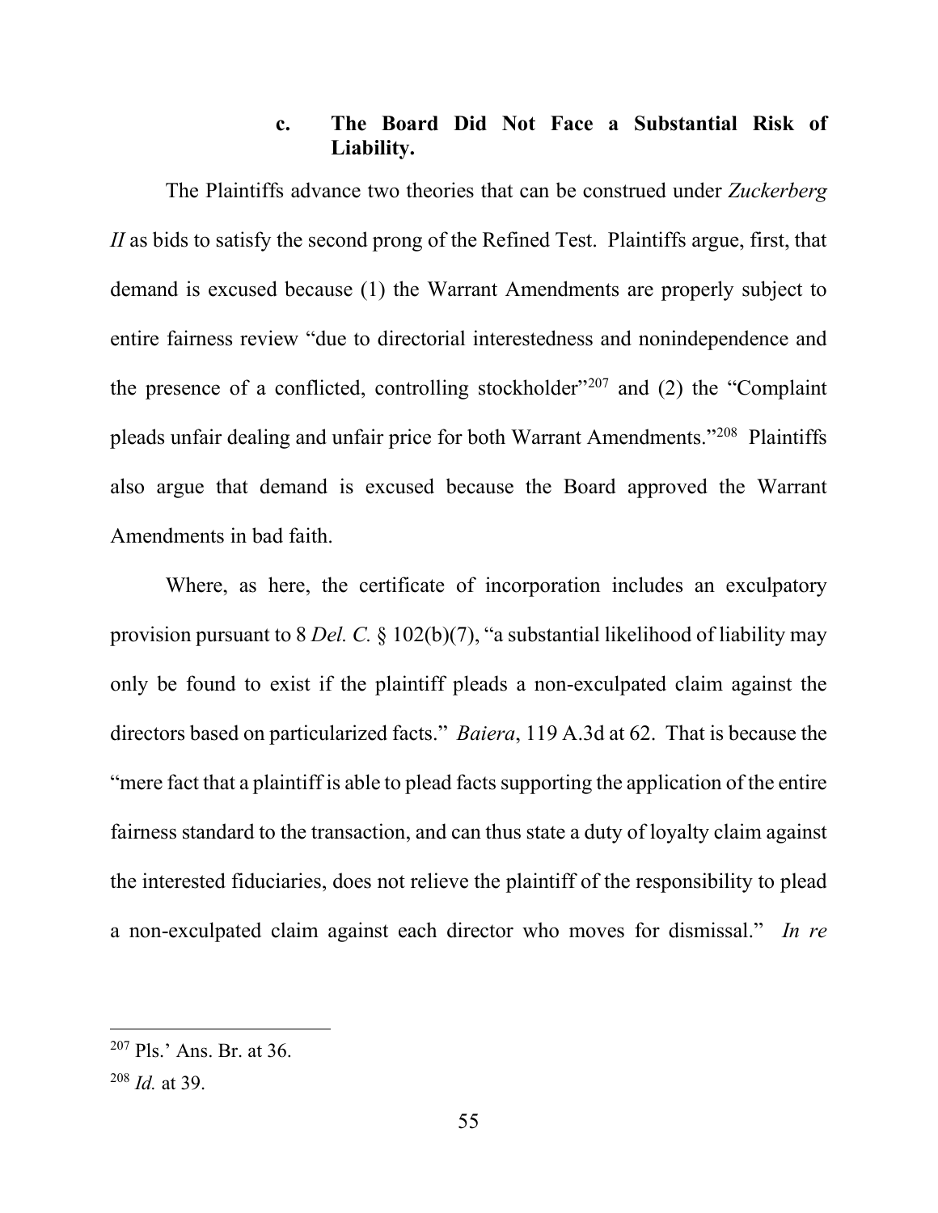### c. The Board Did Not Face a Substantial Risk of Liability.

The Plaintiffs advance two theories that can be construed under *Zuckerberg II* as bids to satisfy the second prong of the Refined Test. Plaintiffs argue, first, that demand is excused because (1) the Warrant Amendments are properly subject to entire fairness review "due to directorial interestedness and nonindependence and the presence of a conflicted, controlling stockholder"[207] and (2) the "Complaint pleads unfair dealing and unfair price for both Warrant Amendments."[208] Plaintiffs also argue that demand is excused because the Board approved the Warrant Amendments in bad faith.

Where, as here, the certificate of incorporation includes an exculpatory provision pursuant to 8 *Del. C.* § 102(b)(7), "a substantial likelihood of liability may only be found to exist if the plaintiff pleads a non-exculpated claim against the directors based on particularized facts." *Baiera*, 119 A.3d at 62. That is because the "mere fact that a plaintiff is able to plead facts supporting the application of the entire fairness standard to the transaction, and can thus state a duty of loyalty claim against the interested fiduciaries, does not relieve the plaintiff of the responsibility to plead a non-exculpated claim against each director who moves for dismissal." *In re*

---

[207] Pls.' Ans. Br. at 36.

[208] *Id.* at 39.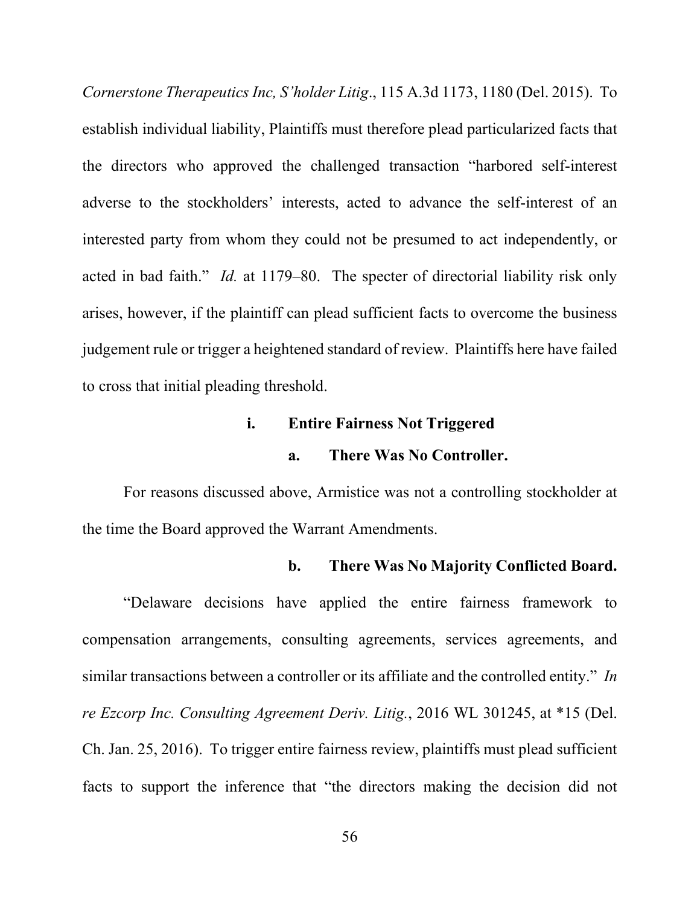*Cornerstone Therapeutics Inc, S'holder Litig*., 115 A.3d 1173, 1180 (Del. 2015). To establish individual liability, Plaintiffs must therefore plead particularized facts that the directors who approved the challenged transaction "harbored self-interest adverse to the stockholders' interests, acted to advance the self-interest of an interested party from whom they could not be presumed to act independently, or acted in bad faith." *Id.* at 1179–80. The specter of directorial liability risk only arises, however, if the plaintiff can plead sufficient facts to overcome the business judgement rule or trigger a heightened standard of review. Plaintiffs here have failed to cross that initial pleading threshold.

**i. Entire Fairness Not Triggered**

**a. There Was No Controller.**

For reasons discussed above, Armistice was not a controlling stockholder at the time the Board approved the Warrant Amendments.

**b. There Was No Majority Conflicted Board.**

"Delaware decisions have applied the entire fairness framework to compensation arrangements, consulting agreements, services agreements, and similar transactions between a controller or its affiliate and the controlled entity." *In re Ezcorp Inc. Consulting Agreement Deriv. Litig.*, 2016 WL 301245, at *15 (Del. Ch. Jan. 25, 2016). To trigger entire fairness review, plaintiffs must plead sufficient facts to support the inference that "the directors making the decision did not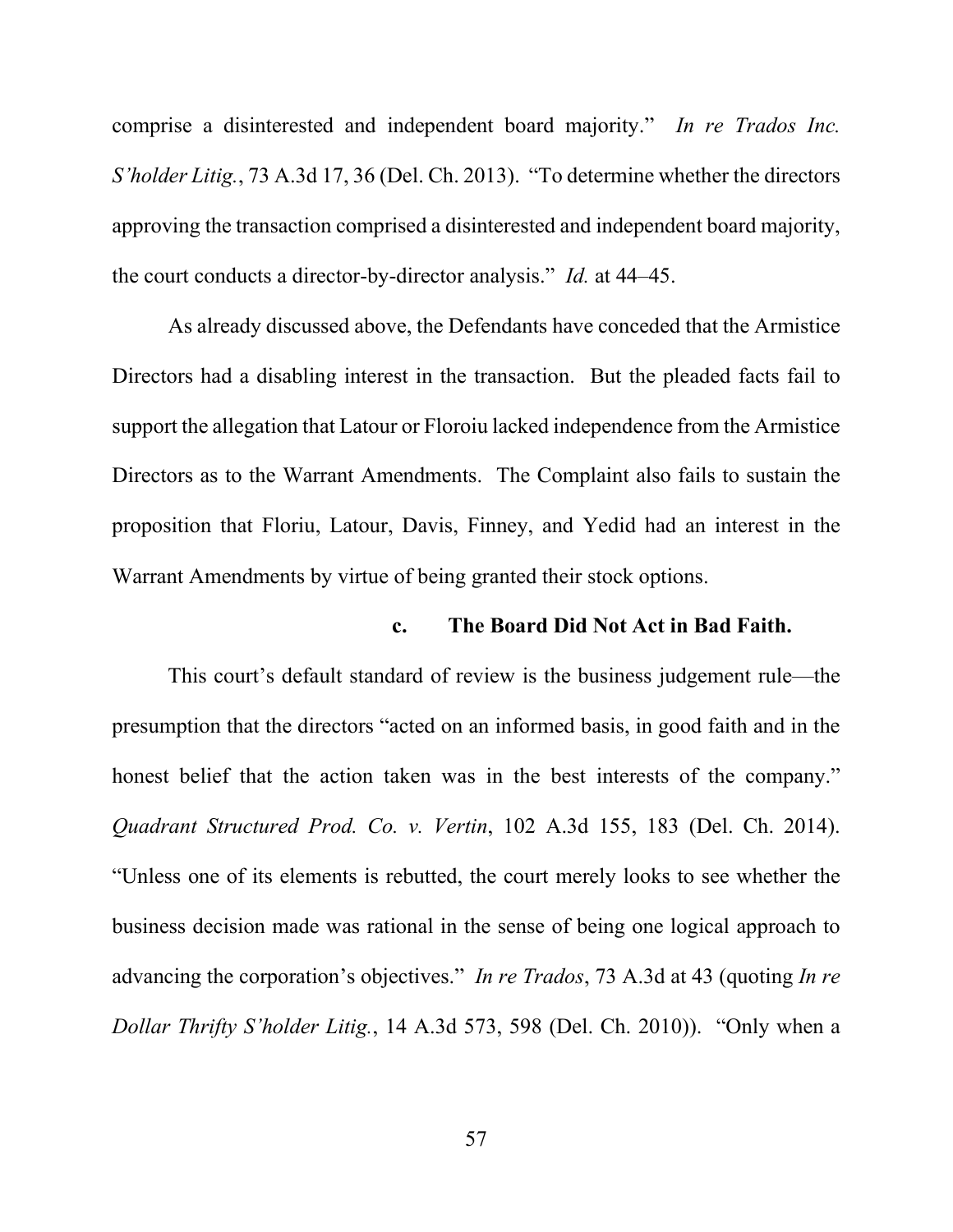comprise a disinterested and independent board majority." *In re Trados Inc. S'holder Litig.*, 73 A.3d 17, 36 (Del. Ch. 2013). "To determine whether the directors approving the transaction comprised a disinterested and independent board majority, the court conducts a director-by-director analysis." *Id.* at 44–45.

As already discussed above, the Defendants have conceded that the Armistice Directors had a disabling interest in the transaction. But the pleaded facts fail to support the allegation that Latour or Floroiu lacked independence from the Armistice Directors as to the Warrant Amendments. The Complaint also fails to sustain the proposition that Floriu, Latour, Davis, Finney, and Yedid had an interest in the Warrant Amendments by virtue of being granted their stock options.

#### c. The Board Did Not Act in Bad Faith.

This court's default standard of review is the business judgement rule—the presumption that the directors "acted on an informed basis, in good faith and in the honest belief that the action taken was in the best interests of the company." *Quadrant Structured Prod. Co. v. Vertin*, 102 A.3d 155, 183 (Del. Ch. 2014). "Unless one of its elements is rebutted, the court merely looks to see whether the business decision made was rational in the sense of being one logical approach to advancing the corporation's objectives." *In re Trados*, 73 A.3d at 43 (quoting *In re Dollar Thrifty S'holder Litig.*, 14 A.3d 573, 598 (Del. Ch. 2010)). "Only when a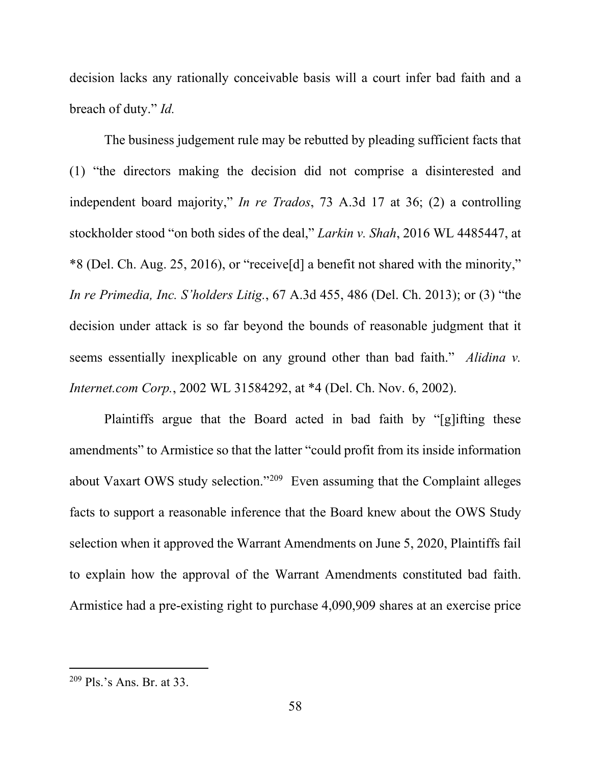decision lacks any rationally conceivable basis will a court infer bad faith and a breach of duty." *Id.*

The business judgement rule may be rebutted by pleading sufficient facts that (1) "the directors making the decision did not comprise a disinterested and independent board majority," *In re Trados*, 73 A.3d 17 at 36; (2) a controlling stockholder stood "on both sides of the deal," *Larkin v. Shah*, 2016 WL 4485447, at *8 (Del. Ch. Aug. 25, 2016), or "receive[d] a benefit not shared with the minority," *In re Primedia, Inc. S'holders Litig.*, 67 A.3d 455, 486 (Del. Ch. 2013); or (3) "the decision under attack is so far beyond the bounds of reasonable judgment that it seems essentially inexplicable on any ground other than bad faith." *Alidina v. Internet.com Corp.*, 2002 WL 31584292, at *4 (Del. Ch. Nov. 6, 2002).

Plaintiffs argue that the Board acted in bad faith by "[g]ifting these amendments" to Armistice so that the latter "could profit from its inside information about Vaxart OWS study selection."[209] Even assuming that the Complaint alleges facts to support a reasonable inference that the Board knew about the OWS Study selection when it approved the Warrant Amendments on June 5, 2020, Plaintiffs fail to explain how the approval of the Warrant Amendments constituted bad faith. Armistice had a pre-existing right to purchase 4,090,909 shares at an exercise price

[209] Pls.'s Ans. Br. at 33.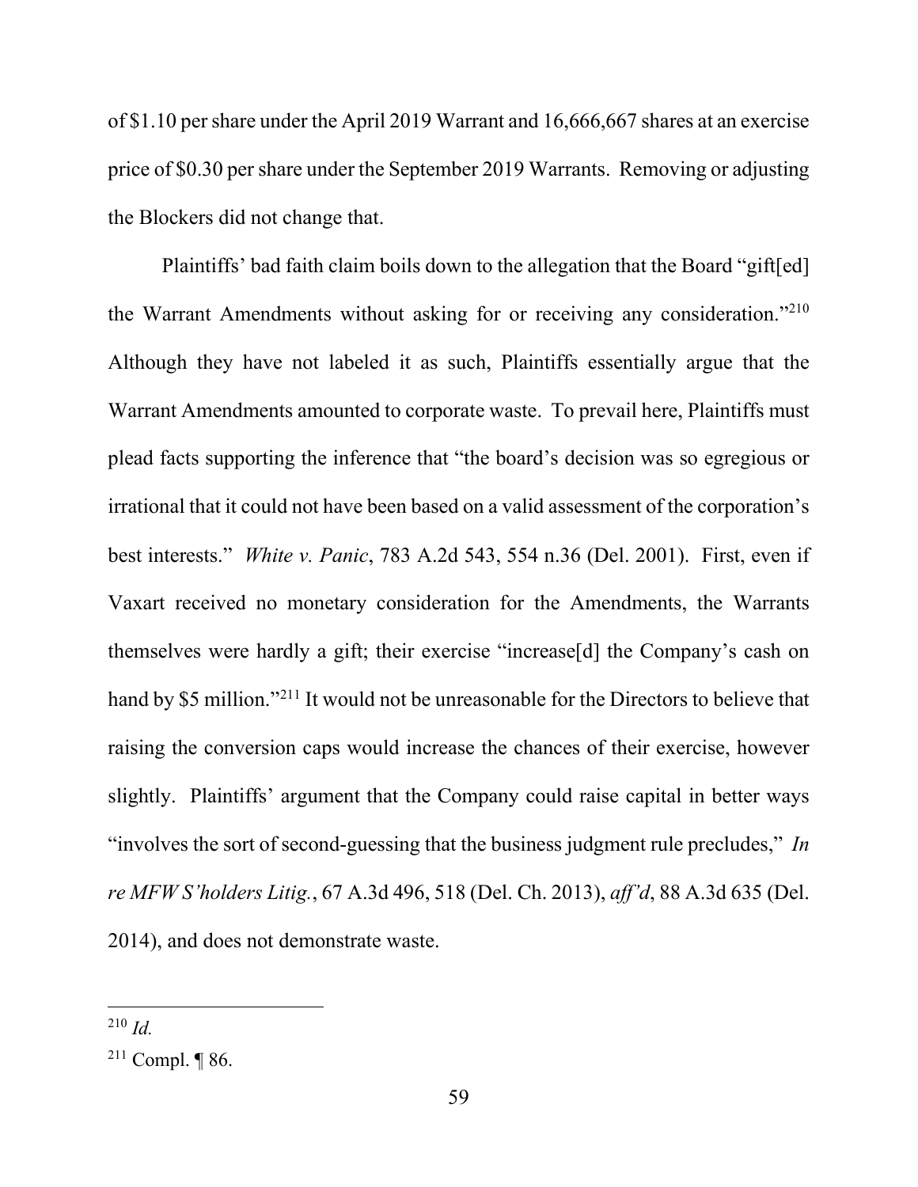of $1.10 per share under the April 2019 Warrant and 16,666,667 shares at an exercise price of $0.30 per share under the September 2019 Warrants. Removing or adjusting the Blockers did not change that.

Plaintiffs' bad faith claim boils down to the allegation that the Board "gift[ed] the Warrant Amendments without asking for or receiving any consideration."[210] Although they have not labeled it as such, Plaintiffs essentially argue that the Warrant Amendments amounted to corporate waste. To prevail here, Plaintiffs must plead facts supporting the inference that "the board's decision was so egregious or irrational that it could not have been based on a valid assessment of the corporation's best interests." *White v. Panic*, 783 A.2d 543, 554 n.36 (Del. 2001). First, even if Vaxart received no monetary consideration for the Amendments, the Warrants themselves were hardly a gift; their exercise "increase[d] the Company's cash on hand by $5 million."[211] It would not be unreasonable for the Directors to believe that raising the conversion caps would increase the chances of their exercise, however slightly. Plaintiffs' argument that the Company could raise capital in better ways "involves the sort of second-guessing that the business judgment rule precludes," *In re MFW S'holders Litig.*, 67 A.3d 496, 518 (Del. Ch. 2013), *aff'd*, 88 A.3d 635 (Del. 2014), and does not demonstrate waste.

---

[210] *Id.*

[211] Compl. ¶ 86.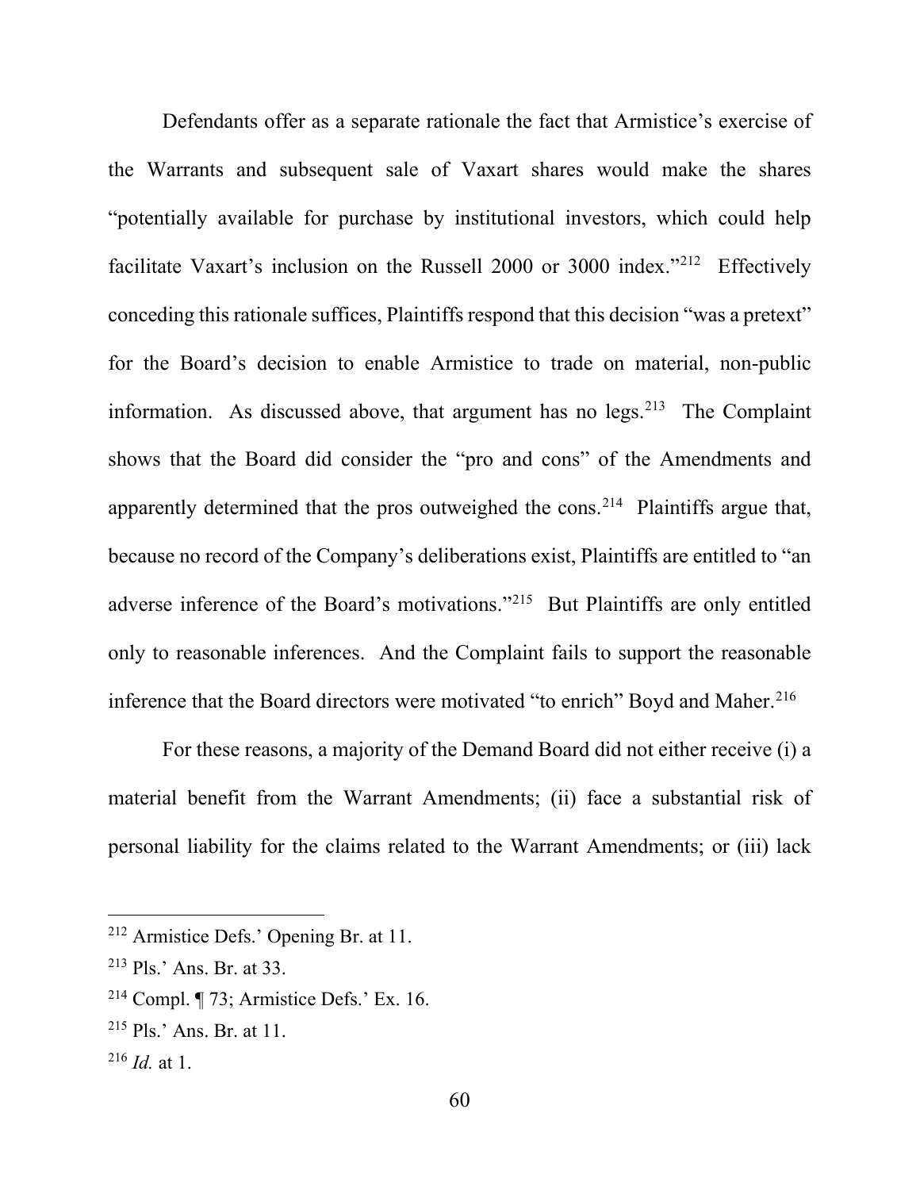Defendants offer as a separate rationale the fact that Armistice's exercise of the Warrants and subsequent sale of Vaxart shares would make the shares "potentially available for purchase by institutional investors, which could help facilitate Vaxart's inclusion on the Russell 2000 or 3000 index."[212] Effectively conceding this rationale suffices, Plaintiffs respond that this decision "was a pretext" for the Board's decision to enable Armistice to trade on material, non-public information. As discussed above, that argument has no legs.[213] The Complaint shows that the Board did consider the "pro and cons" of the Amendments and apparently determined that the pros outweighed the cons.[214] Plaintiffs argue that, because no record of the Company's deliberations exist, Plaintiffs are entitled to "an adverse inference of the Board's motivations."[215] But Plaintiffs are only entitled only to reasonable inferences. And the Complaint fails to support the reasonable inference that the Board directors were motivated "to enrich" Boyd and Maher.[216]

For these reasons, a majority of the Demand Board did not either receive (i) a material benefit from the Warrant Amendments; (ii) face a substantial risk of personal liability for the claims related to the Warrant Amendments; or (iii) lack

---

[212] Armistice Defs.' Opening Br. at 11.

[213] Pls.' Ans. Br. at 33.

[214] Compl. ¶ 73; Armistice Defs.' Ex. 16.

[215] Pls.' Ans. Br. at 11.

[216] *Id.* at 1.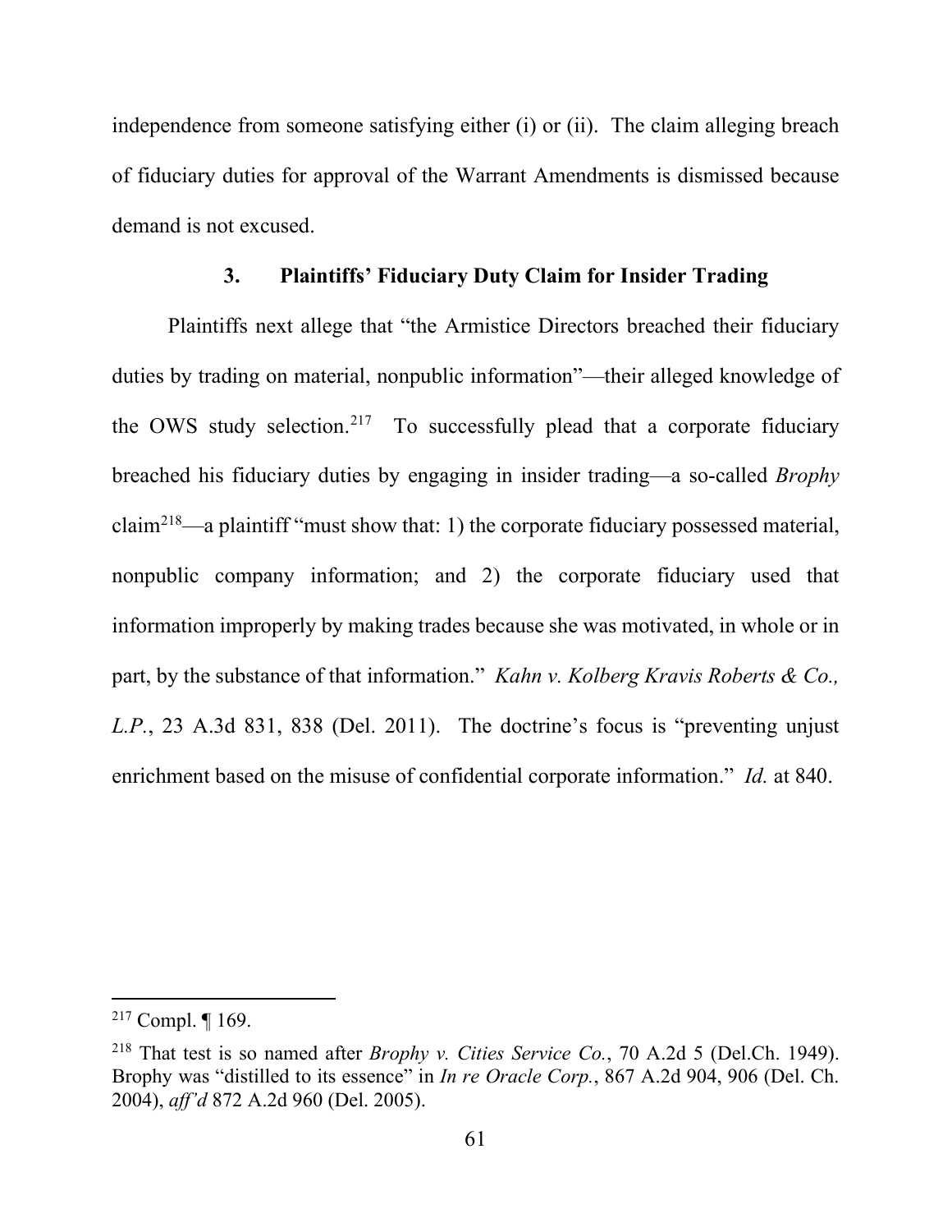independence from someone satisfying either (i) or (ii). The claim alleging breach of fiduciary duties for approval of the Warrant Amendments is dismissed because demand is not excused.

### 3. Plaintiffs' Fiduciary Duty Claim for Insider Trading

Plaintiffs next allege that "the Armistice Directors breached their fiduciary duties by trading on material, nonpublic information"—their alleged knowledge of the OWS study selection.[217] To successfully plead that a corporate fiduciary breached his fiduciary duties by engaging in insider trading—a so-called *Brophy* claim[218]—a plaintiff "must show that: 1) the corporate fiduciary possessed material, nonpublic company information; and 2) the corporate fiduciary used that information improperly by making trades because she was motivated, in whole or in part, by the substance of that information." *Kahn v. Kolberg Kravis Roberts & Co., L.P.*, 23 A.3d 831, 838 (Del. 2011). The doctrine's focus is "preventing unjust enrichment based on the misuse of confidential corporate information." *Id.* at 840.

---

[217] Compl. ¶ 169.

[218] That test is so named after *Brophy v. Cities Service Co.*, 70 A.2d 5 (Del.Ch. 1949). Brophy was "distilled to its essence" in *In re Oracle Corp.*, 867 A.2d 904, 906 (Del. Ch. 2004), *aff'd* 872 A.2d 960 (Del. 2005).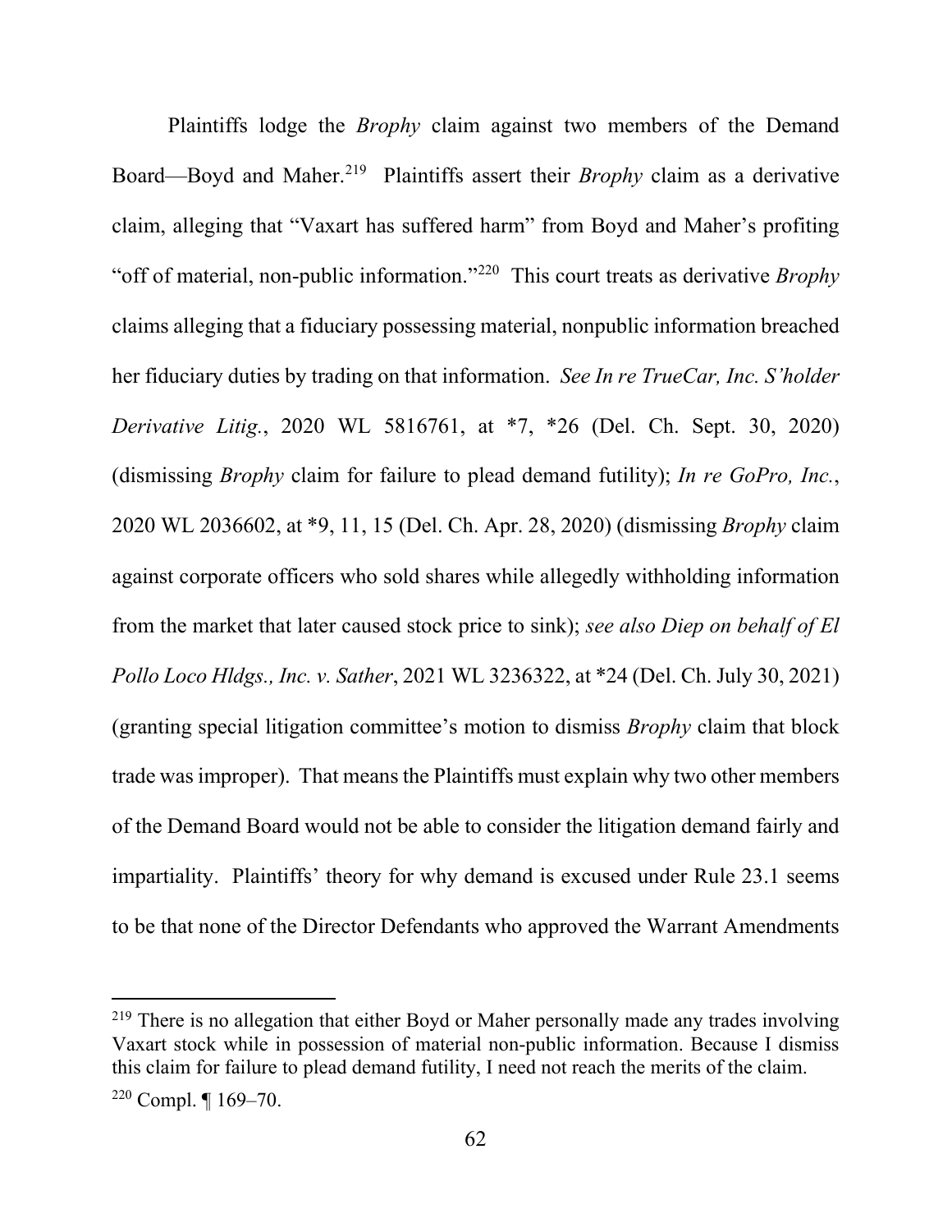Plaintiffs lodge the *Brophy* claim against two members of the Demand Board—Boyd and Maher.[219] Plaintiffs assert their *Brophy* claim as a derivative claim, alleging that "Vaxart has suffered harm" from Boyd and Maher's profiting "off of material, non-public information."[220] This court treats as derivative *Brophy* claims alleging that a fiduciary possessing material, nonpublic information breached her fiduciary duties by trading on that information. *See In re TrueCar, Inc. S'holder Derivative Litig.*, 2020 WL 5816761, at *7, *26 (Del. Ch. Sept. 30, 2020) (dismissing *Brophy* claim for failure to plead demand futility); *In re GoPro, Inc.*, 2020 WL 2036602, at *9, 11, 15 (Del. Ch. Apr. 28, 2020) (dismissing *Brophy* claim against corporate officers who sold shares while allegedly withholding information from the market that later caused stock price to sink); *see also Diep on behalf of El Pollo Loco Hldgs., Inc. v. Sather*, 2021 WL 3236322, at *24 (Del. Ch. July 30, 2021) (granting special litigation committee's motion to dismiss *Brophy* claim that block trade was improper). That means the Plaintiffs must explain why two other members of the Demand Board would not be able to consider the litigation demand fairly and impartiality. Plaintiffs' theory for why demand is excused under Rule 23.1 seems to be that none of the Director Defendants who approved the Warrant Amendments

---

[219] There is no allegation that either Boyd or Maher personally made any trades involving Vaxart stock while in possession of material non-public information. Because I dismiss this claim for failure to plead demand futility, I need not reach the merits of the claim.

[220] Compl. ¶ 169–70.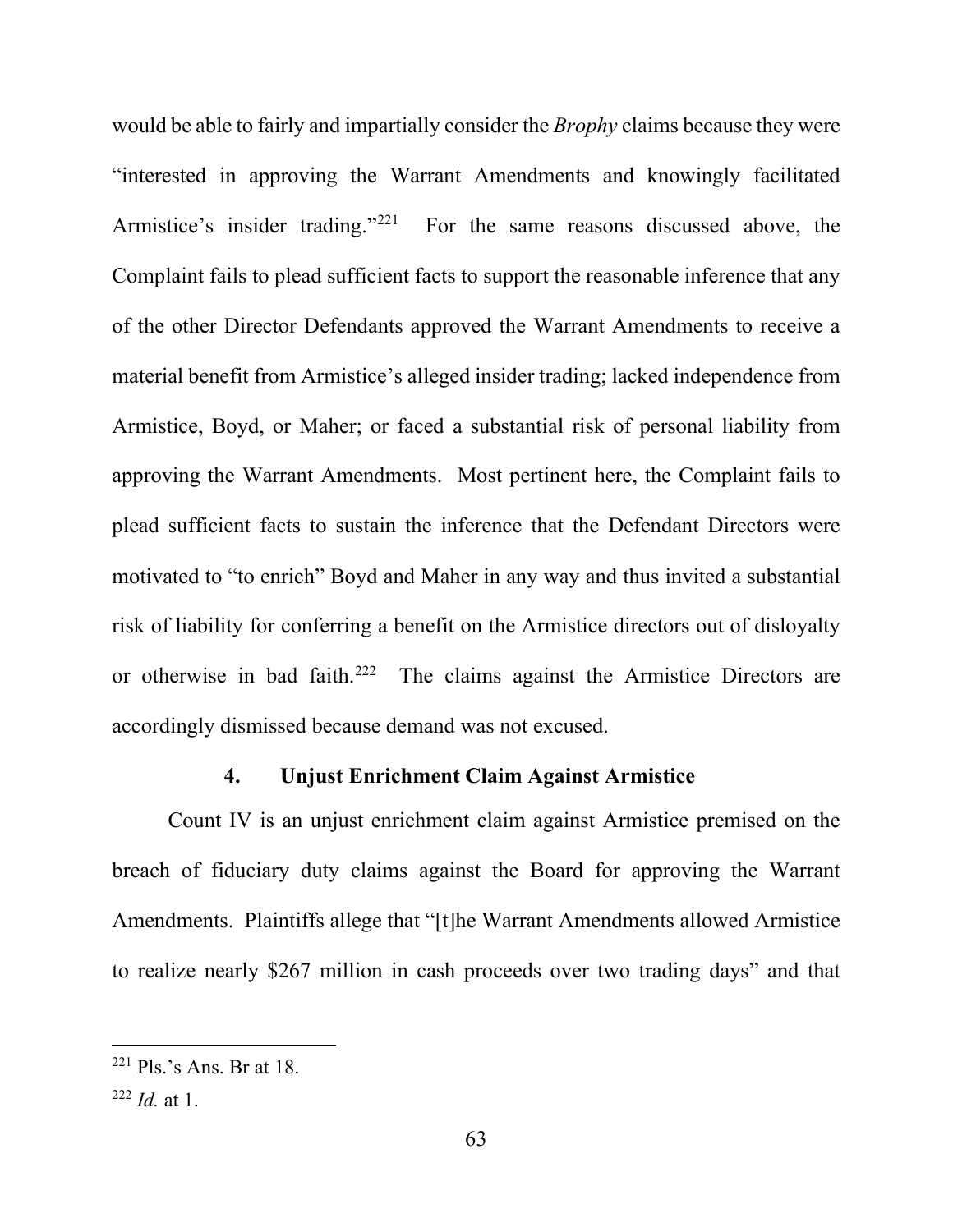would be able to fairly and impartially consider the *Brophy* claims because they were "interested in approving the Warrant Amendments and knowingly facilitated Armistice's insider trading."[221] For the same reasons discussed above, the Complaint fails to plead sufficient facts to support the reasonable inference that any of the other Director Defendants approved the Warrant Amendments to receive a material benefit from Armistice's alleged insider trading; lacked independence from Armistice, Boyd, or Maher; or faced a substantial risk of personal liability from approving the Warrant Amendments. Most pertinent here, the Complaint fails to plead sufficient facts to sustain the inference that the Defendant Directors were motivated to "to enrich" Boyd and Maher in any way and thus invited a substantial risk of liability for conferring a benefit on the Armistice directors out of disloyalty or otherwise in bad faith.[222] The claims against the Armistice Directors are accordingly dismissed because demand was not excused.

#### 4. Unjust Enrichment Claim Against Armistice

Count IV is an unjust enrichment claim against Armistice premised on the breach of fiduciary duty claims against the Board for approving the Warrant Amendments. Plaintiffs allege that "[t]he Warrant Amendments allowed Armistice to realize nearly $267 million in cash proceeds over two trading days" and that

---

[221] Pls.'s Ans. Br at 18.

[222] *Id.* at 1.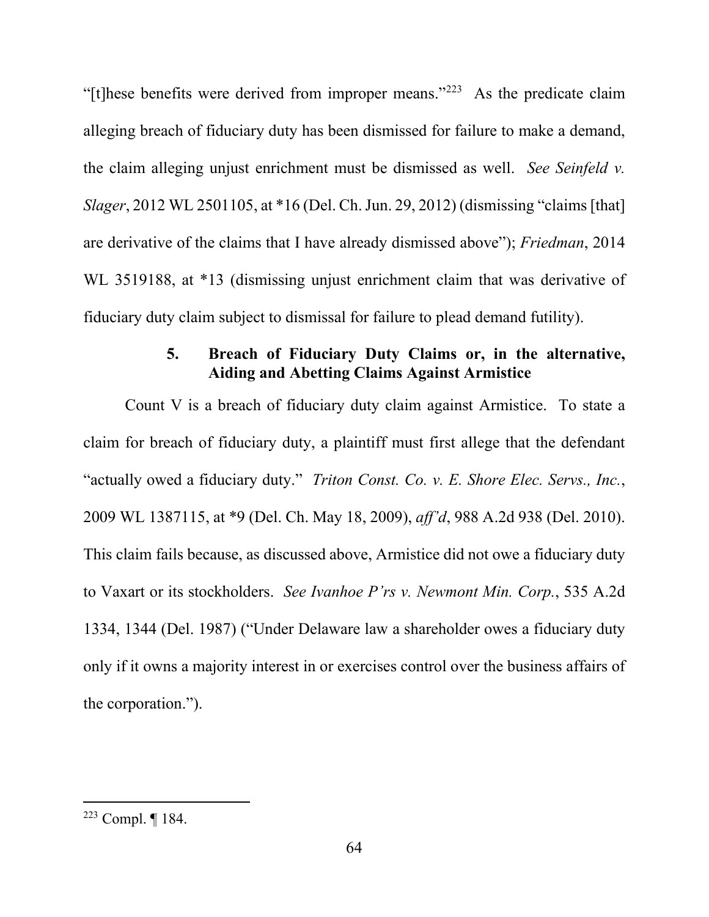"[t]hese benefits were derived from improper means."[223] As the predicate claim alleging breach of fiduciary duty has been dismissed for failure to make a demand, the claim alleging unjust enrichment must be dismissed as well. *See Seinfeld v. Slager*, 2012 WL 2501105, at *16 (Del. Ch. Jun. 29, 2012) (dismissing "claims [that] are derivative of the claims that I have already dismissed above"); *Friedman*, 2014 WL 3519188, at *13 (dismissing unjust enrichment claim that was derivative of fiduciary duty claim subject to dismissal for failure to plead demand futility).

### 5. Breach of Fiduciary Duty Claims or, in the alternative, Aiding and Abetting Claims Against Armistice

Count V is a breach of fiduciary duty claim against Armistice. To state a claim for breach of fiduciary duty, a plaintiff must first allege that the defendant "actually owed a fiduciary duty." *Triton Const. Co. v. E. Shore Elec. Servs., Inc.*, 2009 WL 1387115, at *9 (Del. Ch. May 18, 2009), *aff'd*, 988 A.2d 938 (Del. 2010). This claim fails because, as discussed above, Armistice did not owe a fiduciary duty to Vaxart or its stockholders. *See Ivanhoe P'rs v. Newmont Min. Corp.*, 535 A.2d 1334, 1344 (Del. 1987) ("Under Delaware law a shareholder owes a fiduciary duty only if it owns a majority interest in or exercises control over the business affairs of the corporation.").

---

[223] Compl. ¶ 184.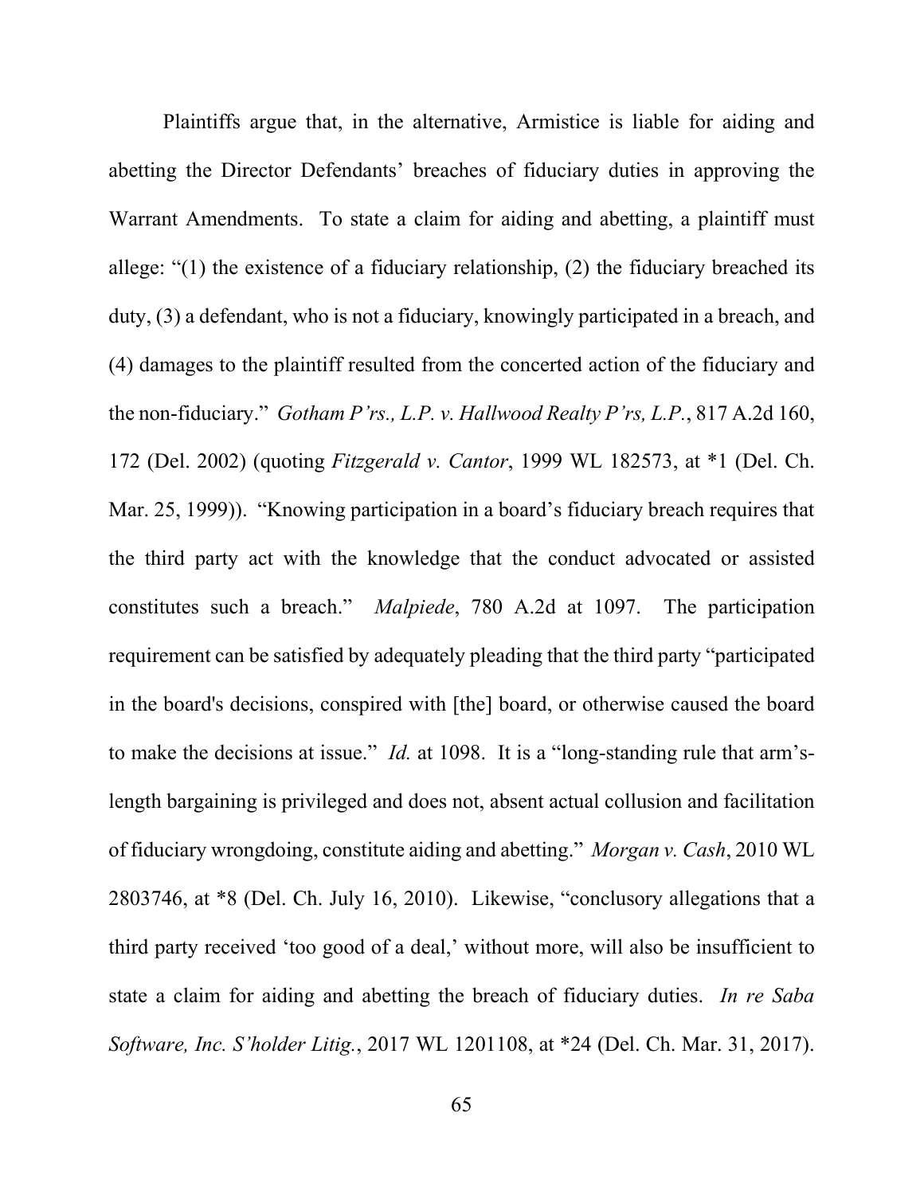Plaintiffs argue that, in the alternative, Armistice is liable for aiding and abetting the Director Defendants' breaches of fiduciary duties in approving the Warrant Amendments. To state a claim for aiding and abetting, a plaintiff must allege: "(1) the existence of a fiduciary relationship, (2) the fiduciary breached its duty, (3) a defendant, who is not a fiduciary, knowingly participated in a breach, and (4) damages to the plaintiff resulted from the concerted action of the fiduciary and the non-fiduciary." *Gotham P'rs., L.P. v. Hallwood Realty P'rs, L.P.*, 817 A.2d 160, 172 (Del. 2002) (quoting *Fitzgerald v. Cantor*, 1999 WL 182573, at *1 (Del. Ch. Mar. 25, 1999)). "Knowing participation in a board's fiduciary breach requires that the third party act with the knowledge that the conduct advocated or assisted constitutes such a breach." *Malpiede*, 780 A.2d at 1097. The participation requirement can be satisfied by adequately pleading that the third party "participated in the board's decisions, conspired with [the] board, or otherwise caused the board to make the decisions at issue." *Id.* at 1098. It is a "long-standing rule that arm's-length bargaining is privileged and does not, absent actual collusion and facilitation of fiduciary wrongdoing, constitute aiding and abetting." *Morgan v. Cash*, 2010 WL 2803746, at *8 (Del. Ch. July 16, 2010). Likewise, "conclusory allegations that a third party received 'too good of a deal,' without more, will also be insufficient to state a claim for aiding and abetting the breach of fiduciary duties. *In re Saba Software, Inc. S'holder Litig.*, 2017 WL 1201108, at *24 (Del. Ch. Mar. 31, 2017).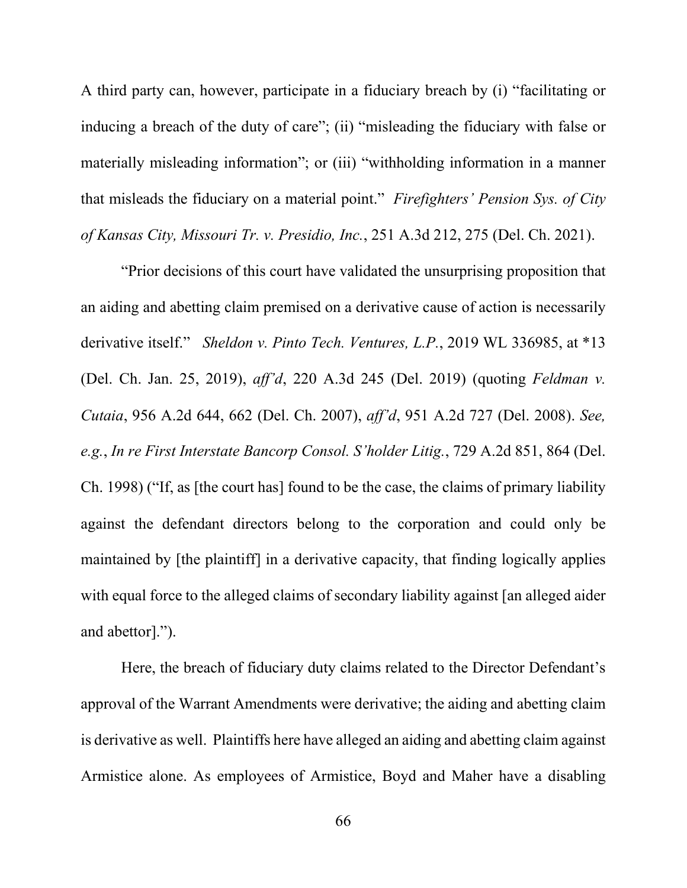A third party can, however, participate in a fiduciary breach by (i) "facilitating or inducing a breach of the duty of care"; (ii) "misleading the fiduciary with false or materially misleading information"; or (iii) "withholding information in a manner that misleads the fiduciary on a material point." *Firefighters' Pension Sys. of City of Kansas City, Missouri Tr. v. Presidio, Inc.*, 251 A.3d 212, 275 (Del. Ch. 2021).

"Prior decisions of this court have validated the unsurprising proposition that an aiding and abetting claim premised on a derivative cause of action is necessarily derivative itself." *Sheldon v. Pinto Tech. Ventures, L.P.*, 2019 WL 336985, at *13 (Del. Ch. Jan. 25, 2019), *aff'd*, 220 A.3d 245 (Del. 2019) (quoting *Feldman v. Cutaia*, 956 A.2d 644, 662 (Del. Ch. 2007), *aff'd*, 951 A.2d 727 (Del. 2008). *See, e.g.*, *In re First Interstate Bancorp Consol. S'holder Litig.*, 729 A.2d 851, 864 (Del. Ch. 1998) ("If, as [the court has] found to be the case, the claims of primary liability against the defendant directors belong to the corporation and could only be maintained by [the plaintiff] in a derivative capacity, that finding logically applies with equal force to the alleged claims of secondary liability against [an alleged aider and abettor].").

Here, the breach of fiduciary duty claims related to the Director Defendant's approval of the Warrant Amendments were derivative; the aiding and abetting claim is derivative as well. Plaintiffs here have alleged an aiding and abetting claim against Armistice alone. As employees of Armistice, Boyd and Maher have a disabling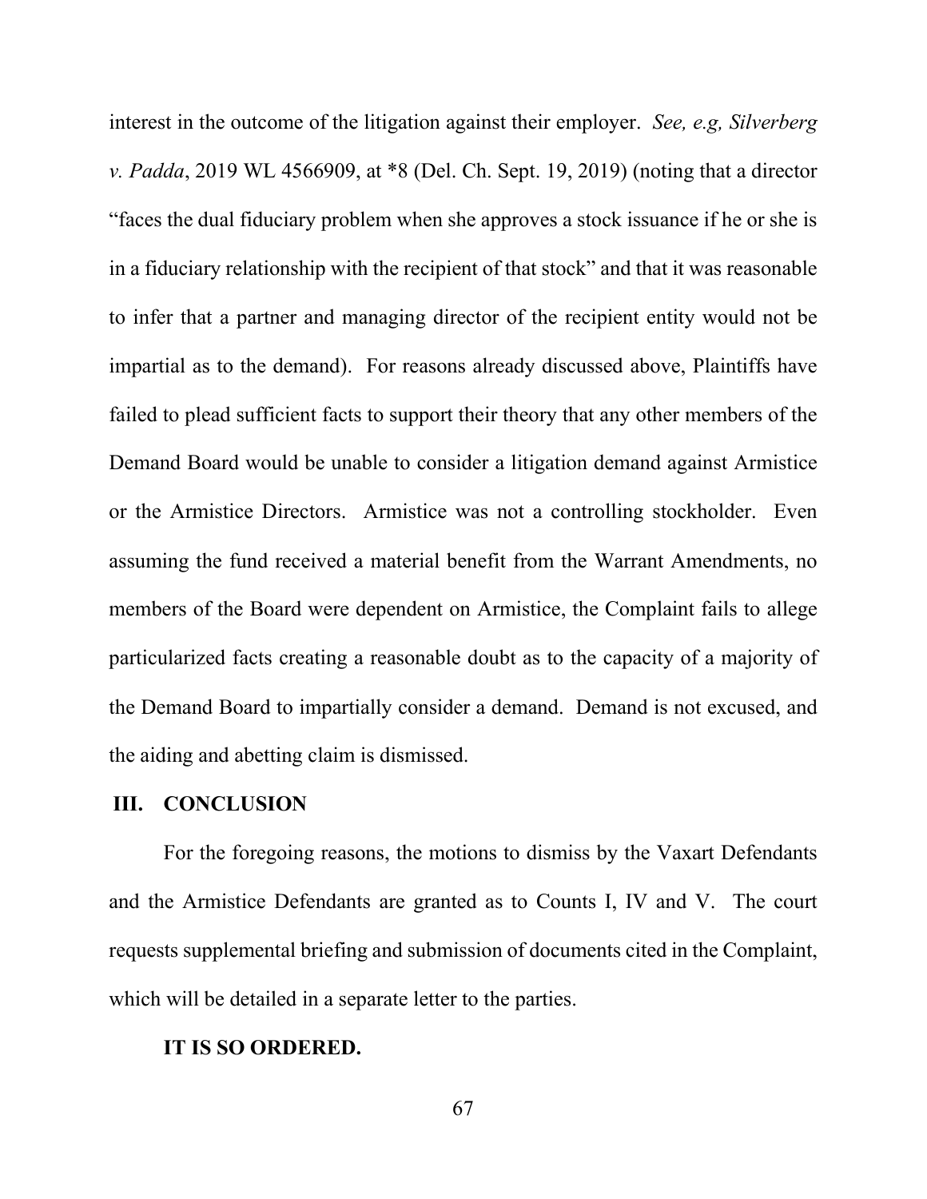interest in the outcome of the litigation against their employer. *See, e.g, Silverberg v. Padda*, 2019 WL 4566909, at *8 (Del. Ch. Sept. 19, 2019) (noting that a director "faces the dual fiduciary problem when she approves a stock issuance if he or she is in a fiduciary relationship with the recipient of that stock" and that it was reasonable to infer that a partner and managing director of the recipient entity would not be impartial as to the demand). For reasons already discussed above, Plaintiffs have failed to plead sufficient facts to support their theory that any other members of the Demand Board would be unable to consider a litigation demand against Armistice or the Armistice Directors. Armistice was not a controlling stockholder. Even assuming the fund received a material benefit from the Warrant Amendments, no members of the Board were dependent on Armistice, the Complaint fails to allege particularized facts creating a reasonable doubt as to the capacity of a majority of the Demand Board to impartially consider a demand. Demand is not excused, and the aiding and abetting claim is dismissed.

## III. CONCLUSION

For the foregoing reasons, the motions to dismiss by the Vaxart Defendants and the Armistice Defendants are granted as to Counts I, IV and V. The court requests supplemental briefing and submission of documents cited in the Complaint, which will be detailed in a separate letter to the parties.

**IT IS SO ORDERED.**